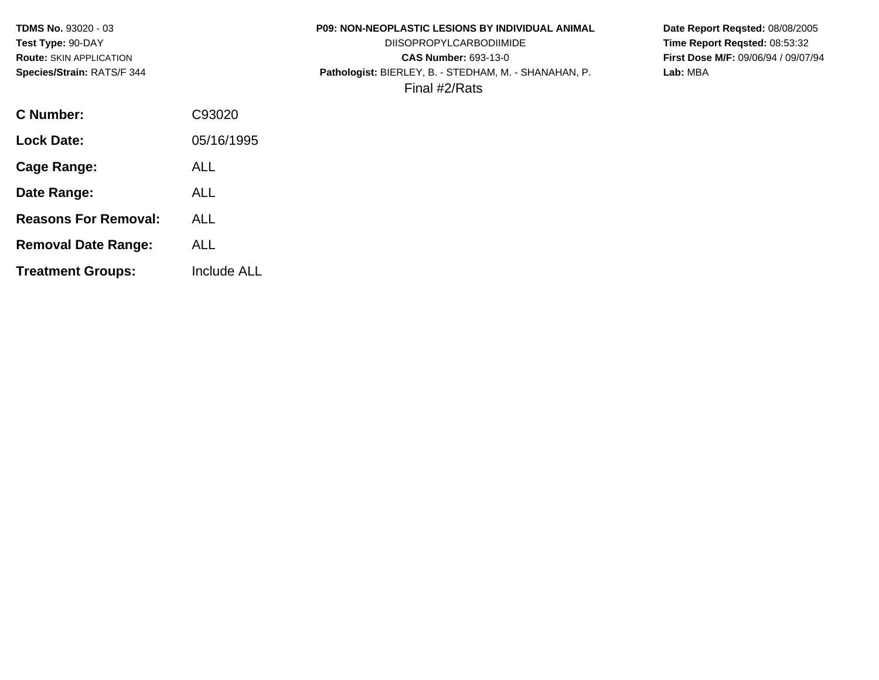**TDMS No.** 93020 - 03
**Test Type:** 90-DAY
**Route:** SKIN APPLICATION
**Species/Strain:** RATS/F 344

**P09: NON-NEOPLASTIC LESIONS BY INDIVIDUAL ANIMAL**
DIISOPROPYLCARBODIIMIDE
**CAS Number:** 693-13-0
**Pathologist:** BIERLEY, B. - STEDHAM, M. - SHANAHAN, P.
Final #2/Rats

**Date Report Reqsted:** 08/08/2005
**Time Report Reqsted:** 08:53:32
**First Dose M/F:** 09/06/94 / 09/07/94
**Lab:** MBA

| | |
|---|---|
| **C Number:** | C93020 |
| **Lock Date:** | 05/16/1995 |
| **Cage Range:** | ALL |
| **Date Range:** | ALL |
| **Reasons For Removal:** | ALL |
| **Removal Date Range:** | ALL |
| **Treatment Groups:** | Include ALL |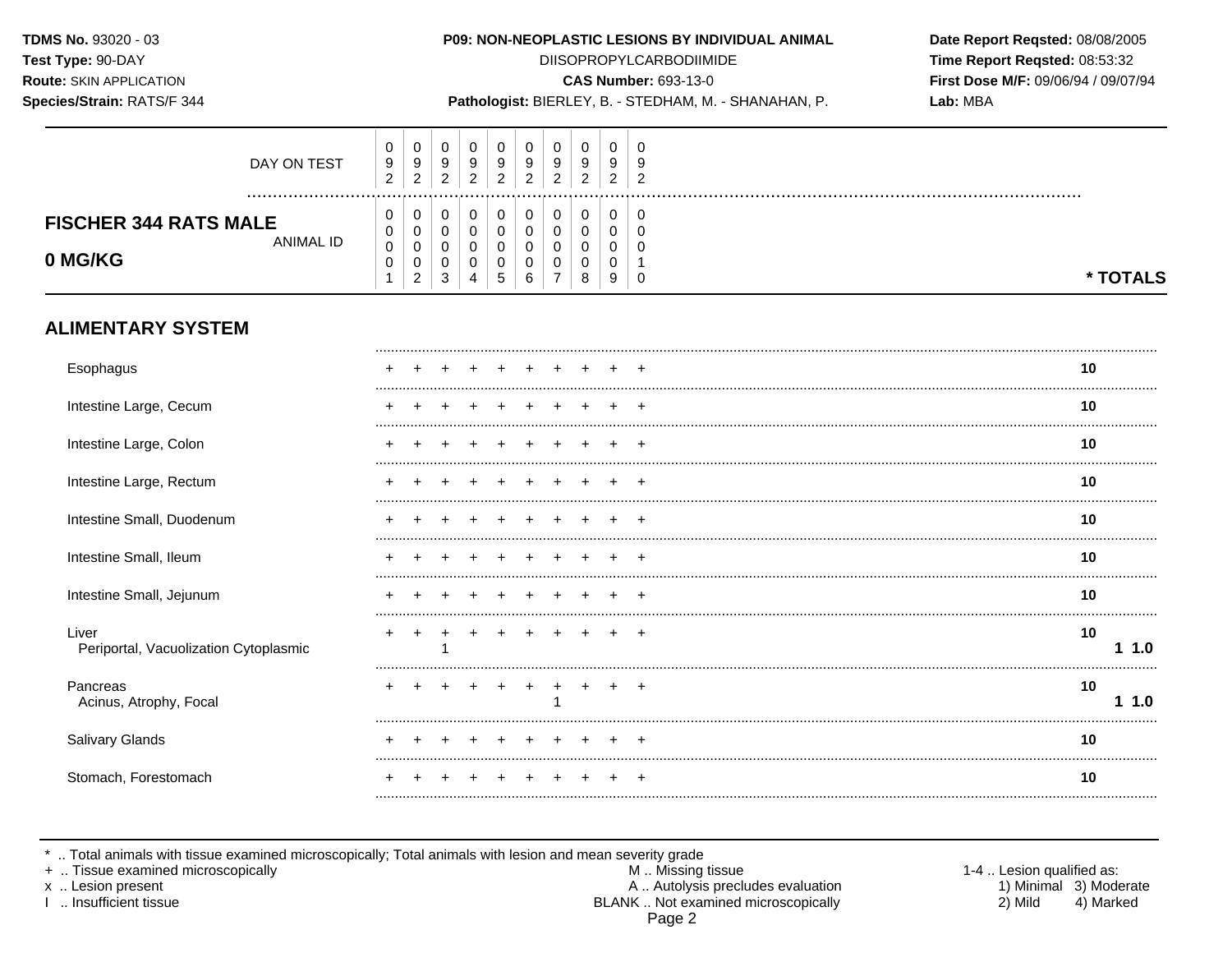**TDMS No.** 93020 - 03
**Test Type:** 90-DAY
**Route:** SKIN APPLICATION
**Species/Strain:** RATS/F 344

**P09: NON-NEOPLASTIC LESIONS BY INDIVIDUAL ANIMAL**
DIISOPROPYLCARBODIIMIDE
**CAS Number:** 693-13-0
**Pathologist:** BIERLEY, B. - STEDHAM, M. - SHANAHAN, P.

**Date Report Reqsted:** 08/08/2005
**Time Report Reqsted:** 08:53:32
**First Dose M/F:** 09/06/94 / 09/07/94
**Lab:** MBA

| DAY ON TEST | 092 | 092 | 092 | 092 | 092 | 092 | 092 | 092 | 092 | 092 | |
|---|---|---|---|---|---|---|---|---|---|---|---|
| **FISCHER 344 RATS MALE 0 MG/KG** — ANIMAL ID | 00001 | 00002 | 00003 | 00004 | 00005 | 00006 | 00007 | 00008 | 00009 | 00010 | *** TOTALS** |
| **ALIMENTARY SYSTEM** | | | | | | | | | | | |
| Esophagus | + | + | + | + | + | + | + | + | + | + | **10** |
| Intestine Large, Cecum | + | + | + | + | + | + | + | + | + | + | **10** |
| Intestine Large, Colon | + | + | + | + | + | + | + | + | + | + | **10** |
| Intestine Large, Rectum | + | + | + | + | + | + | + | + | + | + | **10** |
| Intestine Small, Duodenum | + | + | + | + | + | + | + | + | + | + | **10** |
| Intestine Small, Ileum | + | + | + | + | + | + | + | + | + | + | **10** |
| Intestine Small, Jejunum | + | + | + | + | + | + | + | + | + | + | **10** |
| Liver | + | + | + | + | + | + | + | + | + | + | **10** |
| Periportal, Vacuolization Cytoplasmic | | | 1 | | | | | | | | **1 1.0** |
| Pancreas | + | + | + | + | + | + | + | + | + | + | **10** |
| Acinus, Atrophy, Focal | | | | | | | 1 | | | | **1 1.0** |
| Salivary Glands | + | + | + | + | + | + | + | + | + | + | **10** |
| Stomach, Forestomach | + | + | + | + | + | + | + | + | + | + | **10** |

\* .. Total animals with tissue examined microscopically; Total animals with lesion and mean severity grade
\+ .. Tissue examined microscopically
x .. Lesion present
I .. Insufficient tissue

M .. Missing tissue
A .. Autolysis precludes evaluation
BLANK .. Not examined microscopically

1-4 .. Lesion qualified as:
1) Minimal 3) Moderate
2) Mild 4) Marked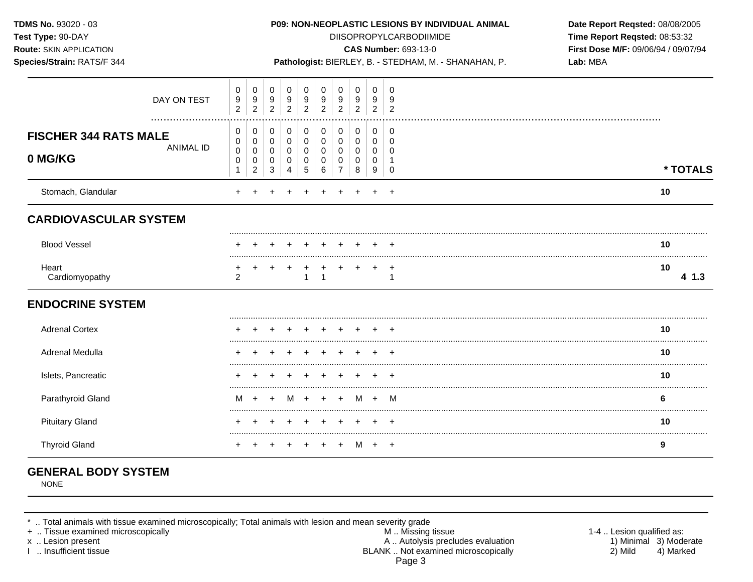**TDMS No.** 93020 - 03
**Test Type:** 90-DAY
**Route:** SKIN APPLICATION
**Species/Strain:** RATS/F 344

**P09: NON-NEOPLASTIC LESIONS BY INDIVIDUAL ANIMAL**
DIISOPROPYLCARBODIIMIDE
**CAS Number:** 693-13-0
**Pathologist:** BIERLEY, B. - STEDHAM, M. - SHANAHAN, P.

**Date Report Reqsted:** 08/08/2005
**Time Report Reqsted:** 08:53:32
**First Dose M/F:** 09/06/94 / 09/07/94
**Lab:** MBA

| **FISCHER 344 RATS MALE 0 MG/KG** | | | | | | | | | | | |
|---|---|---|---|---|---|---|---|---|---|---|---|
| DAY ON TEST | 092 | 092 | 092 | 092 | 092 | 092 | 092 | 092 | 092 | 092 | |
| ANIMAL ID | 00001 | 00002 | 00003 | 00004 | 00005 | 00006 | 00007 | 00008 | 00009 | 00010 | *** TOTALS** |
| Stomach, Glandular | + | + | + | + | + | + | + | + | + | + | **10** |
| **CARDIOVASCULAR SYSTEM** | | | | | | | | | | | |
| Blood Vessel | + | + | + | + | + | + | + | + | + | + | **10** |
| Heart | + | + | + | + | + | + | + | + | + | + | **10** |
| Cardiomyopathy | 2 | | | | 1 | 1 | | | | 1 | **4 1.3** |
| **ENDOCRINE SYSTEM** | | | | | | | | | | | |
| Adrenal Cortex | + | + | + | + | + | + | + | + | + | + | **10** |
| Adrenal Medulla | + | + | + | + | + | + | + | + | + | + | **10** |
| Islets, Pancreatic | + | + | + | + | + | + | + | + | + | + | **10** |
| Parathyroid Gland | M | + | + | M | + | + | + | M | + | M | **6** |
| Pituitary Gland | + | + | + | + | + | + | + | + | + | + | **10** |
| Thyroid Gland | + | + | + | + | + | + | + | M | + | + | **9** |
| **GENERAL BODY SYSTEM** | | | | | | | | | | | |
| NONE | | | | | | | | | | | |

\* .. Total animals with tissue examined microscopically; Total animals with lesion and mean severity grade
\+ .. Tissue examined microscopically
x .. Lesion present
I .. Insufficient tissue

M .. Missing tissue
A .. Autolysis precludes evaluation
BLANK .. Not examined microscopically

1-4 .. Lesion qualified as:
1) Minimal 2) Mild 3) Moderate 4) Marked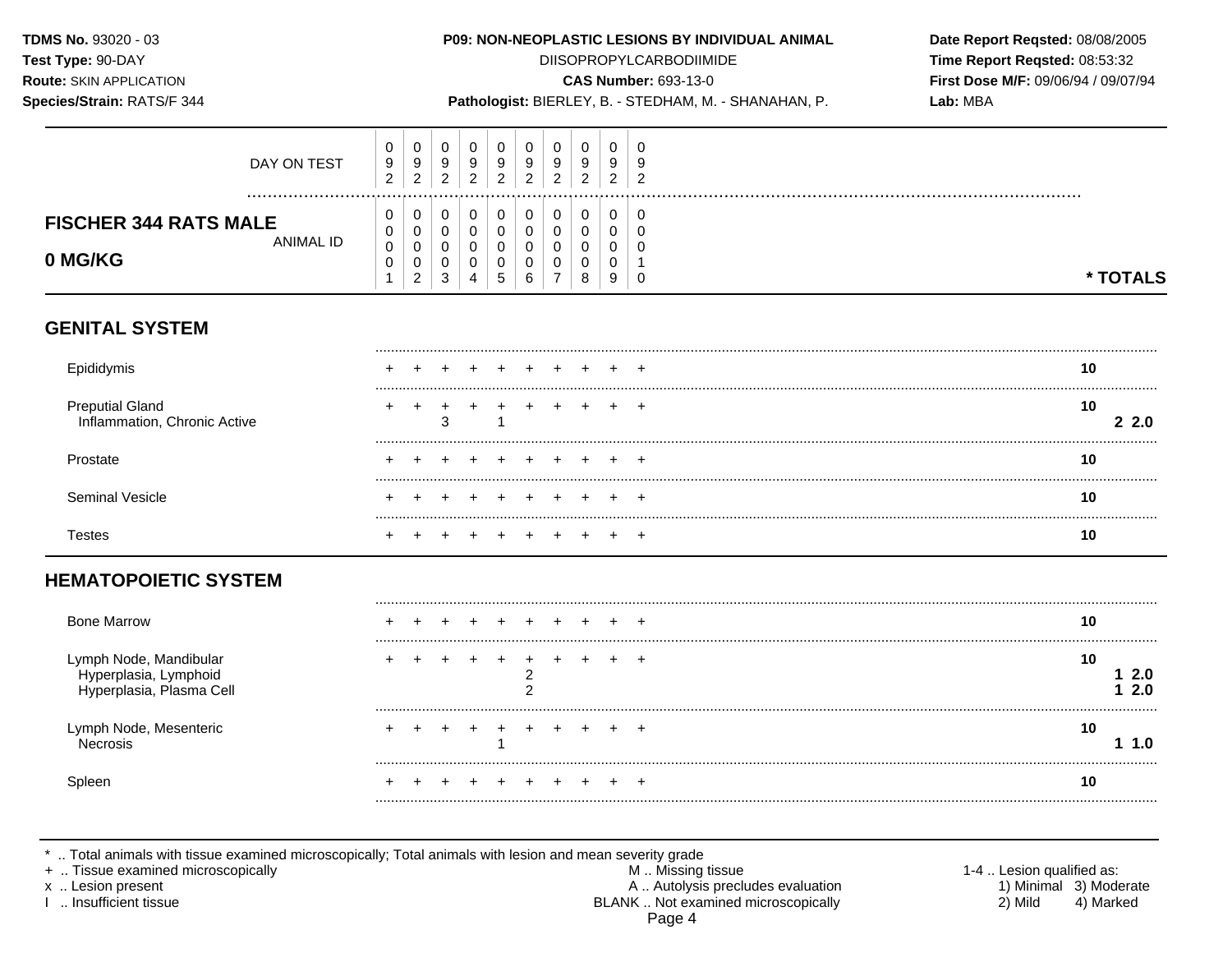**TDMS No.** 93020 - 03
**Test Type:** 90-DAY
**Route:** SKIN APPLICATION
**Species/Strain:** RATS/F 344

**P09: NON-NEOPLASTIC LESIONS BY INDIVIDUAL ANIMAL**
DIISOPROPYLCARBODIIMIDE
**CAS Number:** 693-13-0
**Pathologist:** BIERLEY, B. - STEDHAM, M. - SHANAHAN, P.

**Date Report Reqsted:** 08/08/2005
**Time Report Reqsted:** 08:53:32
**First Dose M/F:** 09/06/94 / 09/07/94
**Lab:** MBA

## FISCHER 344 RATS MALE
## 0 MG/KG

| | 1 | 2 | 3 | 4 | 5 | 6 | 7 | 8 | 9 | 10 | * TOTALS |
|---|---|---|---|---|---|---|---|---|---|---|---|
| DAY ON TEST | 092 | 092 | 092 | 092 | 092 | 092 | 092 | 092 | 092 | 092 | |
| ANIMAL ID | 00001 | 00002 | 00003 | 00004 | 00005 | 00006 | 00007 | 00008 | 00009 | 00010 | |
| **GENITAL SYSTEM** | | | | | | | | | | | |
| Epididymis | + | + | + | + | + | + | + | + | + | + | 10 |
| Preputial Gland | + | + | + | + | + | + | + | + | + | + | 10 |
| Inflammation, Chronic Active | | | 3 | | 1 | | | | | | 2 2.0 |
| Prostate | + | + | + | + | + | + | + | + | + | + | 10 |
| Seminal Vesicle | + | + | + | + | + | + | + | + | + | + | 10 |
| Testes | + | + | + | + | + | + | + | + | + | + | 10 |
| **HEMATOPOIETIC SYSTEM** | | | | | | | | | | | |
| Bone Marrow | + | + | + | + | + | + | + | + | + | + | 10 |
| Lymph Node, Mandibular | + | + | + | + | + | + | + | + | + | + | 10 |
| Hyperplasia, Lymphoid | | | | | | 2 | | | | | 1 2.0 |
| Hyperplasia, Plasma Cell | | | | | | 2 | | | | | 1 2.0 |
| Lymph Node, Mesenteric | + | + | + | + | + | + | + | + | + | + | 10 |
| Necrosis | | | | | 1 | | | | | | 1 1.0 |
| Spleen | + | + | + | + | + | + | + | + | + | + | 10 |

\* .. Total animals with tissue examined microscopically; Total animals with lesion and mean severity grade
\+ .. Tissue examined microscopically
x .. Lesion present
I .. Insufficient tissue
M .. Missing tissue
A .. Autolysis precludes evaluation
BLANK .. Not examined microscopically
1-4 .. Lesion qualified as: 1) Minimal 2) Mild 3) Moderate 4) Marked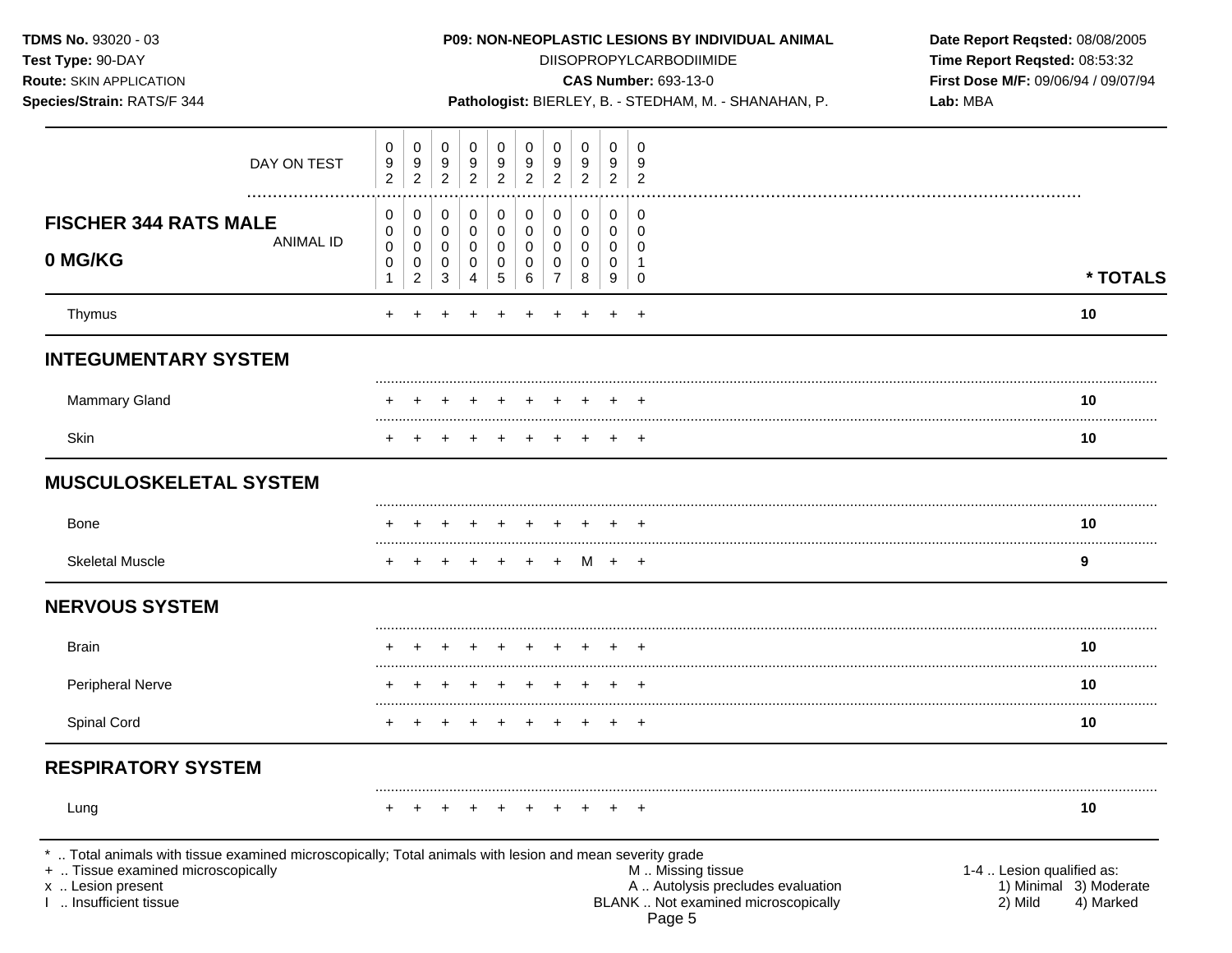**TDMS No.** 93020 - 03
**Test Type:** 90-DAY
**Route:** SKIN APPLICATION
**Species/Strain:** RATS/F 344

**P09: NON-NEOPLASTIC LESIONS BY INDIVIDUAL ANIMAL**
DIISOPROPYLCARBODIIMIDE
**CAS Number:** 693-13-0
**Pathologist:** BIERLEY, B. - STEDHAM, M. - SHANAHAN, P.

**Date Report Reqsted:** 08/08/2005
**Time Report Reqsted:** 08:53:32
**First Dose M/F:** 09/06/94 / 09/07/94
**Lab:** MBA

| | | | | | | | | | | | |
|---|---|---|---|---|---|---|---|---|---|---|---|
| DAY ON TEST | 092 | 092 | 092 | 092 | 092 | 092 | 092 | 092 | 092 | 092 | |
| **FISCHER 344 RATS MALE 0 MG/KG** ANIMAL ID | 00001 | 00002 | 00003 | 00004 | 00005 | 00006 | 00007 | 00008 | 00009 | 00010 | *** TOTALS** |
| Thymus | + | + | + | + | + | + | + | + | + | + | **10** |
| **INTEGUMENTARY SYSTEM** | | | | | | | | | | | |
| Mammary Gland | + | + | + | + | + | + | + | + | + | + | **10** |
| Skin | + | + | + | + | + | + | + | + | + | + | **10** |
| **MUSCULOSKELETAL SYSTEM** | | | | | | | | | | | |
| Bone | + | + | + | + | + | + | + | + | + | + | **10** |
| Skeletal Muscle | + | + | + | + | + | + | + | M | + | + | **9** |
| **NERVOUS SYSTEM** | | | | | | | | | | | |
| Brain | + | + | + | + | + | + | + | + | + | + | **10** |
| Peripheral Nerve | + | + | + | + | + | + | + | + | + | + | **10** |
| Spinal Cord | + | + | + | + | + | + | + | + | + | + | **10** |
| **RESPIRATORY SYSTEM** | | | | | | | | | | | |
| Lung | + | + | + | + | + | + | + | + | + | + | **10** |

* .. Total animals with tissue examined microscopically; Total animals with lesion and mean severity grade
+ .. Tissue examined microscopically
x .. Lesion present
I .. Insufficient tissue

M .. Missing tissue
A .. Autolysis precludes evaluation
BLANK .. Not examined microscopically

1-4 .. Lesion qualified as:
1) Minimal 3) Moderate
2) Mild 4) Marked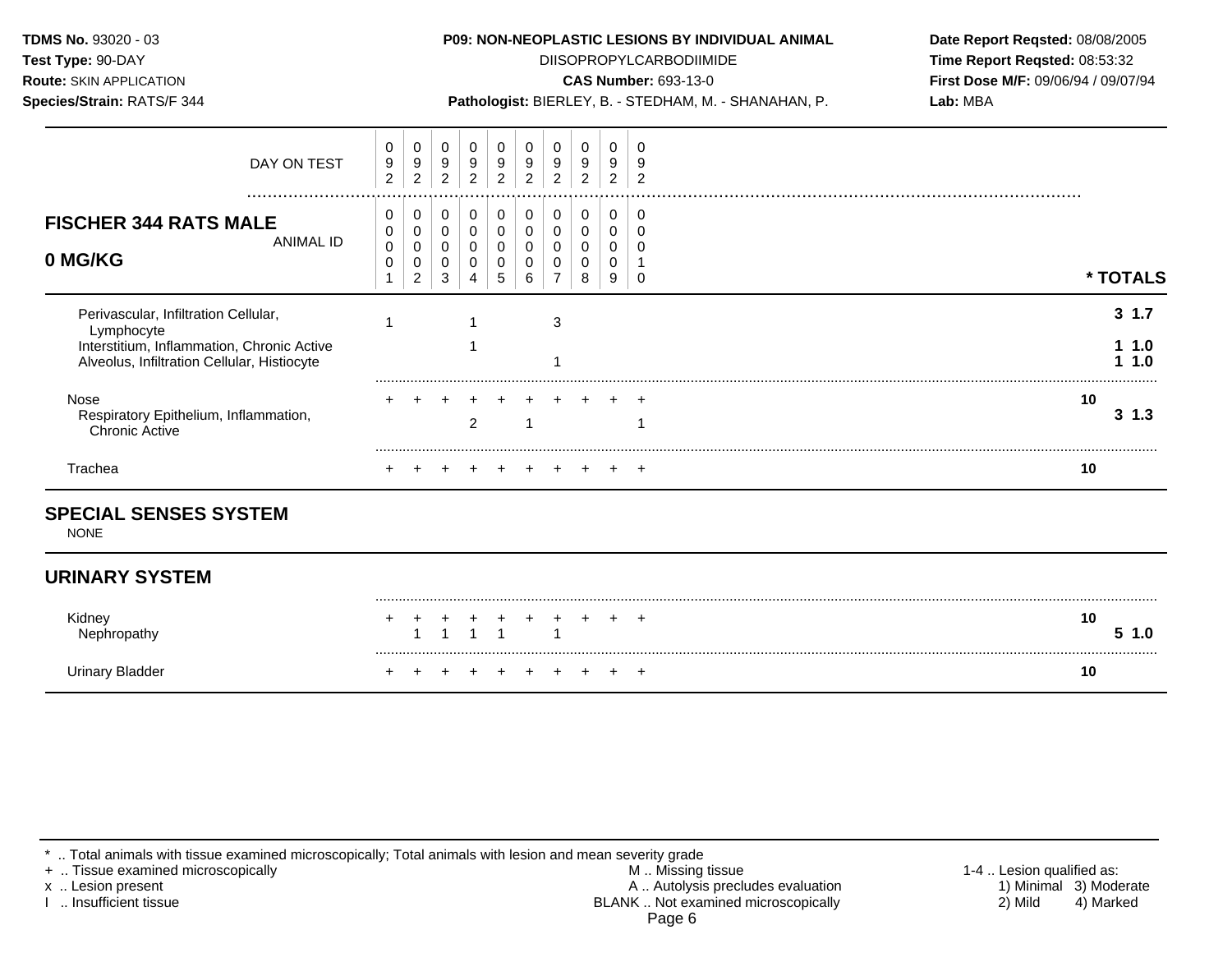**TDMS No.** 93020 - 03
**Test Type:** 90-DAY
**Route:** SKIN APPLICATION
**Species/Strain:** RATS/F 344

**P09: NON-NEOPLASTIC LESIONS BY INDIVIDUAL ANIMAL**
DIISOPROPYLCARBODIIMIDE
**CAS Number:** 693-13-0
**Pathologist:** BIERLEY, B. - STEDHAM, M. - SHANAHAN, P.

**Date Report Reqsted:** 08/08/2005
**Time Report Reqsted:** 08:53:32
**First Dose M/F:** 09/06/94 / 09/07/94
**Lab:** MBA

| DAY ON TEST | 092 | 092 | 092 | 092 | 092 | 092 | 092 | 092 | 092 | 092 | |
|---|---|---|---|---|---|---|---|---|---|---|---|
| **FISCHER 344 RATS MALE 0 MG/KG** — ANIMAL ID | 00001 | 00002 | 00003 | 00004 | 00005 | 00006 | 00007 | 00008 | 00009 | 00010 | **\* TOTALS** |
| Perivascular, Infiltration Cellular, Lymphocyte | 1 | | | 1 | | | 3 | | | | **3 1.7** |
| Interstitium, Inflammation, Chronic Active | | | | 1 | | | | | | | **1 1.0** |
| Alveolus, Infiltration Cellular, Histiocyte | | | | | | | 1 | | | | **1 1.0** |
| Nose | + | + | + | + | + | + | + | + | + | + | **10** |
| Respiratory Epithelium, Inflammation, Chronic Active | | | | 2 | | 1 | | | | 1 | **3 1.3** |
| Trachea | + | + | + | + | + | + | + | + | + | + | **10** |

## SPECIAL SENSES SYSTEM

NONE

## URINARY SYSTEM

| | 00001 | 00002 | 00003 | 00004 | 00005 | 00006 | 00007 | 00008 | 00009 | 00010 | **\* TOTALS** |
|---|---|---|---|---|---|---|---|---|---|---|---|
| Kidney | + | + | + | + | + | + | + | + | + | + | **10** |
| Nephropathy | | 1 | 1 | 1 | 1 | | 1 | | | | **5 1.0** |
| Urinary Bladder | + | + | + | + | + | + | + | + | + | + | **10** |

\* .. Total animals with tissue examined microscopically; Total animals with lesion and mean severity grade
\+ .. Tissue examined microscopically
x .. Lesion present
I .. Insufficient tissue

M .. Missing tissue
A .. Autolysis precludes evaluation
BLANK .. Not examined microscopically

1-4 .. Lesion qualified as:
1) Minimal 3) Moderate
2) Mild 4) Marked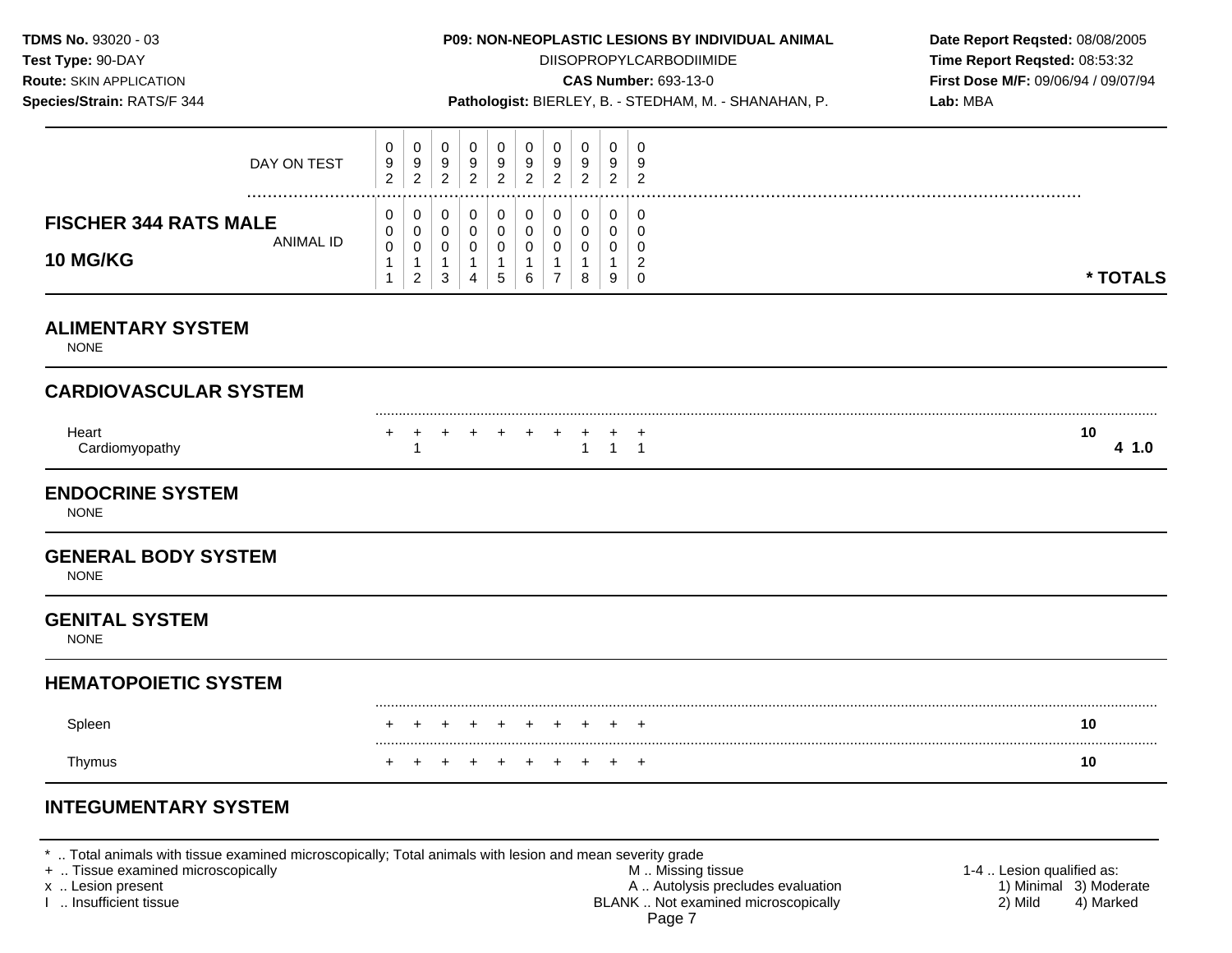**TDMS No.** 93020 - 03
**Test Type:** 90-DAY
**Route:** SKIN APPLICATION
**Species/Strain:** RATS/F 344

**P09: NON-NEOPLASTIC LESIONS BY INDIVIDUAL ANIMAL**
DIISOPROPYLCARBODIIMIDE
**CAS Number:** 693-13-0
**Pathologist:** BIERLEY, B. - STEDHAM, M. - SHANAHAN, P.

**Date Report Reqsted:** 08/08/2005
**Time Report Reqsted:** 08:53:32
**First Dose M/F:** 09/06/94 / 09/07/94
**Lab:** MBA

| **FISCHER 344 RATS MALE 10 MG/KG** | | | | | | | | | | | |
|---|---|---|---|---|---|---|---|---|---|---|---|
| DAY ON TEST | 092 | 092 | 092 | 092 | 092 | 092 | 092 | 092 | 092 | 092 | |
| ANIMAL ID | 00011 | 00012 | 00013 | 00014 | 00015 | 00016 | 00017 | 00018 | 00019 | 00020 | **\* TOTALS** |
| **ALIMENTARY SYSTEM** | | | | | | | | | | | |
| NONE | | | | | | | | | | | |
| **CARDIOVASCULAR SYSTEM** | | | | | | | | | | | |
| Heart | + | + | + | + | + | + | + | + | + | + | **10** |
| Cardiomyopathy | | 1 | | | | | | 1 | 1 | 1 | **4 1.0** |
| **ENDOCRINE SYSTEM** | | | | | | | | | | | |
| NONE | | | | | | | | | | | |
| **GENERAL BODY SYSTEM** | | | | | | | | | | | |
| NONE | | | | | | | | | | | |
| **GENITAL SYSTEM** | | | | | | | | | | | |
| NONE | | | | | | | | | | | |
| **HEMATOPOIETIC SYSTEM** | | | | | | | | | | | |
| Spleen | + | + | + | + | + | + | + | + | + | + | **10** |
| Thymus | + | + | + | + | + | + | + | + | + | + | **10** |
| **INTEGUMENTARY SYSTEM** | | | | | | | | | | | |

\* .. Total animals with tissue examined microscopically; Total animals with lesion and mean severity grade
\+ .. Tissue examined microscopically
x .. Lesion present
I .. Insufficient tissue

M .. Missing tissue
A .. Autolysis precludes evaluation
BLANK .. Not examined microscopically

1-4 .. Lesion qualified as:
1) Minimal 2) Mild 3) Moderate 4) Marked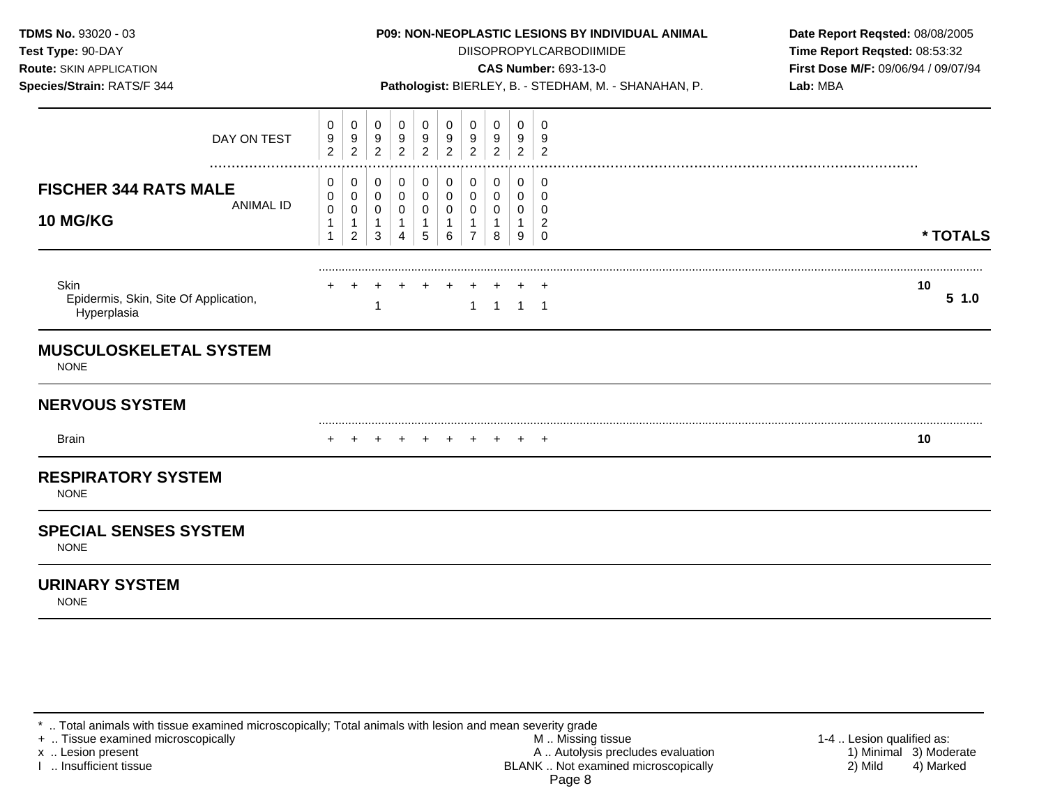**TDMS No.** 93020 - 03
**Test Type:** 90-DAY
**Route:** SKIN APPLICATION
**Species/Strain:** RATS/F 344

**P09: NON-NEOPLASTIC LESIONS BY INDIVIDUAL ANIMAL**
DIISOPROPYLCARBODIIMIDE
**CAS Number:** 693-13-0
**Pathologist:** BIERLEY, B. - STEDHAM, M. - SHANAHAN, P.

**Date Report Reqsted:** 08/08/2005
**Time Report Reqsted:** 08:53:32
**First Dose M/F:** 09/06/94 / 09/07/94
**Lab:** MBA

| DAY ON TEST | 092 | 092 | 092 | 092 | 092 | 092 | 092 | 092 | 092 | 092 | |
|---|---|---|---|---|---|---|---|---|---|---|---|
| **FISCHER 344 RATS MALE 10 MG/KG** — ANIMAL ID | 00011 | 00012 | 00013 | 00014 | 00015 | 00016 | 00017 | 00018 | 00019 | 00020 | **\* TOTALS** |
| Skin | + | + | + | + | + | + | + | + | + | + | 10 |
| Epidermis, Skin, Site Of Application, Hyperplasia | | | 1 | | | | 1 | 1 | 1 | 1 | **5 1.0** |

## MUSCULOSKELETAL SYSTEM

NONE

## NERVOUS SYSTEM

| | | | | | | | | | | | |
|---|---|---|---|---|---|---|---|---|---|---|---|
| Brain | + | + | + | + | + | + | + | + | + | + | 10 |

## RESPIRATORY SYSTEM

NONE

## SPECIAL SENSES SYSTEM

NONE

## URINARY SYSTEM

NONE

\* .. Total animals with tissue examined microscopically; Total animals with lesion and mean severity grade
\+ .. Tissue examined microscopically
x .. Lesion present
I .. Insufficient tissue

M .. Missing tissue
A .. Autolysis precludes evaluation
BLANK .. Not examined microscopically

1-4 .. Lesion qualified as:
1) Minimal 2) Mild 3) Moderate 4) Marked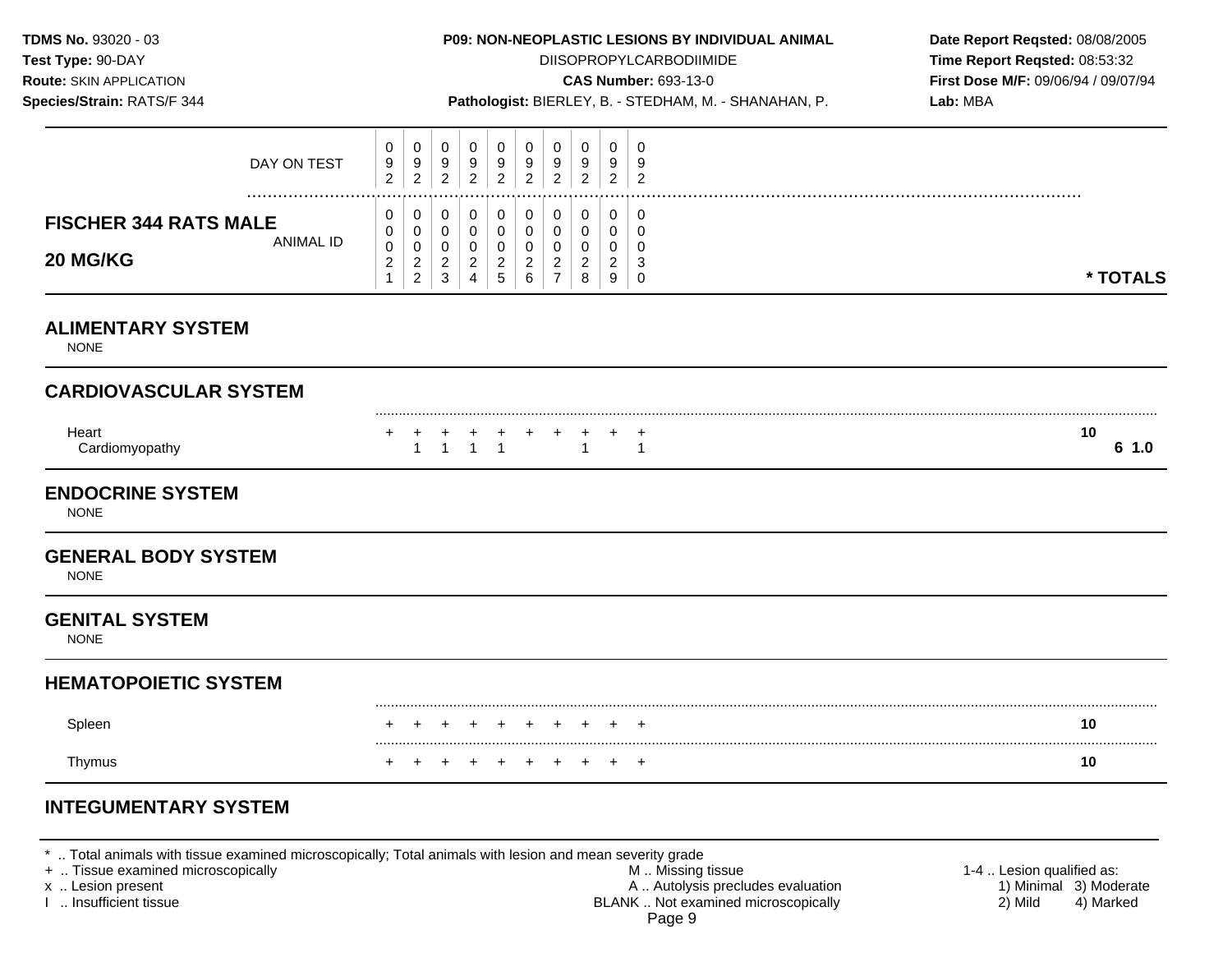**TDMS No.** 93020 - 03
**Test Type:** 90-DAY
**Route:** SKIN APPLICATION
**Species/Strain:** RATS/F 344

**P09: NON-NEOPLASTIC LESIONS BY INDIVIDUAL ANIMAL**
DIISOPROPYLCARBODIIMIDE
**CAS Number:** 693-13-0
**Pathologist:** BIERLEY, B. - STEDHAM, M. - SHANAHAN, P.

**Date Report Reqsted:** 08/08/2005
**Time Report Reqsted:** 08:53:32
**First Dose M/F:** 09/06/94 / 09/07/94
**Lab:** MBA

| DAY ON TEST | 092 | 092 | 092 | 092 | 092 | 092 | 092 | 092 | 092 | 092 | |
|---|---|---|---|---|---|---|---|---|---|---|---|
| **FISCHER 344 RATS MALE 20 MG/KG** ANIMAL ID | 00021 | 00022 | 00023 | 00024 | 00025 | 00026 | 00027 | 00028 | 00029 | 00030 | *** TOTALS** |
| **ALIMENTARY SYSTEM** | | | | | | | | | | | |
| NONE | | | | | | | | | | | |
| **CARDIOVASCULAR SYSTEM** | | | | | | | | | | | |
| Heart | + | + | + | + | + | + | + | + | + | + | **10** |
| Cardiomyopathy | | 1 | 1 | 1 | 1 | | | 1 | | 1 | **6 1.0** |
| **ENDOCRINE SYSTEM** | | | | | | | | | | | |
| NONE | | | | | | | | | | | |
| **GENERAL BODY SYSTEM** | | | | | | | | | | | |
| NONE | | | | | | | | | | | |
| **GENITAL SYSTEM** | | | | | | | | | | | |
| NONE | | | | | | | | | | | |
| **HEMATOPOIETIC SYSTEM** | | | | | | | | | | | |
| Spleen | + | + | + | + | + | + | + | + | + | + | **10** |
| Thymus | + | + | + | + | + | + | + | + | + | + | **10** |
| **INTEGUMENTARY SYSTEM** | | | | | | | | | | | |

* .. Total animals with tissue examined microscopically; Total animals with lesion and mean severity grade
+ .. Tissue examined microscopically
x .. Lesion present
I .. Insufficient tissue

M .. Missing tissue
A .. Autolysis precludes evaluation
BLANK .. Not examined microscopically

1-4 .. Lesion qualified as:
1) Minimal 3) Moderate
2) Mild 4) Marked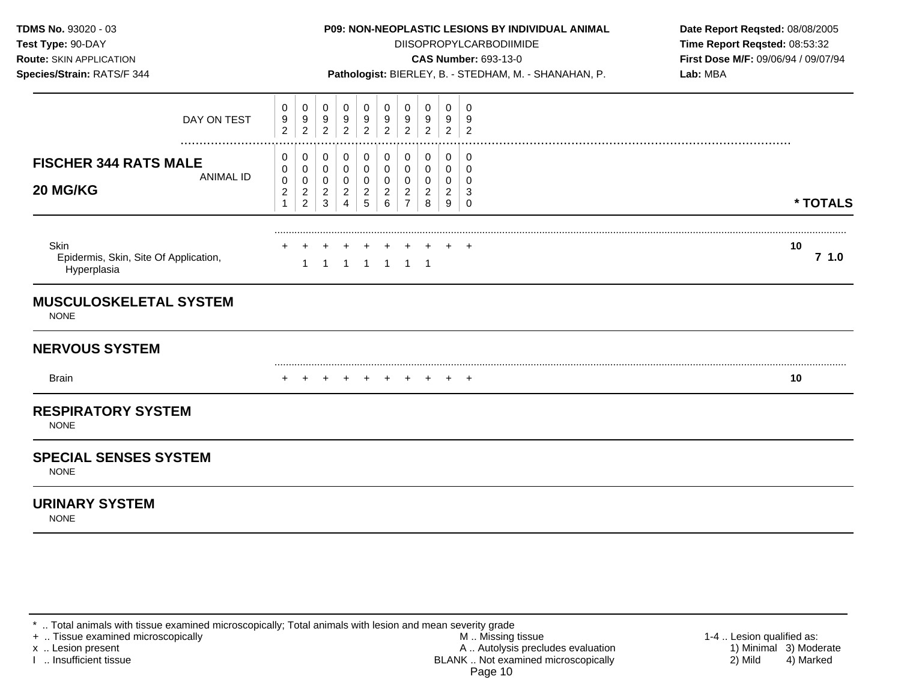**TDMS No.** 93020 - 03
**Test Type:** 90-DAY
**Route:** SKIN APPLICATION
**Species/Strain:** RATS/F 344

**P09: NON-NEOPLASTIC LESIONS BY INDIVIDUAL ANIMAL**
DIISOPROPYLCARBODIIMIDE
**CAS Number:** 693-13-0
**Pathologist:** BIERLEY, B. - STEDHAM, M. - SHANAHAN, P.

**Date Report Reqsted:** 08/08/2005
**Time Report Reqsted:** 08:53:32
**First Dose M/F:** 09/06/94 / 09/07/94
**Lab:** MBA

| **FISCHER 344 RATS MALE 20 MG/KG** | | | | | | | | | | | |
|---|---|---|---|---|---|---|---|---|---|---|---|
| DAY ON TEST | 092 | 092 | 092 | 092 | 092 | 092 | 092 | 092 | 092 | 092 | |
| ANIMAL ID | 00021 | 00022 | 00023 | 00024 | 00025 | 00026 | 00027 | 00028 | 00029 | 00030 | *** TOTALS** |
| Skin | + | + | + | + | + | + | + | + | + | + | 10 |
| Epidermis, Skin, Site Of Application, Hyperplasia | | 1 | 1 | 1 | 1 | 1 | 1 | 1 | | | 7 1.0 |
| **MUSCULOSKELETAL SYSTEM** | | | | | | | | | | | |
| NONE | | | | | | | | | | | |
| **NERVOUS SYSTEM** | | | | | | | | | | | |
| Brain | + | + | + | + | + | + | + | + | + | + | 10 |
| **RESPIRATORY SYSTEM** | | | | | | | | | | | |
| NONE | | | | | | | | | | | |
| **SPECIAL SENSES SYSTEM** | | | | | | | | | | | |
| NONE | | | | | | | | | | | |
| **URINARY SYSTEM** | | | | | | | | | | | |
| NONE | | | | | | | | | | | |

* .. Total animals with tissue examined microscopically; Total animals with lesion and mean severity grade
+ .. Tissue examined microscopically
x .. Lesion present
I .. Insufficient tissue

M .. Missing tissue
A .. Autolysis precludes evaluation
BLANK .. Not examined microscopically

1-4 .. Lesion qualified as:
1) Minimal 3) Moderate
2) Mild 4) Marked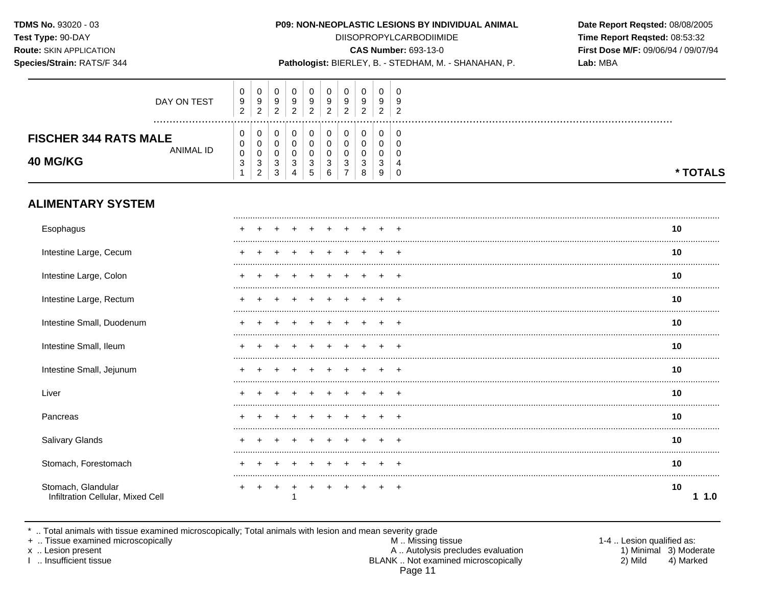**TDMS No.** 93020 - 03
**Test Type:** 90-DAY
**Route:** SKIN APPLICATION
**Species/Strain:** RATS/F 344

**P09: NON-NEOPLASTIC LESIONS BY INDIVIDUAL ANIMAL**
DIISOPROPYLCARBODIIMIDE
**CAS Number:** 693-13-0
**Pathologist:** BIERLEY, B. - STEDHAM, M. - SHANAHAN, P.

**Date Report Reqsted:** 08/08/2005
**Time Report Reqsted:** 08:53:32
**First Dose M/F:** 09/06/94 / 09/07/94
**Lab:** MBA

| DAY ON TEST | 092 | 092 | 092 | 092 | 092 | 092 | 092 | 092 | 092 | 092 | |
|---|---|---|---|---|---|---|---|---|---|---|---|
| **FISCHER 344 RATS MALE 40 MG/KG** ANIMAL ID | 00031 | 00032 | 00033 | 00034 | 00035 | 00036 | 00037 | 00038 | 00039 | 00040 | *** TOTALS** |

## ALIMENTARY SYSTEM

| | | | | | | | | | | | |
|---|---|---|---|---|---|---|---|---|---|---|---|
| Esophagus | + | + | + | + | + | + | + | + | + | + | **10** |
| Intestine Large, Cecum | + | + | + | + | + | + | + | + | + | + | **10** |
| Intestine Large, Colon | + | + | + | + | + | + | + | + | + | + | **10** |
| Intestine Large, Rectum | + | + | + | + | + | + | + | + | + | + | **10** |
| Intestine Small, Duodenum | + | + | + | + | + | + | + | + | + | + | **10** |
| Intestine Small, Ileum | + | + | + | + | + | + | + | + | + | + | **10** |
| Intestine Small, Jejunum | + | + | + | + | + | + | + | + | + | + | **10** |
| Liver | + | + | + | + | + | + | + | + | + | + | **10** |
| Pancreas | + | + | + | + | + | + | + | + | + | + | **10** |
| Salivary Glands | + | + | + | + | + | + | + | + | + | + | **10** |
| Stomach, Forestomach | + | + | + | + | + | + | + | + | + | + | **10** |
| Stomach, Glandular | + | + | + | + | + | + | + | + | + | + | **10** |
| Infiltration Cellular, Mixed Cell | | | | 1 | | | | | | | **1 1.0** |

\* .. Total animals with tissue examined microscopically; Total animals with lesion and mean severity grade
\+ .. Tissue examined microscopically
x .. Lesion present
I .. Insufficient tissue

M .. Missing tissue
A .. Autolysis precludes evaluation
BLANK .. Not examined microscopically

1-4 .. Lesion qualified as:
1) Minimal 3) Moderate
2) Mild 4) Marked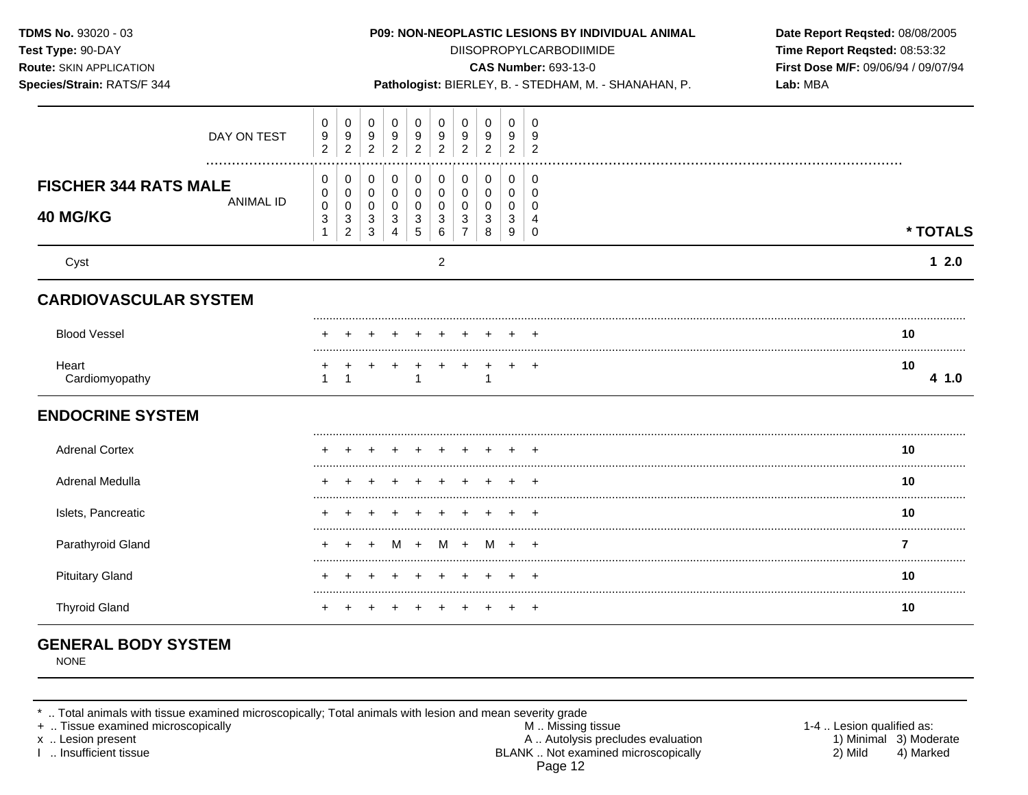**TDMS No.** 93020 - 03
**Test Type:** 90-DAY
**Route:** SKIN APPLICATION
**Species/Strain:** RATS/F 344

**P09: NON-NEOPLASTIC LESIONS BY INDIVIDUAL ANIMAL**
DIISOPROPYLCARBODIIMIDE
**CAS Number:** 693-13-0
**Pathologist:** BIERLEY, B. - STEDHAM, M. - SHANAHAN, P.

**Date Report Reqsted:** 08/08/2005
**Time Report Reqsted:** 08:53:32
**First Dose M/F:** 09/06/94 / 09/07/94
**Lab:** MBA

| **FISCHER 344 RATS MALE 40 MG/KG** | | | | | | | | | | | |
|---|---|---|---|---|---|---|---|---|---|---|---|
| DAY ON TEST | 092 | 092 | 092 | 092 | 092 | 092 | 092 | 092 | 092 | 092 | |
| ANIMAL ID | 00031 | 00032 | 00033 | 00034 | 00035 | 00036 | 00037 | 00038 | 00039 | 00040 | *** TOTALS** |
| Cyst | | | | | | 2 | | | | | **1 2.0** |
| **CARDIOVASCULAR SYSTEM** | | | | | | | | | | | |
| Blood Vessel | + | + | + | + | + | + | + | + | + | + | **10** |
| Heart | + | + | + | + | + | + | + | + | + | + | **10** |
| Cardiomyopathy | 1 | 1 | | | 1 | | | 1 | | | **4 1.0** |
| **ENDOCRINE SYSTEM** | | | | | | | | | | | |
| Adrenal Cortex | + | + | + | + | + | + | + | + | + | + | **10** |
| Adrenal Medulla | + | + | + | + | + | + | + | + | + | + | **10** |
| Islets, Pancreatic | + | + | + | + | + | + | + | + | + | + | **10** |
| Parathyroid Gland | + | + | + | M | + | M | + | M | + | + | **7** |
| Pituitary Gland | + | + | + | + | + | + | + | + | + | + | **10** |
| Thyroid Gland | + | + | + | + | + | + | + | + | + | + | **10** |

## GENERAL BODY SYSTEM

NONE

* .. Total animals with tissue examined microscopically; Total animals with lesion and mean severity grade
+ .. Tissue examined microscopically
x .. Lesion present
I .. Insufficient tissue

M .. Missing tissue
A .. Autolysis precludes evaluation
BLANK .. Not examined microscopically

1-4 .. Lesion qualified as:
1) Minimal 3) Moderate
2) Mild 4) Marked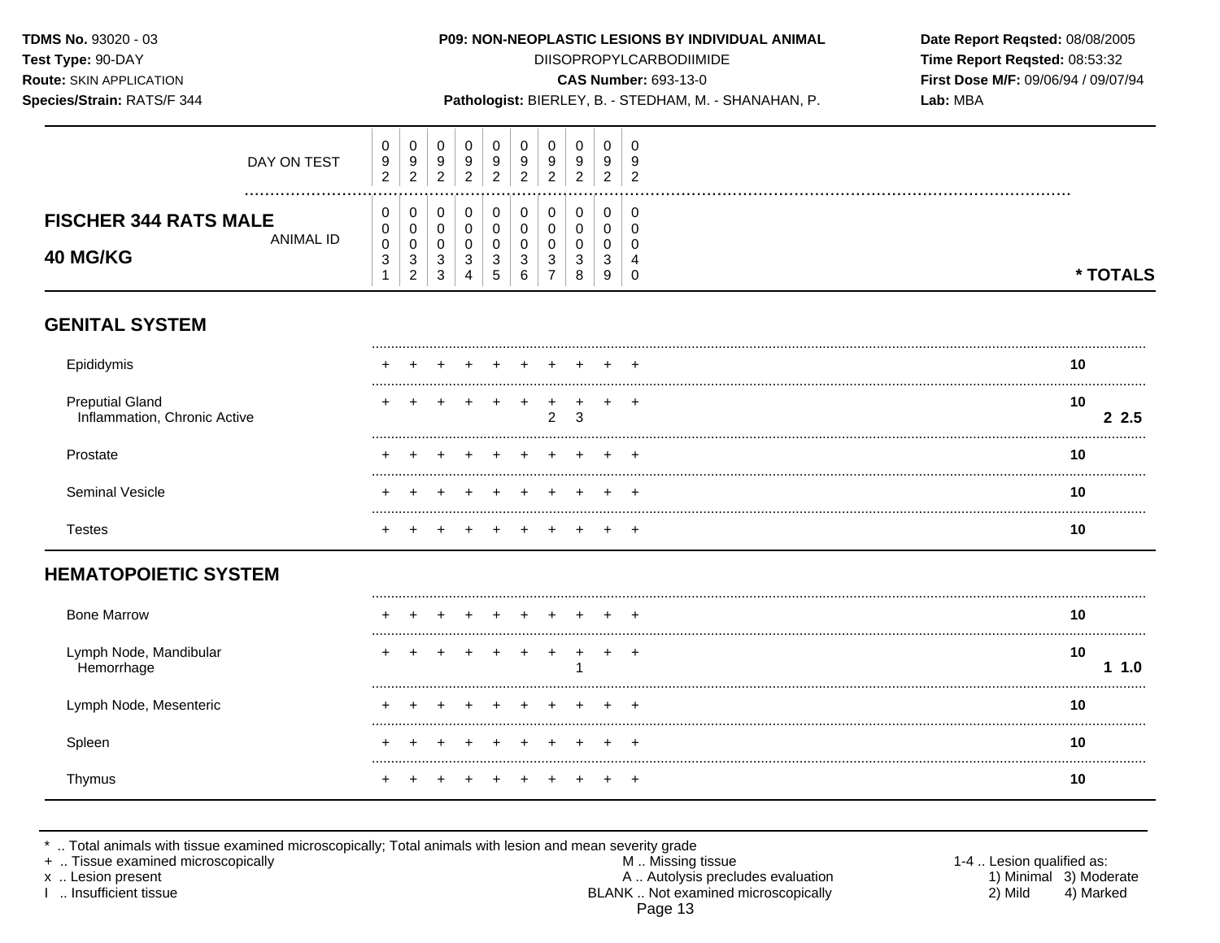**TDMS No.** 93020 - 03
**Test Type:** 90-DAY
**Route:** SKIN APPLICATION
**Species/Strain:** RATS/F 344

**P09: NON-NEOPLASTIC LESIONS BY INDIVIDUAL ANIMAL**
DIISOPROPYLCARBODIIMIDE
**CAS Number:** 693-13-0
**Pathologist:** BIERLEY, B. - STEDHAM, M. - SHANAHAN, P.

**Date Report Reqsted:** 08/08/2005
**Time Report Reqsted:** 08:53:32
**First Dose M/F:** 09/06/94 / 09/07/94
**Lab:** MBA

## FISCHER 344 RATS MALE
## 40 MG/KG

| DAY ON TEST | 092 | 092 | 092 | 092 | 092 | 092 | 092 | 092 | 092 | 092 | |
|---|---|---|---|---|---|---|---|---|---|---|---|
| ANIMAL ID | 00031 | 00032 | 00033 | 00034 | 00035 | 00036 | 00037 | 00038 | 00039 | 00040 | * TOTALS |
| **GENITAL SYSTEM** | | | | | | | | | | | |
| Epididymis | + | + | + | + | + | + | + | + | + | + | 10 |
| Preputial Gland | + | + | + | + | + | + | + | + | + | + | 10 |
| Inflammation, Chronic Active | | | | | | | 2 | 3 | | | 2 2.5 |
| Prostate | + | + | + | + | + | + | + | + | + | + | 10 |
| Seminal Vesicle | + | + | + | + | + | + | + | + | + | + | 10 |
| Testes | + | + | + | + | + | + | + | + | + | + | 10 |
| **HEMATOPOIETIC SYSTEM** | | | | | | | | | | | |
| Bone Marrow | + | + | + | + | + | + | + | + | + | + | 10 |
| Lymph Node, Mandibular | + | + | + | + | + | + | + | + | + | + | 10 |
| Hemorrhage | | | | | | | | 1 | | | 1 1.0 |
| Lymph Node, Mesenteric | + | + | + | + | + | + | + | + | + | + | 10 |
| Spleen | + | + | + | + | + | + | + | + | + | + | 10 |
| Thymus | + | + | + | + | + | + | + | + | + | + | 10 |

* .. Total animals with tissue examined microscopically; Total animals with lesion and mean severity grade
+ .. Tissue examined microscopically
x .. Lesion present
I .. Insufficient tissue

M .. Missing tissue
A .. Autolysis precludes evaluation
BLANK .. Not examined microscopically

1-4 .. Lesion qualified as:
1) Minimal 3) Moderate
2) Mild 4) Marked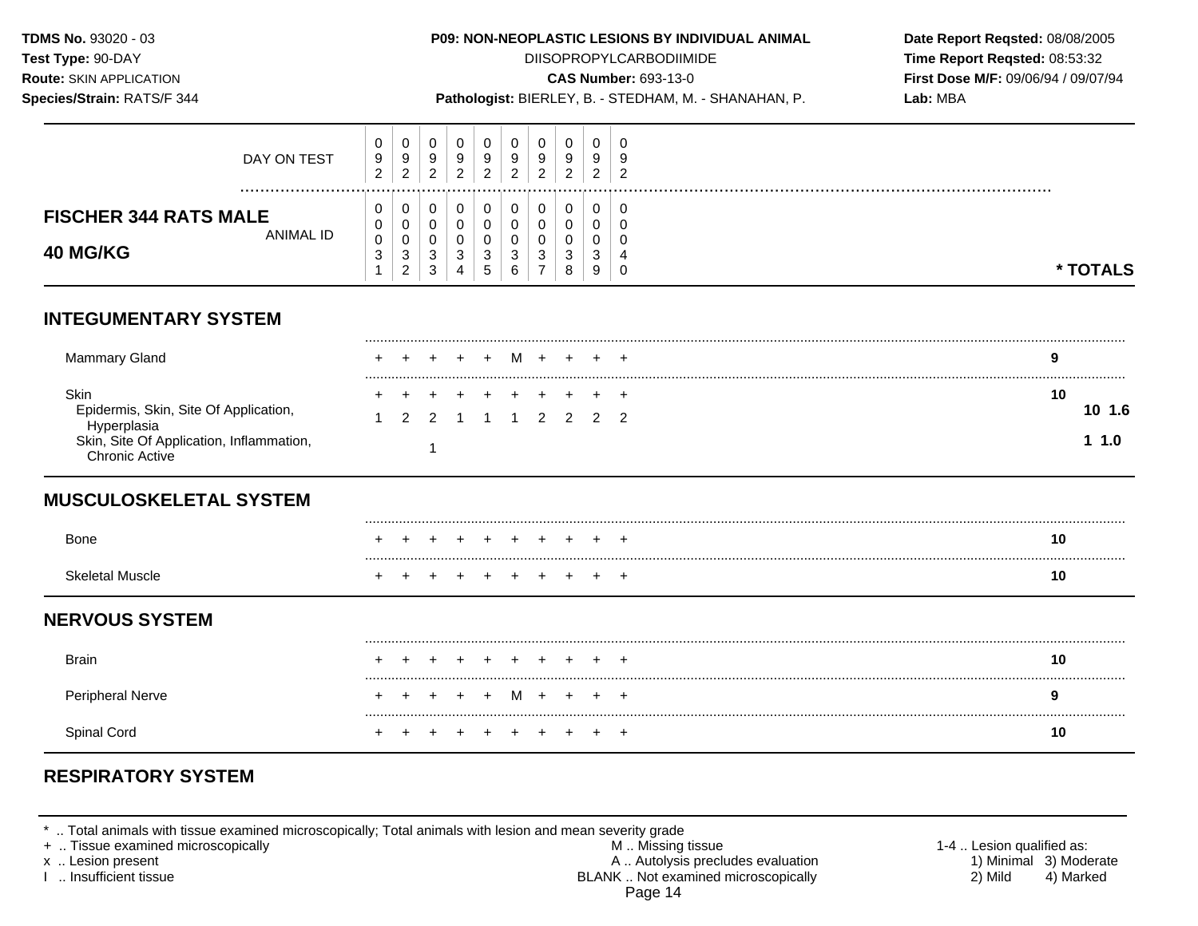**TDMS No.** 93020 - 03
**Test Type:** 90-DAY
**Route:** SKIN APPLICATION
**Species/Strain:** RATS/F 344

**P09: NON-NEOPLASTIC LESIONS BY INDIVIDUAL ANIMAL**
DIISOPROPYLCARBODIIMIDE
**CAS Number:** 693-13-0
**Pathologist:** BIERLEY, B. - STEDHAM, M. - SHANAHAN, P.

**Date Report Reqsted:** 08/08/2005
**Time Report Reqsted:** 08:53:32
**First Dose M/F:** 09/06/94 / 09/07/94
**Lab:** MBA

| DAY ON TEST | 092 | 092 | 092 | 092 | 092 | 092 | 092 | 092 | 092 | 092 | |
|---|---|---|---|---|---|---|---|---|---|---|---|
| **FISCHER 344 RATS MALE 40 MG/KG** ANIMAL ID | 00031 | 00032 | 00033 | 00034 | 00035 | 00036 | 00037 | 00038 | 00039 | 00040 | *** TOTALS** |
| **INTEGUMENTARY SYSTEM** | | | | | | | | | | | |
| Mammary Gland | + | + | + | + | + | M | + | + | + | + | 9 |
| Skin | + | + | + | + | + | + | + | + | + | + | 10 |
| Epidermis, Skin, Site Of Application, Hyperplasia | 1 | 2 | 2 | 1 | 1 | 1 | 2 | 2 | 2 | 2 | 10 1.6 |
| Skin, Site Of Application, Inflammation, Chronic Active | | | 1 | | | | | | | | 1 1.0 |
| **MUSCULOSKELETAL SYSTEM** | | | | | | | | | | | |
| Bone | + | + | + | + | + | + | + | + | + | + | 10 |
| Skeletal Muscle | + | + | + | + | + | + | + | + | + | + | 10 |
| **NERVOUS SYSTEM** | | | | | | | | | | | |
| Brain | + | + | + | + | + | + | + | + | + | + | 10 |
| Peripheral Nerve | + | + | + | + | + | M | + | + | + | + | 9 |
| Spinal Cord | + | + | + | + | + | + | + | + | + | + | 10 |
| **RESPIRATORY SYSTEM** | | | | | | | | | | | |

\* .. Total animals with tissue examined microscopically; Total animals with lesion and mean severity grade
\+ .. Tissue examined microscopically
x .. Lesion present
I .. Insufficient tissue
M .. Missing tissue
A .. Autolysis precludes evaluation
BLANK .. Not examined microscopically
1-4 .. Lesion qualified as: 1) Minimal 2) Mild 3) Moderate 4) Marked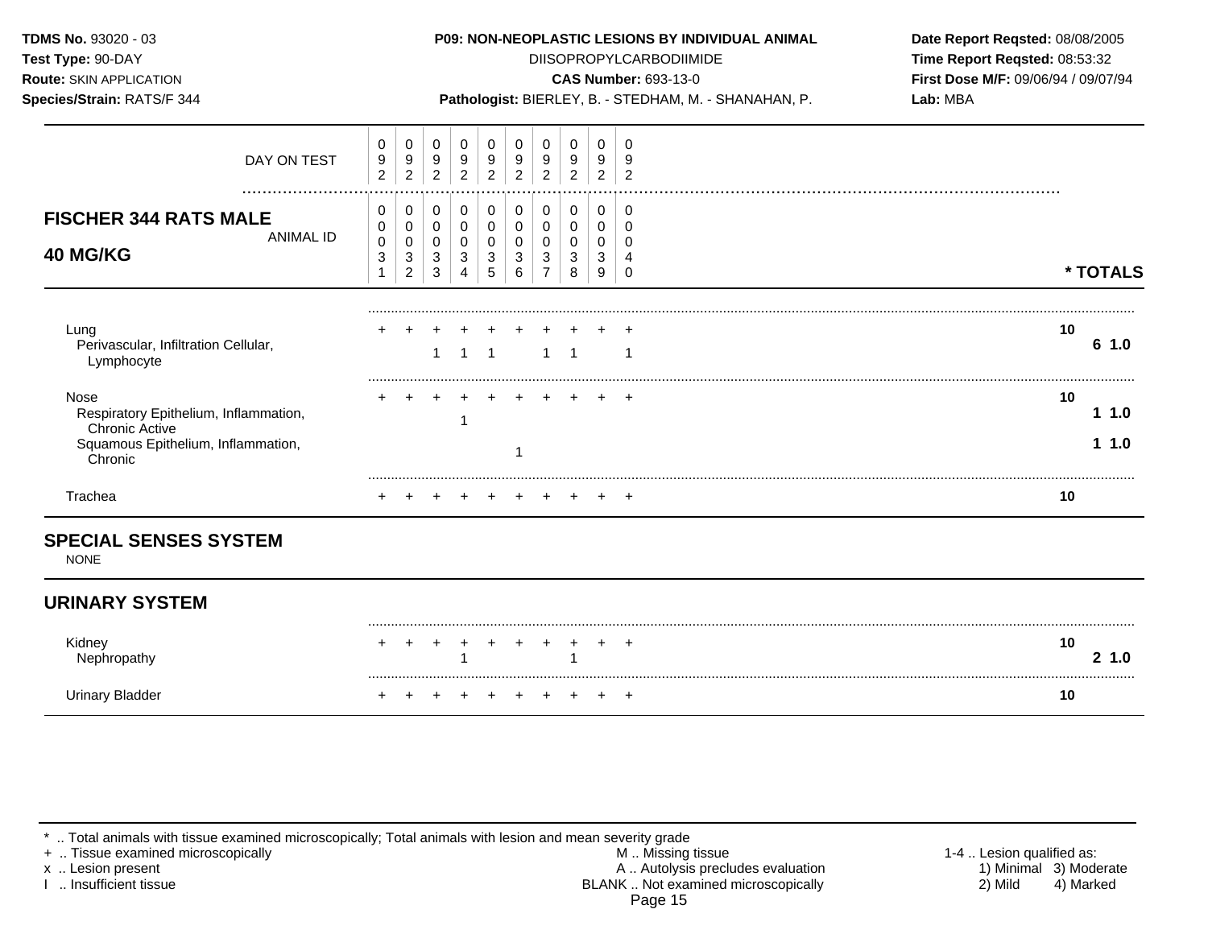**TDMS No.** 93020 - 03
**Test Type:** 90-DAY
**Route:** SKIN APPLICATION
**Species/Strain:** RATS/F 344

**P09: NON-NEOPLASTIC LESIONS BY INDIVIDUAL ANIMAL**
DIISOPROPYLCARBODIIMIDE
**CAS Number:** 693-13-0
**Pathologist:** BIERLEY, B. - STEDHAM, M. - SHANAHAN, P.

**Date Report Reqsted:** 08/08/2005
**Time Report Reqsted:** 08:53:32
**First Dose M/F:** 09/06/94 / 09/07/94
**Lab:** MBA

## FISCHER 344 RATS MALE — 40 MG/KG

| | 0031 | 0032 | 0033 | 0034 | 0035 | 0036 | 0037 | 0038 | 0039 | 0040 | * TOTALS |
|---|---|---|---|---|---|---|---|---|---|---|---|
| DAY ON TEST | 092 | 092 | 092 | 092 | 092 | 092 | 092 | 092 | 092 | 092 | |
| Lung | + | + | + | + | + | + | + | + | + | + | 10 |
| Perivascular, Infiltration Cellular, Lymphocyte | | | 1 | 1 | 1 | | 1 | 1 | | 1 | 6 1.0 |
| Nose | + | + | + | + | + | + | + | + | + | + | 10 |
| Respiratory Epithelium, Inflammation, Chronic Active | | | | 1 | | | | | | | 1 1.0 |
| Squamous Epithelium, Inflammation, Chronic | | | | | | 1 | | | | | 1 1.0 |
| Trachea | + | + | + | + | + | + | + | + | + | + | 10 |

## SPECIAL SENSES SYSTEM

NONE

## URINARY SYSTEM

| | 0031 | 0032 | 0033 | 0034 | 0035 | 0036 | 0037 | 0038 | 0039 | 0040 | * TOTALS |
|---|---|---|---|---|---|---|---|---|---|---|---|
| Kidney | + | + | + | + | + | + | + | + | + | + | 10 |
| Nephropathy | | | | 1 | | | | 1 | | | 2 1.0 |
| Urinary Bladder | + | + | + | + | + | + | + | + | + | + | 10 |

\* .. Total animals with tissue examined microscopically; Total animals with lesion and mean severity grade
+ .. Tissue examined microscopically
x .. Lesion present
I .. Insufficient tissue
M .. Missing tissue
A .. Autolysis precludes evaluation
BLANK .. Not examined microscopically
1-4 .. Lesion qualified as: 1) Minimal 2) Mild 3) Moderate 4) Marked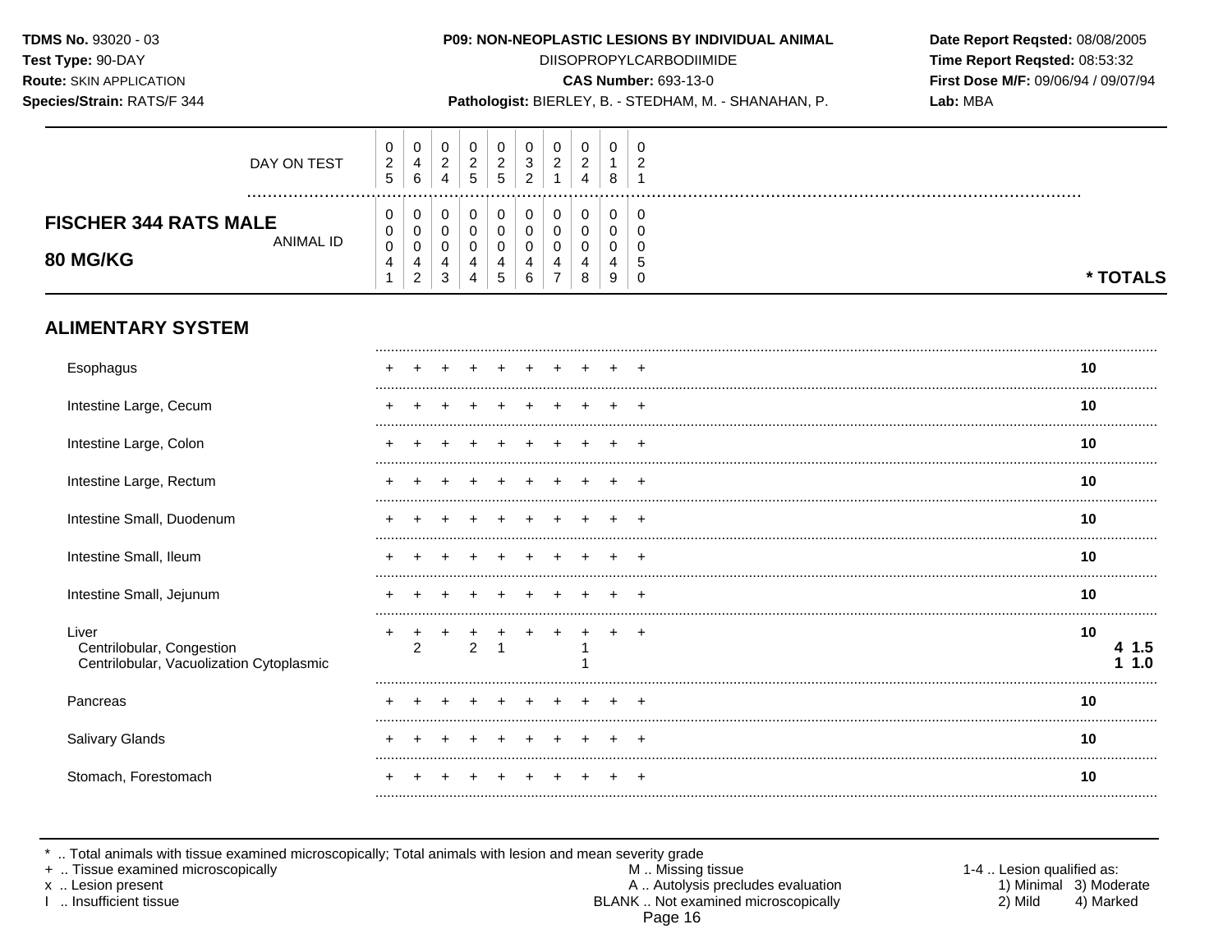**TDMS No.** 93020 - 03
**Test Type:** 90-DAY
**Route:** SKIN APPLICATION
**Species/Strain:** RATS/F 344

**P09: NON-NEOPLASTIC LESIONS BY INDIVIDUAL ANIMAL**
DIISOPROPYLCARBODIIMIDE
**CAS Number:** 693-13-0
**Pathologist:** BIERLEY, B. - STEDHAM, M. - SHANAHAN, P.

**Date Report Reqsted:** 08/08/2005
**Time Report Reqsted:** 08:53:32
**First Dose M/F:** 09/06/94 / 09/07/94
**Lab:** MBA

## FISCHER 344 RATS MALE
## 80 MG/KG

| DAY ON TEST | 025 | 046 | 024 | 025 | 025 | 032 | 021 | 024 | 018 | 021 | |
|---|---|---|---|---|---|---|---|---|---|---|---|
| ANIMAL ID | 00041 | 00042 | 00043 | 00044 | 00045 | 00046 | 00047 | 00048 | 00049 | 00050 | * TOTALS |
| **ALIMENTARY SYSTEM** | | | | | | | | | | | |
| Esophagus | + | + | + | + | + | + | + | + | + | + | 10 |
| Intestine Large, Cecum | + | + | + | + | + | + | + | + | + | + | 10 |
| Intestine Large, Colon | + | + | + | + | + | + | + | + | + | + | 10 |
| Intestine Large, Rectum | + | + | + | + | + | + | + | + | + | + | 10 |
| Intestine Small, Duodenum | + | + | + | + | + | + | + | + | + | + | 10 |
| Intestine Small, Ileum | + | + | + | + | + | + | + | + | + | + | 10 |
| Intestine Small, Jejunum | + | + | + | + | + | + | + | + | + | + | 10 |
| Liver | + | + | + | + | + | + | + | + | + | + | 10 |
| Centrilobular, Congestion | | 2 | | 2 | 1 | | | 1 | | | 4 1.5 |
| Centrilobular, Vacuolization Cytoplasmic | | | | | | | | 1 | | | 1 1.0 |
| Pancreas | + | + | + | + | + | + | + | + | + | + | 10 |
| Salivary Glands | + | + | + | + | + | + | + | + | + | + | 10 |
| Stomach, Forestomach | + | + | + | + | + | + | + | + | + | + | 10 |

* .. Total animals with tissue examined microscopically; Total animals with lesion and mean severity grade
+ .. Tissue examined microscopically
x .. Lesion present
I .. Insufficient tissue

M .. Missing tissue
A .. Autolysis precludes evaluation
BLANK .. Not examined microscopically

1-4 .. Lesion qualified as:
1) Minimal 2) Mild 3) Moderate 4) Marked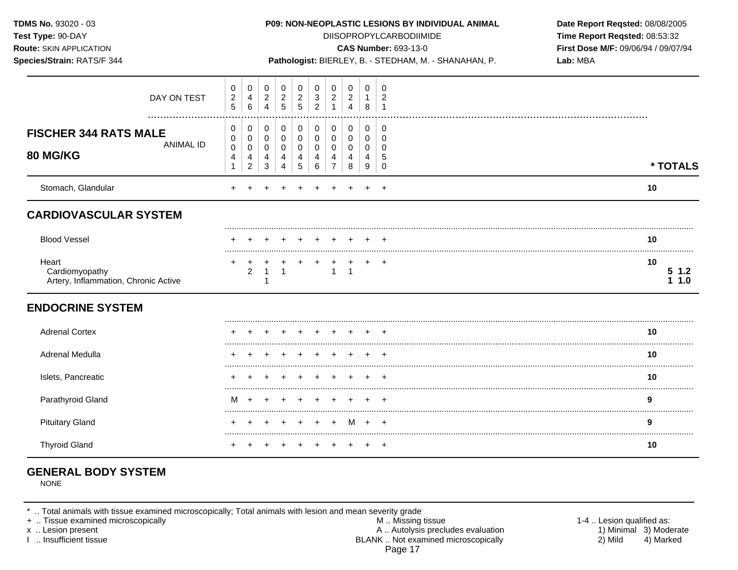**TDMS No.** 93020 - 03
**Test Type:** 90-DAY
**Route:** SKIN APPLICATION
**Species/Strain:** RATS/F 344

**P09: NON-NEOPLASTIC LESIONS BY INDIVIDUAL ANIMAL**
DIISOPROPYLCARBODIIMIDE
**CAS Number:** 693-13-0
**Pathologist:** BIERLEY, B. - STEDHAM, M. - SHANAHAN, P.

**Date Report Reqsted:** 08/08/2005
**Time Report Reqsted:** 08:53:32
**First Dose M/F:** 09/06/94 / 09/07/94
**Lab:** MBA

## FISCHER 344 RATS MALE 80 MG/KG

| DAY ON TEST | 025 | 046 | 024 | 025 | 025 | 032 | 021 | 024 | 018 | 021 | |
|---|---|---|---|---|---|---|---|---|---|---|---|
| ANIMAL ID | 00041 | 00042 | 00043 | 00044 | 00045 | 00046 | 00047 | 00048 | 00049 | 00050 | * TOTALS |
| Stomach, Glandular | + | + | + | + | + | + | + | + | + | + | 10 |
| **CARDIOVASCULAR SYSTEM** | | | | | | | | | | | |
| Blood Vessel | + | + | + | + | + | + | + | + | + | + | 10 |
| Heart | + | + | + | + | + | + | + | + | + | + | 10 |
| Cardiomyopathy | | 2 | 1 | 1 | | | 1 | 1 | | | 5 1.2 |
| Artery, Inflammation, Chronic Active | | | 1 | | | | | | | | 1 1.0 |
| **ENDOCRINE SYSTEM** | | | | | | | | | | | |
| Adrenal Cortex | + | + | + | + | + | + | + | + | + | + | 10 |
| Adrenal Medulla | + | + | + | + | + | + | + | + | + | + | 10 |
| Islets, Pancreatic | + | + | + | + | + | + | + | + | + | + | 10 |
| Parathyroid Gland | M | + | + | + | + | + | + | + | + | + | 9 |
| Pituitary Gland | + | + | + | + | + | + | + | M | + | + | 9 |
| Thyroid Gland | + | + | + | + | + | + | + | + | + | + | 10 |

## GENERAL BODY SYSTEM

NONE

\* .. Total animals with tissue examined microscopically; Total animals with lesion and mean severity grade
\+ .. Tissue examined microscopically
x .. Lesion present
I .. Insufficient tissue

M .. Missing tissue
A .. Autolysis precludes evaluation
BLANK .. Not examined microscopically

1-4 .. Lesion qualified as:
1) Minimal 2) Mild 3) Moderate 4) Marked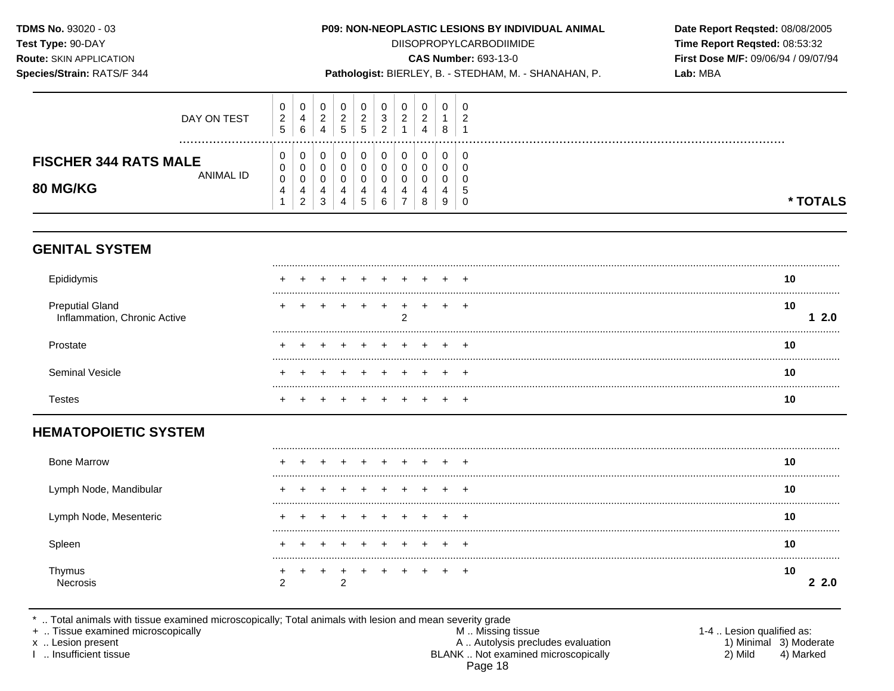**TDMS No.** 93020 - 03
**Test Type:** 90-DAY
**Route:** SKIN APPLICATION
**Species/Strain:** RATS/F 344

**P09: NON-NEOPLASTIC LESIONS BY INDIVIDUAL ANIMAL**
DIISOPROPYLCARBODIIMIDE
**CAS Number:** 693-13-0
**Pathologist:** BIERLEY, B. - STEDHAM, M. - SHANAHAN, P.

**Date Report Reqsted:** 08/08/2005
**Time Report Reqsted:** 08:53:32
**First Dose M/F:** 09/06/94 / 09/07/94
**Lab:** MBA

## FISCHER 344 RATS MALE 80 MG/KG

| | | | | | | | | | | | | |
|---|---|---|---|---|---|---|---|---|---|---|---|---|
| DAY ON TEST | 025 | 046 | 024 | 025 | 025 | 032 | 021 | 024 | 018 | 021 | | |
| ANIMAL ID | 00041 | 00042 | 00043 | 00044 | 00045 | 00046 | 00047 | 00048 | 00049 | 00050 | * TOTALS | |
| **GENITAL SYSTEM** | | | | | | | | | | | | |
| Epididymis | + | + | + | + | + | + | + | + | + | + | 10 | |
| Preputial Gland | + | + | + | + | + | + | + | + | + | + | 10 | |
| Inflammation, Chronic Active | | | | | | | 2 | | | | | 1 2.0 |
| Prostate | + | + | + | + | + | + | + | + | + | + | 10 | |
| Seminal Vesicle | + | + | + | + | + | + | + | + | + | + | 10 | |
| Testes | + | + | + | + | + | + | + | + | + | + | 10 | |
| **HEMATOPOIETIC SYSTEM** | | | | | | | | | | | | |
| Bone Marrow | + | + | + | + | + | + | + | + | + | + | 10 | |
| Lymph Node, Mandibular | + | + | + | + | + | + | + | + | + | + | 10 | |
| Lymph Node, Mesenteric | + | + | + | + | + | + | + | + | + | + | 10 | |
| Spleen | + | + | + | + | + | + | + | + | + | + | 10 | |
| Thymus | + | + | + | + | + | + | + | + | + | + | 10 | |
| Necrosis | 2 | | | 2 | | | | | | | | 2 2.0 |

* .. Total animals with tissue examined microscopically; Total animals with lesion and mean severity grade
+ .. Tissue examined microscopically
x .. Lesion present
I .. Insufficient tissue

M .. Missing tissue
A .. Autolysis precludes evaluation
BLANK .. Not examined microscopically

1-4 .. Lesion qualified as:
1) Minimal 2) Mild 3) Moderate 4) Marked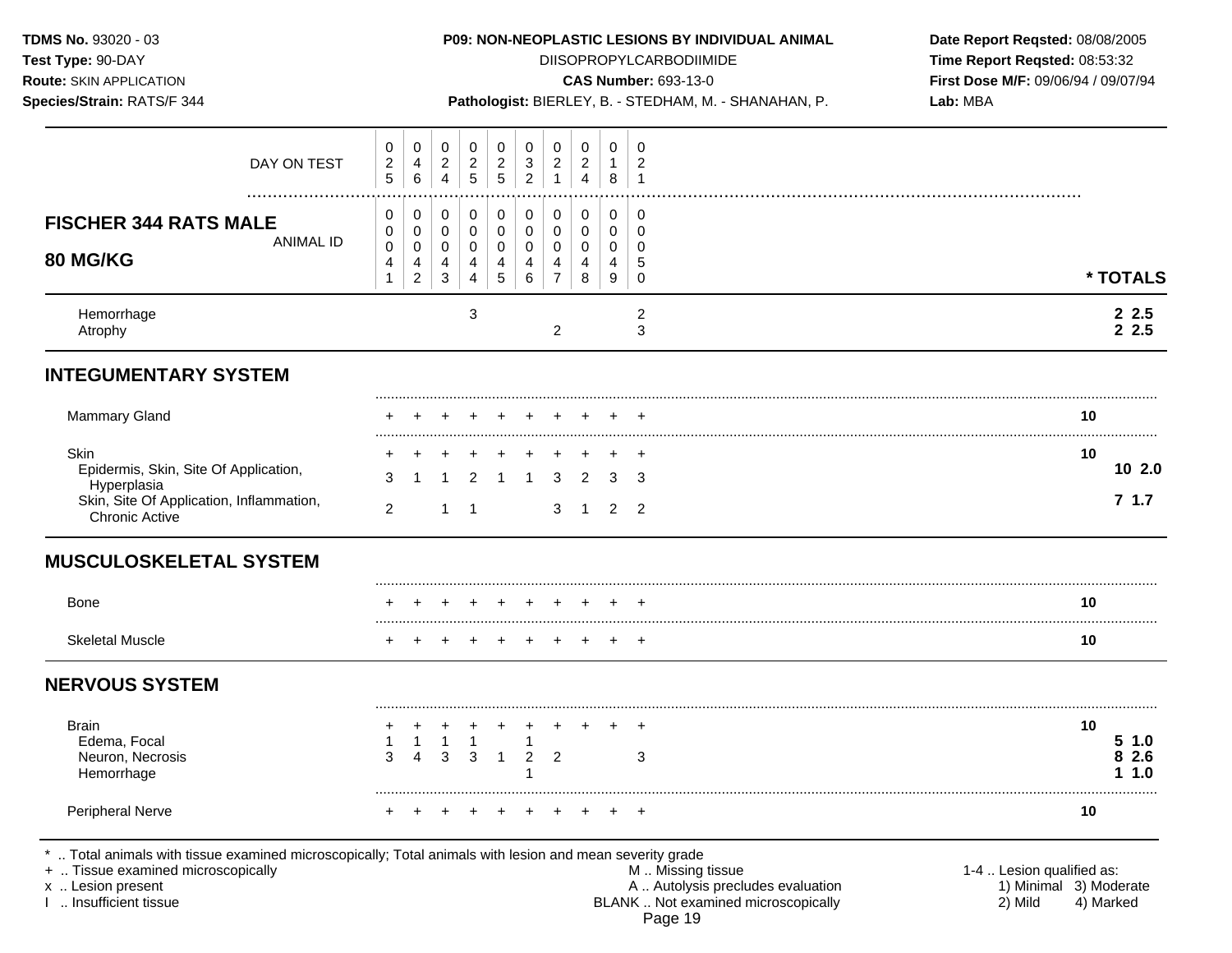## FISCHER 344 RATS MALE 80 MG/KG

| | 0041 | 0042 | 0043 | 0044 | 0045 | 0046 | 0047 | 0048 | 0049 | 0050 | * TOTALS | |
|---|---|---|---|---|---|---|---|---|---|---|---|---|
| DAY ON TEST | 025 | 046 | 024 | 025 | 025 | 032 | 021 | 024 | 018 | 021 | | |
| Hemorrhage | | | | 3 | | | | | | 2 | | 2 2.5 |
| Atrophy | | | | | | | 2 | | | 3 | | 2 2.5 |
| **INTEGUMENTARY SYSTEM** | | | | | | | | | | | | |
| Mammary Gland | + | + | + | + | + | + | + | + | + | + | 10 | |
| Skin | + | + | + | + | + | + | + | + | + | + | 10 | |
| Epidermis, Skin, Site Of Application, Hyperplasia | 3 | 1 | 1 | 2 | 1 | 1 | 3 | 2 | 3 | 3 | | 10 2.0 |
| Skin, Site Of Application, Inflammation, Chronic Active | 2 | | 1 | 1 | | | 3 | 1 | 2 | 2 | | 7 1.7 |
| **MUSCULOSKELETAL SYSTEM** | | | | | | | | | | | | |
| Bone | + | + | + | + | + | + | + | + | + | + | 10 | |
| Skeletal Muscle | + | + | + | + | + | + | + | + | + | + | 10 | |
| **NERVOUS SYSTEM** | | | | | | | | | | | | |
| Brain | + | + | + | + | + | + | + | + | + | + | 10 | |
| Edema, Focal | 1 | 1 | 1 | 1 | | 1 | | | | | | 5 1.0 |
| Neuron, Necrosis | 3 | 4 | 3 | 3 | 1 | 2 | 2 | | | 3 | | 8 2.6 |
| Hemorrhage | | | | | | 1 | | | | | | 1 1.0 |
| Peripheral Nerve | + | + | + | + | + | + | + | + | + | + | 10 | |

* .. Total animals with tissue examined microscopically; Total animals with lesion and mean severity grade
+ .. Tissue examined microscopically
x .. Lesion present
I .. Insufficient tissue

M .. Missing tissue
A .. Autolysis precludes evaluation
BLANK .. Not examined microscopically

1-4 .. Lesion qualified as: 1) Minimal 2) Mild 3) Moderate 4) Marked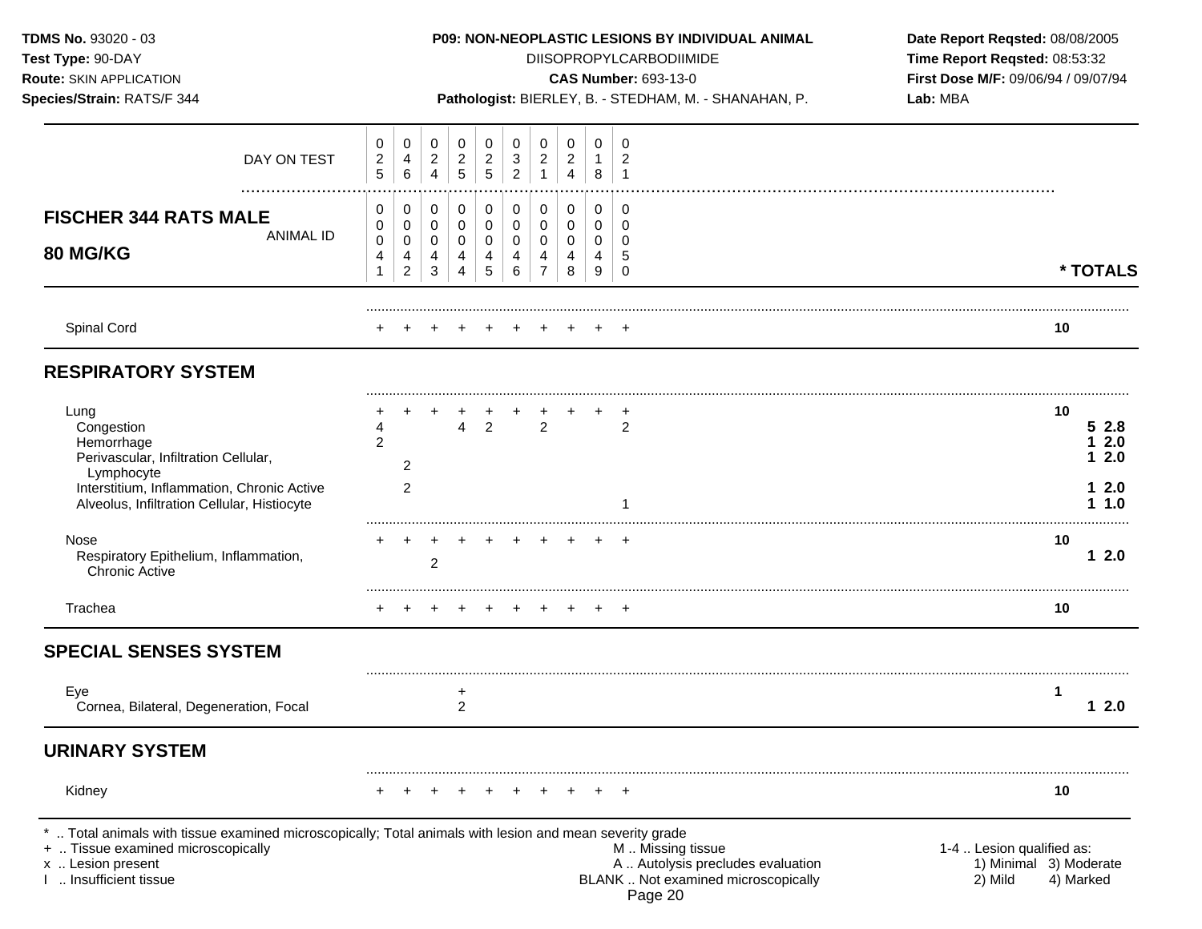**TDMS No.** 93020 - 03
**Test Type:** 90-DAY
**Route:** SKIN APPLICATION
**Species/Strain:** RATS/F 344

**P09: NON-NEOPLASTIC LESIONS BY INDIVIDUAL ANIMAL**
DIISOPROPYLCARBODIIMIDE
**CAS Number:** 693-13-0
**Pathologist:** BIERLEY, B. - STEDHAM, M. - SHANAHAN, P.

**Date Report Reqsted:** 08/08/2005
**Time Report Reqsted:** 08:53:32
**First Dose M/F:** 09/06/94 / 09/07/94
**Lab:** MBA

## FISCHER 344 RATS MALE — 80 MG/KG

| | 0041 | 0042 | 0043 | 0044 | 0045 | 0046 | 0047 | 0048 | 0049 | 0050 | * TOTALS |
|---|---|---|---|---|---|---|---|---|---|---|---|
| DAY ON TEST | 025 | 046 | 024 | 025 | 025 | 032 | 021 | 024 | 018 | 021 | |
| Spinal Cord | + | + | + | + | + | + | + | + | + | + | 10 |
| **RESPIRATORY SYSTEM** | | | | | | | | | | | |
| Lung | + | + | + | + | + | + | + | + | + | + | 10 |
| Congestion | 4 | | | 4 | 2 | | 2 | | | 2 | 5 2.8 |
| Hemorrhage | 2 | | | | | | | | | | 1 2.0 |
| Perivascular, Infiltration Cellular, Lymphocyte | | 2 | | | | | | | | | 1 2.0 |
| Interstitium, Inflammation, Chronic Active | | 2 | | | | | | | | | 1 2.0 |
| Alveolus, Infiltration Cellular, Histiocyte | | | | | | | | | | 1 | 1 1.0 |
| Nose | + | + | + | + | + | + | + | + | + | + | 10 |
| Respiratory Epithelium, Inflammation, Chronic Active | | | 2 | | | | | | | | 1 2.0 |
| Trachea | + | + | + | + | + | + | + | + | + | + | 10 |
| **SPECIAL SENSES SYSTEM** | | | | | | | | | | | |
| Eye | | | | + | | | | | | | 1 |
| Cornea, Bilateral, Degeneration, Focal | | | | 2 | | | | | | | 1 2.0 |
| **URINARY SYSTEM** | | | | | | | | | | | |
| Kidney | + | + | + | + | + | + | + | + | + | + | 10 |

\* .. Total animals with tissue examined microscopically; Total animals with lesion and mean severity grade
\+ .. Tissue examined microscopically
x .. Lesion present
I .. Insufficient tissue
M .. Missing tissue
A .. Autolysis precludes evaluation
BLANK .. Not examined microscopically
1-4 .. Lesion qualified as: 1) Minimal 2) Mild 3) Moderate 4) Marked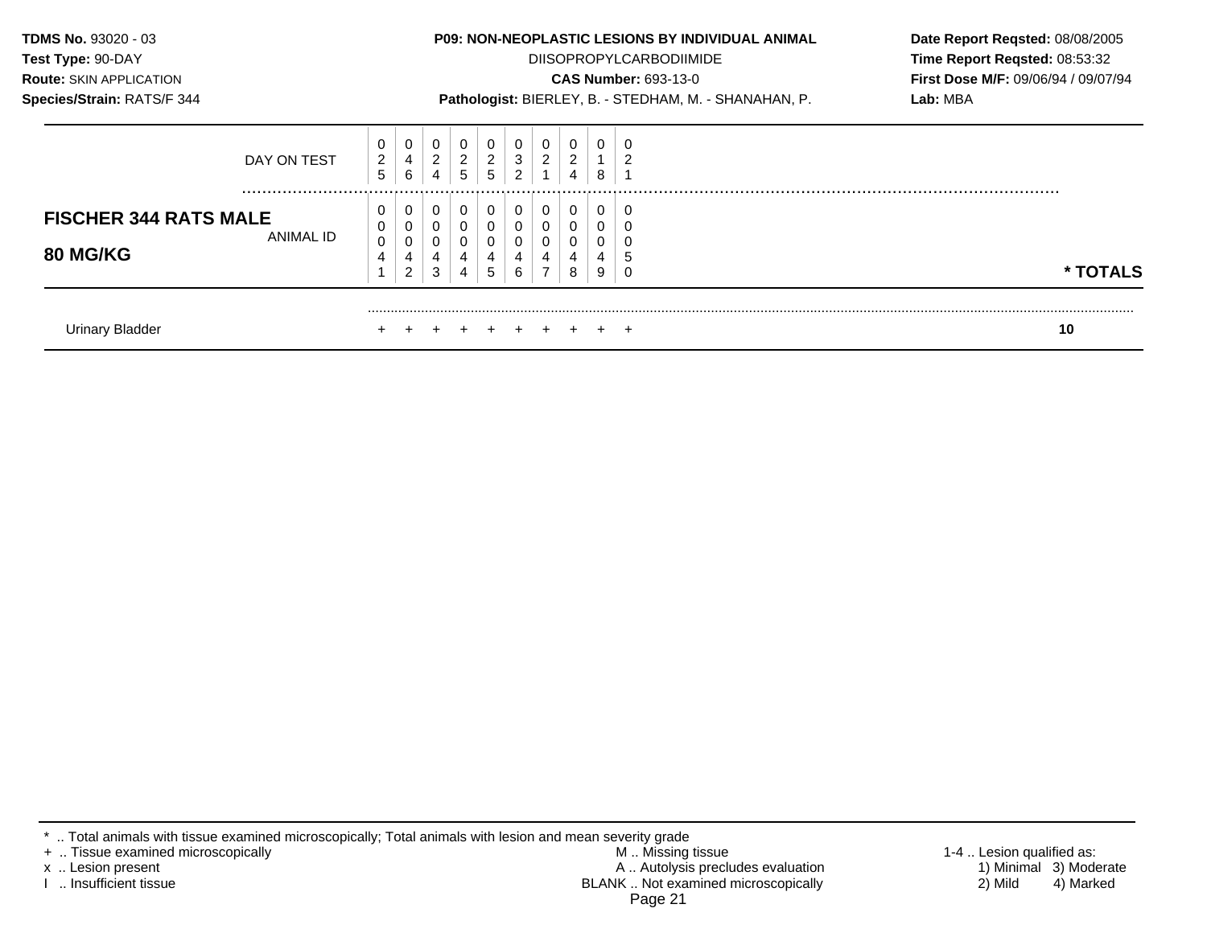**TDMS No.** 93020 - 03
**Test Type:** 90-DAY
**Route:** SKIN APPLICATION
**Species/Strain:** RATS/F 344

**P09: NON-NEOPLASTIC LESIONS BY INDIVIDUAL ANIMAL**
DIISOPROPYLCARBODIIMIDE
**CAS Number:** 693-13-0
**Pathologist:** BIERLEY, B. - STEDHAM, M. - SHANAHAN, P.

**Date Report Reqsted:** 08/08/2005
**Time Report Reqsted:** 08:53:32
**First Dose M/F:** 09/06/94 / 09/07/94
**Lab:** MBA

| | | | | | | | | | | | |
|---|---|---|---|---|---|---|---|---|---|---|---|
| DAY ON TEST | 025 | 046 | 024 | 025 | 025 | 032 | 021 | 024 | 018 | 021 | |
| **FISCHER 344 RATS MALE 80 MG/KG** ANIMAL ID | 00041 | 00042 | 00043 | 00044 | 00045 | 00046 | 00047 | 00048 | 00049 | 00050 | *** TOTALS** |
| Urinary Bladder | + | + | + | + | + | + | + | + | + | + | **10** |

* .. Total animals with tissue examined microscopically; Total animals with lesion and mean severity grade
+ .. Tissue examined microscopically
x .. Lesion present
I .. Insufficient tissue

M .. Missing tissue
A .. Autolysis precludes evaluation
BLANK .. Not examined microscopically

1-4 .. Lesion qualified as:
1) Minimal 3) Moderate
2) Mild 4) Marked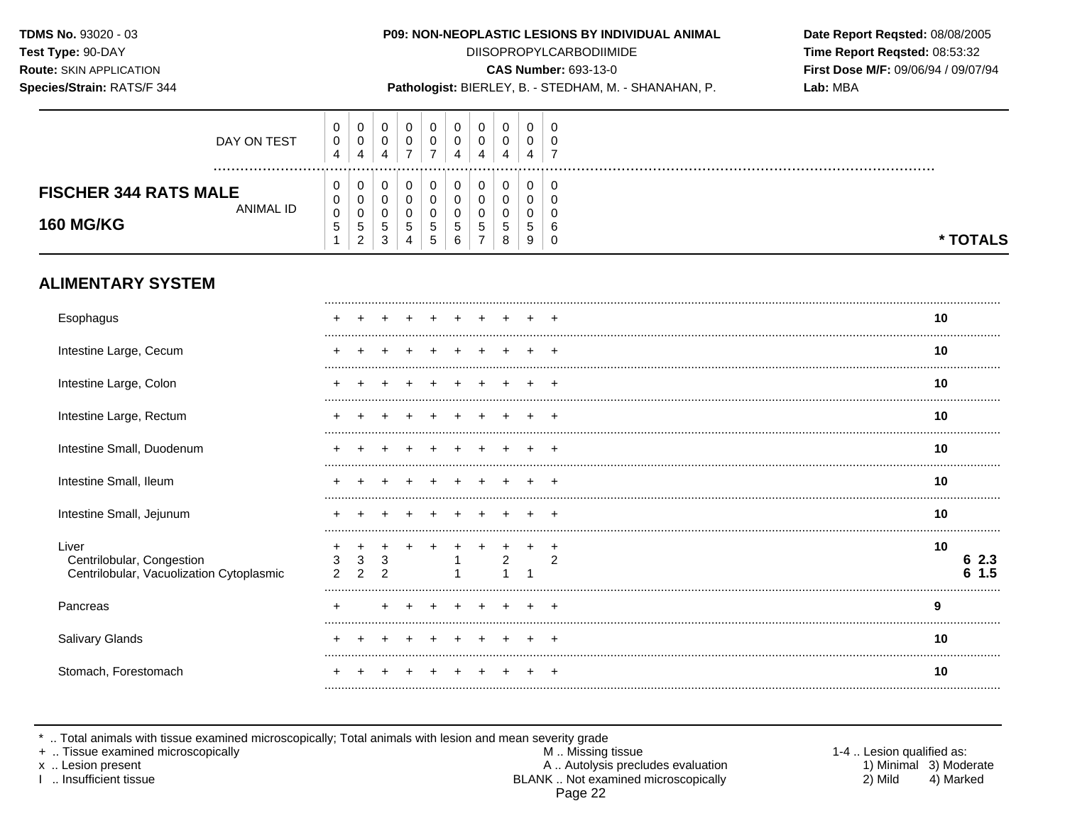**TDMS No.** 93020 - 03
**Test Type:** 90-DAY
**Route:** SKIN APPLICATION
**Species/Strain:** RATS/F 344

**P09: NON-NEOPLASTIC LESIONS BY INDIVIDUAL ANIMAL**
DIISOPROPYLCARBODIIMIDE
**CAS Number:** 693-13-0
**Pathologist:** BIERLEY, B. - STEDHAM, M. - SHANAHAN, P.

**Date Report Reqsted:** 08/08/2005
**Time Report Reqsted:** 08:53:32
**First Dose M/F:** 09/06/94 / 09/07/94
**Lab:** MBA

| **FISCHER 344 RATS MALE 160 MG/KG** | | | | | | | | | | | |
|---|---|---|---|---|---|---|---|---|---|---|---|
| DAY ON TEST | 004 | 004 | 004 | 007 | 007 | 004 | 004 | 004 | 004 | 007 | |
| ANIMAL ID | 00051 | 00052 | 00053 | 00054 | 00055 | 00056 | 00057 | 00058 | 00059 | 00060 | *** TOTALS** |
| **ALIMENTARY SYSTEM** | | | | | | | | | | | |
| Esophagus | + | + | + | + | + | + | + | + | + | + | 10 |
| Intestine Large, Cecum | + | + | + | + | + | + | + | + | + | + | 10 |
| Intestine Large, Colon | + | + | + | + | + | + | + | + | + | + | 10 |
| Intestine Large, Rectum | + | + | + | + | + | + | + | + | + | + | 10 |
| Intestine Small, Duodenum | + | + | + | + | + | + | + | + | + | + | 10 |
| Intestine Small, Ileum | + | + | + | + | + | + | + | + | + | + | 10 |
| Intestine Small, Jejunum | + | + | + | + | + | + | + | + | + | + | 10 |
| Liver | + | + | + | + | + | + | + | + | + | + | 10 |
| Centrilobular, Congestion | 3 | 3 | 3 | | | 1 | | 2 | | 2 | 6 2.3 |
| Centrilobular, Vacuolization Cytoplasmic | 2 | 2 | 2 | | | 1 | | 1 | 1 | | 6 1.5 |
| Pancreas | + | | + | + | + | + | + | + | + | + | 9 |
| Salivary Glands | + | + | + | + | + | + | + | + | + | + | 10 |
| Stomach, Forestomach | + | + | + | + | + | + | + | + | + | + | 10 |

\* .. Total animals with tissue examined microscopically; Total animals with lesion and mean severity grade
\+ .. Tissue examined microscopically
x .. Lesion present
I .. Insufficient tissue

M .. Missing tissue
A .. Autolysis precludes evaluation
BLANK .. Not examined microscopically

1-4 .. Lesion qualified as:
1) Minimal 3) Moderate
2) Mild 4) Marked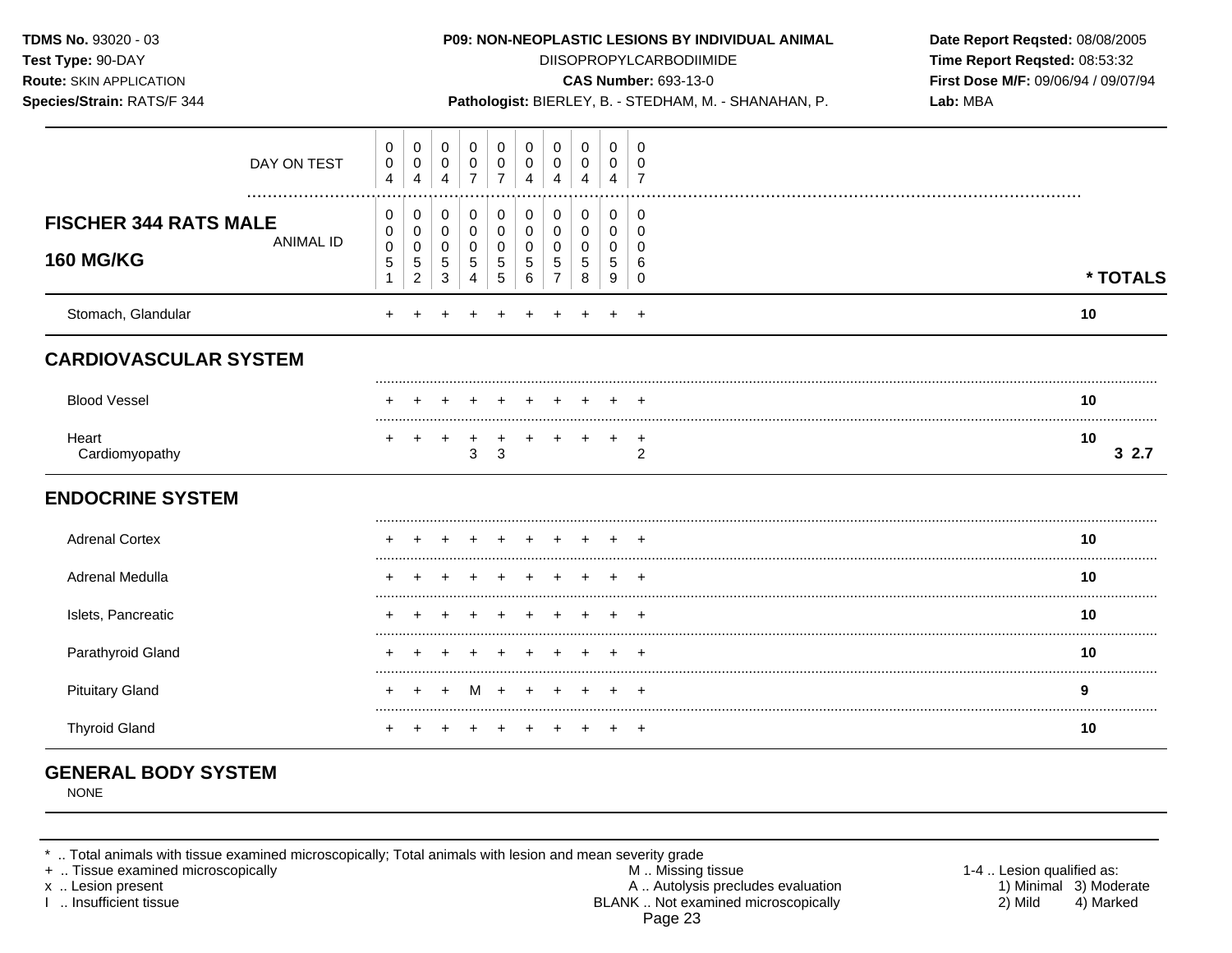**TDMS No.** 93020 - 03
**Test Type:** 90-DAY
**Route:** SKIN APPLICATION
**Species/Strain:** RATS/F 344

**P09: NON-NEOPLASTIC LESIONS BY INDIVIDUAL ANIMAL**
DIISOPROPYLCARBODIIMIDE
**CAS Number:** 693-13-0
**Pathologist:** BIERLEY, B. - STEDHAM, M. - SHANAHAN, P.

**Date Report Reqsted:** 08/08/2005
**Time Report Reqsted:** 08:53:32
**First Dose M/F:** 09/06/94 / 09/07/94
**Lab:** MBA

| DAY ON TEST | 004 | 004 | 004 | 007 | 007 | 004 | 004 | 004 | 004 | 007 | |
|---|---|---|---|---|---|---|---|---|---|---|---|
| **FISCHER 344 RATS MALE 160 MG/KG** ANIMAL ID | 00051 | 00052 | 00053 | 00054 | 00055 | 00056 | 00057 | 00058 | 00059 | 00060 | *** TOTALS** |
| Stomach, Glandular | + | + | + | + | + | + | + | + | + | + | **10** |
| **CARDIOVASCULAR SYSTEM** | | | | | | | | | | | |
| Blood Vessel | + | + | + | + | + | + | + | + | + | + | **10** |
| Heart | + | + | + | + | + | + | + | + | + | + | **10** |
| Cardiomyopathy | | | | 3 | 3 | | | | | 2 | **3 2.7** |
| **ENDOCRINE SYSTEM** | | | | | | | | | | | |
| Adrenal Cortex | + | + | + | + | + | + | + | + | + | + | **10** |
| Adrenal Medulla | + | + | + | + | + | + | + | + | + | + | **10** |
| Islets, Pancreatic | + | + | + | + | + | + | + | + | + | + | **10** |
| Parathyroid Gland | + | + | + | + | + | + | + | + | + | + | **10** |
| Pituitary Gland | + | + | + | M | + | + | + | + | + | + | **9** |
| Thyroid Gland | + | + | + | + | + | + | + | + | + | + | **10** |

**GENERAL BODY SYSTEM**

NONE

* .. Total animals with tissue examined microscopically; Total animals with lesion and mean severity grade
+ .. Tissue examined microscopically
x .. Lesion present
I .. Insufficient tissue

M .. Missing tissue
A .. Autolysis precludes evaluation
BLANK .. Not examined microscopically

1-4 .. Lesion qualified as:
1) Minimal 3) Moderate
2) Mild 4) Marked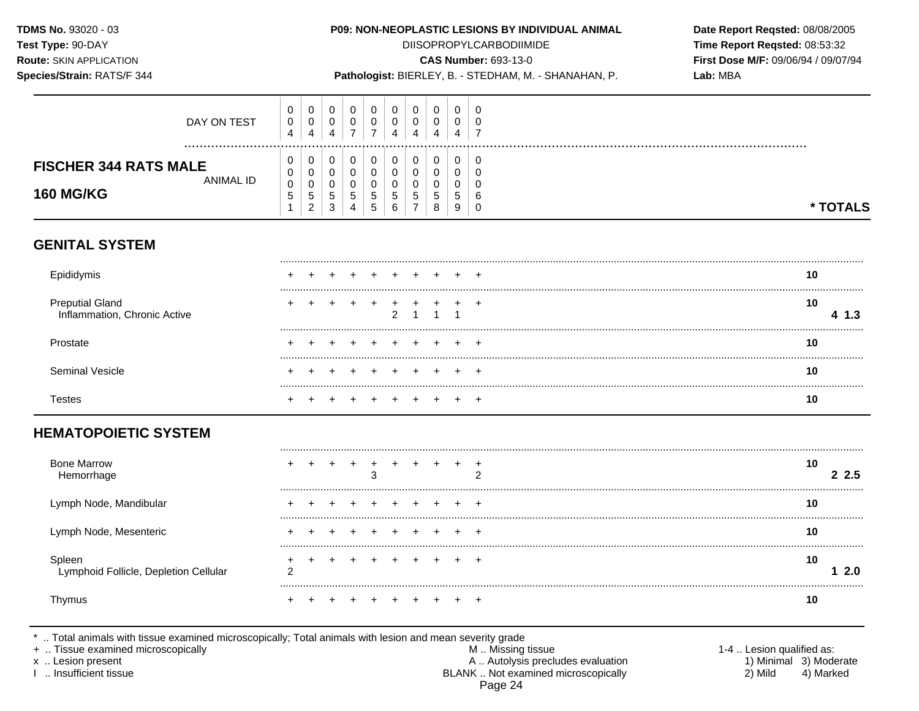**TDMS No.** 93020 - 03
**Test Type:** 90-DAY
**Route:** SKIN APPLICATION
**Species/Strain:** RATS/F 344

**P09: NON-NEOPLASTIC LESIONS BY INDIVIDUAL ANIMAL**
DIISOPROPYLCARBODIIMIDE
**CAS Number:** 693-13-0
**Pathologist:** BIERLEY, B. - STEDHAM, M. - SHANAHAN, P.

**Date Report Reqsted:** 08/08/2005
**Time Report Reqsted:** 08:53:32
**First Dose M/F:** 09/06/94 / 09/07/94
**Lab:** MBA

## FISCHER 344 RATS MALE
## 160 MG/KG

| | | | | | | | | | | | | |
|---|---|---|---|---|---|---|---|---|---|---|---|---|
| DAY ON TEST | 004 | 004 | 004 | 007 | 007 | 004 | 004 | 004 | 004 | 007 | | |
| ANIMAL ID | 00051 | 00052 | 00053 | 00054 | 00055 | 00056 | 00057 | 00058 | 00059 | 00060 | *TOTALS | |
| **GENITAL SYSTEM** | | | | | | | | | | | | |
| Epididymis | + | + | + | + | + | + | + | + | + | + | 10 | |
| Preputial Gland | + | + | + | + | + | + | + | + | + | + | 10 | |
| Inflammation, Chronic Active | | | | | | 2 | 1 | 1 | 1 | | | 4 1.3 |
| Prostate | + | + | + | + | + | + | + | + | + | + | 10 | |
| Seminal Vesicle | + | + | + | + | + | + | + | + | + | + | 10 | |
| Testes | + | + | + | + | + | + | + | + | + | + | 10 | |
| **HEMATOPOIETIC SYSTEM** | | | | | | | | | | | | |
| Bone Marrow | + | + | + | + | + | + | + | + | + | + | 10 | |
| Hemorrhage | | | | | 3 | | | | | 2 | | 2 2.5 |
| Lymph Node, Mandibular | + | + | + | + | + | + | + | + | + | + | 10 | |
| Lymph Node, Mesenteric | + | + | + | + | + | + | + | + | + | + | 10 | |
| Spleen | + | + | + | + | + | + | + | + | + | + | 10 | |
| Lymphoid Follicle, Depletion Cellular | 2 | | | | | | | | | | | 1 2.0 |
| Thymus | + | + | + | + | + | + | + | + | + | + | 10 | |

\* .. Total animals with tissue examined microscopically; Total animals with lesion and mean severity grade
\+ .. Tissue examined microscopically
x .. Lesion present
I .. Insufficient tissue

M .. Missing tissue
A .. Autolysis precludes evaluation
BLANK .. Not examined microscopically

1-4 .. Lesion qualified as:
1) Minimal 3) Moderate
2) Mild 4) Marked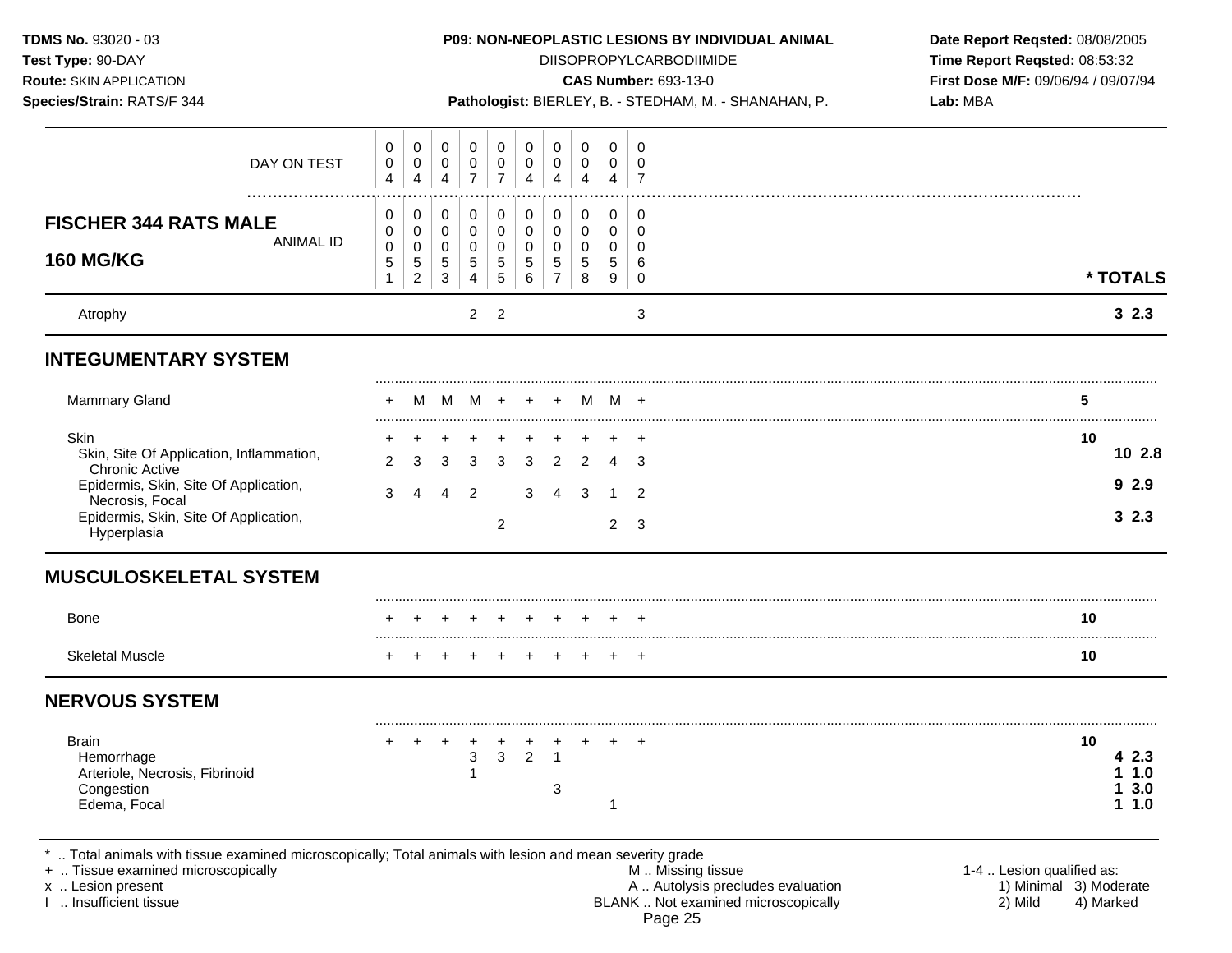**TDMS No.** 93020 - 03
**Test Type:** 90-DAY
**Route:** SKIN APPLICATION
**Species/Strain:** RATS/F 344

**P09: NON-NEOPLASTIC LESIONS BY INDIVIDUAL ANIMAL**
DIISOPROPYLCARBODIIMIDE
**CAS Number:** 693-13-0
**Pathologist:** BIERLEY, B. - STEDHAM, M. - SHANAHAN, P.

**Date Report Reqsted:** 08/08/2005
**Time Report Reqsted:** 08:53:32
**First Dose M/F:** 09/06/94 / 09/07/94
**Lab:** MBA

| DAY ON TEST | 004 | 004 | 004 | 007 | 007 | 004 | 004 | 004 | 004 | 007 | | |
|---|---|---|---|---|---|---|---|---|---|---|---|---|
| **FISCHER 344 RATS MALE 160 MG/KG** — ANIMAL ID | 00051 | 00052 | 00053 | 00054 | 00055 | 00056 | 00057 | 00058 | 00059 | 00060 | * TOTALS | |
| Atrophy | | | | 2 | 2 | | | | | 3 | | **3 2.3** |
| **INTEGUMENTARY SYSTEM** | | | | | | | | | | | | |
| Mammary Gland | + | M | M | M | + | + | + | M | M | + | 5 | |
| Skin | + | + | + | + | + | + | + | + | + | + | 10 | |
| Skin, Site Of Application, Inflammation, Chronic Active | 2 | 3 | 3 | 3 | 3 | 3 | 2 | 2 | 4 | 3 | | **10 2.8** |
| Epidermis, Skin, Site Of Application, Necrosis, Focal | 3 | 4 | 4 | 2 | | 3 | 4 | 3 | 1 | 2 | | **9 2.9** |
| Epidermis, Skin, Site Of Application, Hyperplasia | | | | | 2 | | | | 2 | 3 | | **3 2.3** |
| **MUSCULOSKELETAL SYSTEM** | | | | | | | | | | | | |
| Bone | + | + | + | + | + | + | + | + | + | + | 10 | |
| Skeletal Muscle | + | + | + | + | + | + | + | + | + | + | 10 | |
| **NERVOUS SYSTEM** | | | | | | | | | | | | |
| Brain | + | + | + | + | + | + | + | + | + | + | 10 | |
| Hemorrhage | | | | 3 | 3 | 2 | 1 | | | | | **4 2.3** |
| Arteriole, Necrosis, Fibrinoid | | | | 1 | | | | | | | | **1 1.0** |
| Congestion | | | | | | | 3 | | | | | **1 3.0** |
| Edema, Focal | | | | | | | | | 1 | | | **1 1.0** |

\* .. Total animals with tissue examined microscopically; Total animals with lesion and mean severity grade
+ .. Tissue examined microscopically
x .. Lesion present
I .. Insufficient tissue

M .. Missing tissue
A .. Autolysis precludes evaluation
BLANK .. Not examined microscopically

1-4 .. Lesion qualified as:
1) Minimal 3) Moderate
2) Mild 4) Marked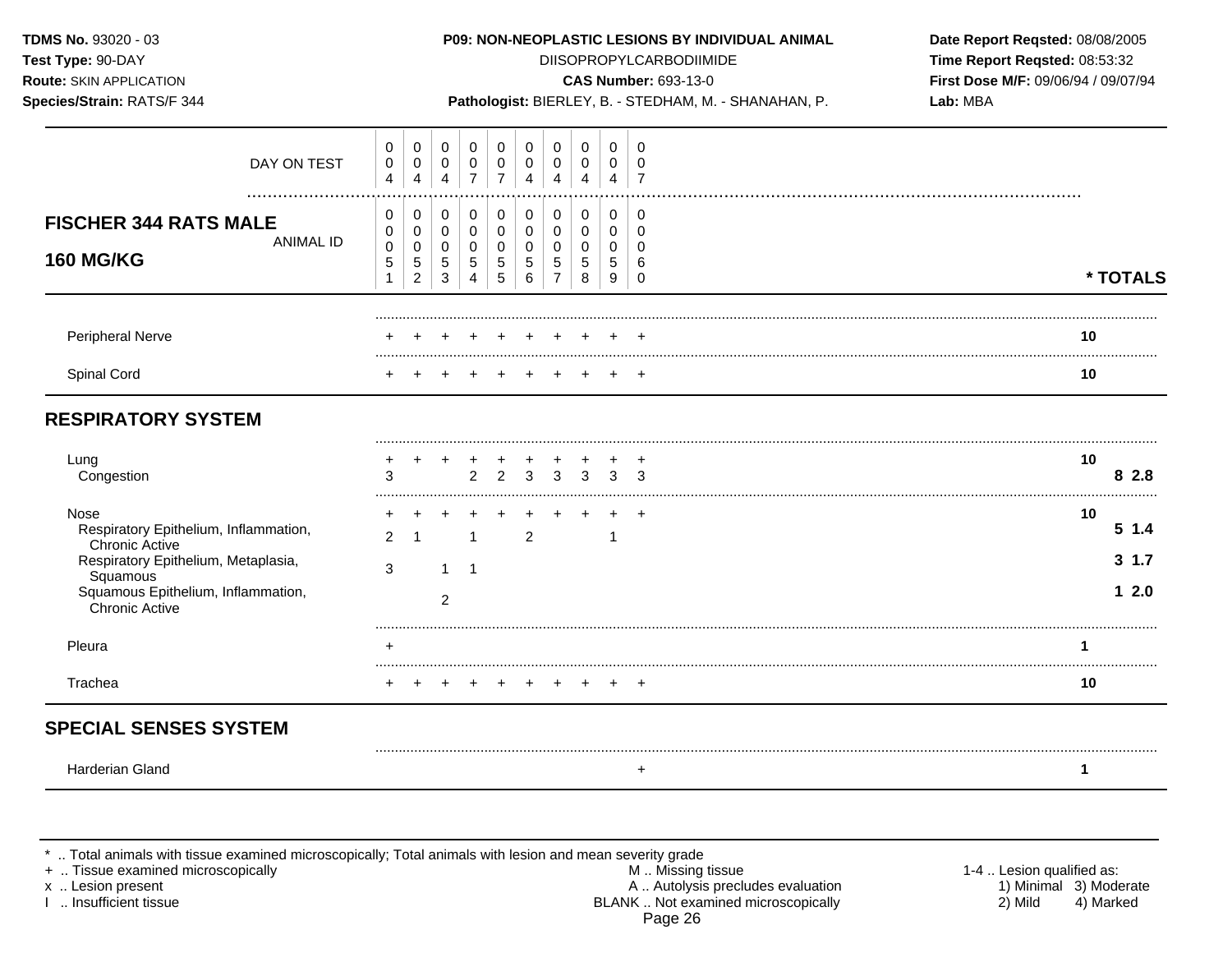**TDMS No.** 93020 - 03
**Test Type:** 90-DAY
**Route:** SKIN APPLICATION
**Species/Strain:** RATS/F 344

**P09: NON-NEOPLASTIC LESIONS BY INDIVIDUAL ANIMAL**
DIISOPROPYLCARBODIIMIDE
**CAS Number:** 693-13-0
**Pathologist:** BIERLEY, B. - STEDHAM, M. - SHANAHAN, P.

**Date Report Reqsted:** 08/08/2005
**Time Report Reqsted:** 08:53:32
**First Dose M/F:** 09/06/94 / 09/07/94
**Lab:** MBA

## FISCHER 344 RATS MALE 160 MG/KG

| DAY ON TEST | 004 | 004 | 004 | 007 | 007 | 004 | 004 | 004 | 004 | 007 | * TOTALS | |
|---|---|---|---|---|---|---|---|---|---|---|---|---|
| ANIMAL ID | 00051 | 00052 | 00053 | 00054 | 00055 | 00056 | 00057 | 00058 | 00059 | 00060 | | |
| Peripheral Nerve | + | + | + | + | + | + | + | + | + | + | 10 | |
| Spinal Cord | + | + | + | + | + | + | + | + | + | + | 10 | |
| **RESPIRATORY SYSTEM** | | | | | | | | | | | | |
| Lung | + | + | + | + | + | + | + | + | + | + | 10 | |
| Congestion | 3 | | | 2 | 2 | 3 | 3 | 3 | 3 | 3 | | 8 2.8 |
| Nose | + | + | + | + | + | + | + | + | + | + | 10 | |
| Respiratory Epithelium, Inflammation, Chronic Active | 2 | 1 | | 1 | | 2 | | | 1 | | | 5 1.4 |
| Respiratory Epithelium, Metaplasia, Squamous | 3 | | 1 | 1 | | | | | | | | 3 1.7 |
| Squamous Epithelium, Inflammation, Chronic Active | | | 2 | | | | | | | | | 1 2.0 |
| Pleura | + | | | | | | | | | | 1 | |
| Trachea | + | + | + | + | + | + | + | + | + | + | 10 | |
| **SPECIAL SENSES SYSTEM** | | | | | | | | | | | | |
| Harderian Gland | | | | | | | | | | + | 1 | |

\* .. Total animals with tissue examined microscopically; Total animals with lesion and mean severity grade
\+ .. Tissue examined microscopically
x .. Lesion present
I .. Insufficient tissue
M .. Missing tissue
A .. Autolysis precludes evaluation
BLANK .. Not examined microscopically
1-4 .. Lesion qualified as: 1) Minimal 2) Mild 3) Moderate 4) Marked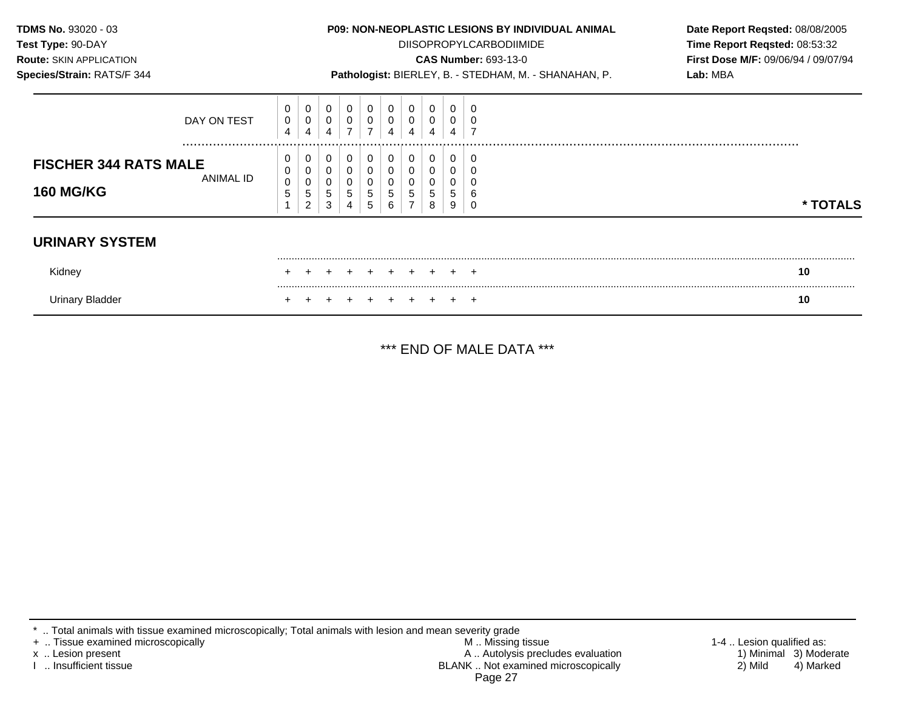**TDMS No.** 93020 - 03
**Test Type:** 90-DAY
**Route:** SKIN APPLICATION
**Species/Strain:** RATS/F 344

**P09: NON-NEOPLASTIC LESIONS BY INDIVIDUAL ANIMAL**
DIISOPROPYLCARBODIIMIDE
**CAS Number:** 693-13-0
**Pathologist:** BIERLEY, B. - STEDHAM, M. - SHANAHAN, P.

**Date Report Reqsted:** 08/08/2005
**Time Report Reqsted:** 08:53:32
**First Dose M/F:** 09/06/94 / 09/07/94
**Lab:** MBA

## FISCHER 344 RATS MALE
## 160 MG/KG

| DAY ON TEST | 004 | 004 | 004 | 007 | 007 | 004 | 004 | 004 | 004 | 007 | |
|---|---|---|---|---|---|---|---|---|---|---|---|
| ANIMAL ID | 00051 | 00052 | 00053 | 00054 | 00055 | 00056 | 00057 | 00058 | 00059 | 00060 | * TOTALS |
| **URINARY SYSTEM** | | | | | | | | | | | |
| Kidney | + | + | + | + | + | + | + | + | + | + | 10 |
| Urinary Bladder | + | + | + | + | + | + | + | + | + | + | 10 |

*** END OF MALE DATA ***

* .. Total animals with tissue examined microscopically; Total animals with lesion and mean severity grade
+ .. Tissue examined microscopically
x .. Lesion present
I .. Insufficient tissue

M .. Missing tissue
A .. Autolysis precludes evaluation
BLANK .. Not examined microscopically

1-4 .. Lesion qualified as:
1) Minimal 2) Mild 3) Moderate 4) Marked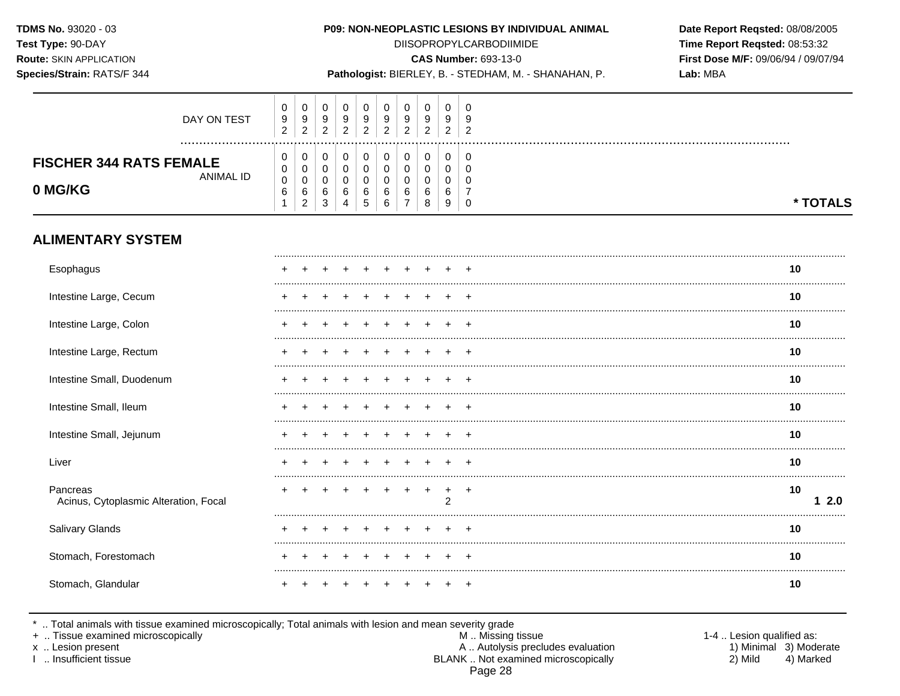**TDMS No.** 93020 - 03
**Test Type:** 90-DAY
**Route:** SKIN APPLICATION
**Species/Strain:** RATS/F 344

**P09: NON-NEOPLASTIC LESIONS BY INDIVIDUAL ANIMAL**
DIISOPROPYLCARBODIIMIDE
**CAS Number:** 693-13-0
**Pathologist:** BIERLEY, B. - STEDHAM, M. - SHANAHAN, P.

**Date Report Reqsted:** 08/08/2005
**Time Report Reqsted:** 08:53:32
**First Dose M/F:** 09/06/94 / 09/07/94
**Lab:** MBA

## FISCHER 344 RATS FEMALE 0 MG/KG

| DAY ON TEST | 092 | 092 | 092 | 092 | 092 | 092 | 092 | 092 | 092 | 092 | |
|---|---|---|---|---|---|---|---|---|---|---|---|
| ANIMAL ID | 00061 | 00062 | 00063 | 00064 | 00065 | 00066 | 00067 | 00068 | 00069 | 00070 | * TOTALS |
| **ALIMENTARY SYSTEM** | | | | | | | | | | | |
| Esophagus | + | + | + | + | + | + | + | + | + | + | 10 |
| Intestine Large, Cecum | + | + | + | + | + | + | + | + | + | + | 10 |
| Intestine Large, Colon | + | + | + | + | + | + | + | + | + | + | 10 |
| Intestine Large, Rectum | + | + | + | + | + | + | + | + | + | + | 10 |
| Intestine Small, Duodenum | + | + | + | + | + | + | + | + | + | + | 10 |
| Intestine Small, Ileum | + | + | + | + | + | + | + | + | + | + | 10 |
| Intestine Small, Jejunum | + | + | + | + | + | + | + | + | + | + | 10 |
| Liver | + | + | + | + | + | + | + | + | + | + | 10 |
| Pancreas | + | + | + | + | + | + | + | + | + | + | 10 |
| Acinus, Cytoplasmic Alteration, Focal | | | | | | | | | 2 | | 1 2.0 |
| Salivary Glands | + | + | + | + | + | + | + | + | + | + | 10 |
| Stomach, Forestomach | + | + | + | + | + | + | + | + | + | + | 10 |
| Stomach, Glandular | + | + | + | + | + | + | + | + | + | + | 10 |

\* .. Total animals with tissue examined microscopically; Total animals with lesion and mean severity grade
\+ .. Tissue examined microscopically
x .. Lesion present
I .. Insufficient tissue

M .. Missing tissue
A .. Autolysis precludes evaluation
BLANK .. Not examined microscopically

1-4 .. Lesion qualified as:
1) Minimal 2) Mild 3) Moderate 4) Marked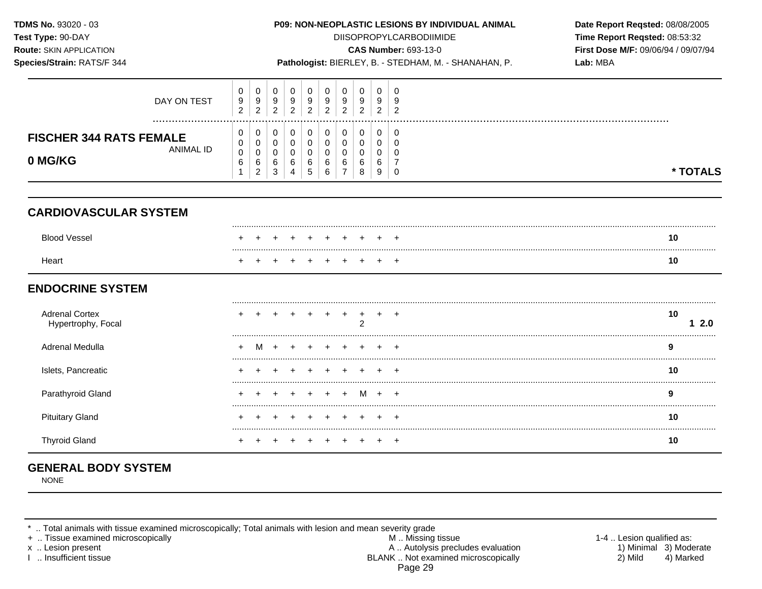**TDMS No.** 93020 - 03
**Test Type:** 90-DAY
**Route:** SKIN APPLICATION
**Species/Strain:** RATS/F 344

**P09: NON-NEOPLASTIC LESIONS BY INDIVIDUAL ANIMAL**
DIISOPROPYLCARBODIIMIDE
**CAS Number:** 693-13-0
**Pathologist:** BIERLEY, B. - STEDHAM, M. - SHANAHAN, P.

**Date Report Reqsted:** 08/08/2005
**Time Report Reqsted:** 08:53:32
**First Dose M/F:** 09/06/94 / 09/07/94
**Lab:** MBA

## FISCHER 344 RATS FEMALE 0 MG/KG

| DAY ON TEST | 092 | 092 | 092 | 092 | 092 | 092 | 092 | 092 | 092 | 092 | |
|---|---|---|---|---|---|---|---|---|---|---|---|
| ANIMAL ID | 00061 | 00062 | 00063 | 00064 | 00065 | 00066 | 00067 | 00068 | 00069 | 00070 | * TOTALS |
| **CARDIOVASCULAR SYSTEM** | | | | | | | | | | | |
| Blood Vessel | + | + | + | + | + | + | + | + | + | + | 10 |
| Heart | + | + | + | + | + | + | + | + | + | + | 10 |
| **ENDOCRINE SYSTEM** | | | | | | | | | | | |
| Adrenal Cortex | + | + | + | + | + | + | + | + | + | + | 10 |
| Hypertrophy, Focal | | | | | | | | 2 | | | 1 2.0 |
| Adrenal Medulla | + | M | + | + | + | + | + | + | + | + | 9 |
| Islets, Pancreatic | + | + | + | + | + | + | + | + | + | + | 10 |
| Parathyroid Gland | + | + | + | + | + | + | + | M | + | + | 9 |
| Pituitary Gland | + | + | + | + | + | + | + | + | + | + | 10 |
| Thyroid Gland | + | + | + | + | + | + | + | + | + | + | 10 |
| **GENERAL BODY SYSTEM** | | | | | | | | | | | |
| NONE | | | | | | | | | | | |

* .. Total animals with tissue examined microscopically; Total animals with lesion and mean severity grade
+ .. Tissue examined microscopically
x .. Lesion present
I .. Insufficient tissue
M .. Missing tissue
A .. Autolysis precludes evaluation
BLANK .. Not examined microscopically
1-4 .. Lesion qualified as: 1) Minimal 2) Mild 3) Moderate 4) Marked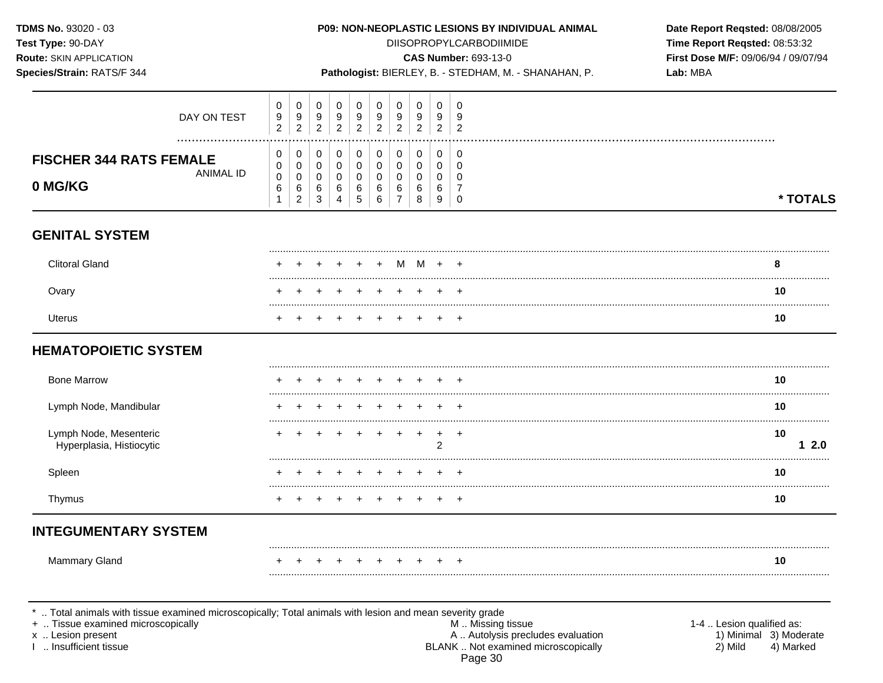**TDMS No.** 93020 - 03
**Test Type:** 90-DAY
**Route:** SKIN APPLICATION
**Species/Strain:** RATS/F 344

**P09: NON-NEOPLASTIC LESIONS BY INDIVIDUAL ANIMAL**
DIISOPROPYLCARBODIIMIDE
**CAS Number:** 693-13-0
**Pathologist:** BIERLEY, B. - STEDHAM, M. - SHANAHAN, P.

**Date Report Reqsted:** 08/08/2005
**Time Report Reqsted:** 08:53:32
**First Dose M/F:** 09/06/94 / 09/07/94
**Lab:** MBA

## FISCHER 344 RATS FEMALE 0 MG/KG

| | | | | | | | | | | | |
|---|---|---|---|---|---|---|---|---|---|---|---|
| DAY ON TEST | 092 | 092 | 092 | 092 | 092 | 092 | 092 | 092 | 092 | 092 | |
| ANIMAL ID | 00061 | 00062 | 00063 | 00064 | 00065 | 00066 | 00067 | 00068 | 00069 | 00070 | * TOTALS |
| **GENITAL SYSTEM** | | | | | | | | | | | |
| Clitoral Gland | + | + | + | + | + | + | M | M | + | + | 8 |
| Ovary | + | + | + | + | + | + | + | + | + | + | 10 |
| Uterus | + | + | + | + | + | + | + | + | + | + | 10 |
| **HEMATOPOIETIC SYSTEM** | | | | | | | | | | | |
| Bone Marrow | + | + | + | + | + | + | + | + | + | + | 10 |
| Lymph Node, Mandibular | + | + | + | + | + | + | + | + | + | + | 10 |
| Lymph Node, Mesenteric | + | + | + | + | + | + | + | + | + | + | 10 |
| Hyperplasia, Histiocytic | | | | | | | | | 2 | | 1 2.0 |
| Spleen | + | + | + | + | + | + | + | + | + | + | 10 |
| Thymus | + | + | + | + | + | + | + | + | + | + | 10 |
| **INTEGUMENTARY SYSTEM** | | | | | | | | | | | |
| Mammary Gland | + | + | + | + | + | + | + | + | + | + | 10 |

* .. Total animals with tissue examined microscopically; Total animals with lesion and mean severity grade
+ .. Tissue examined microscopically
x .. Lesion present
I .. Insufficient tissue

M .. Missing tissue
A .. Autolysis precludes evaluation
BLANK .. Not examined microscopically

1-4 .. Lesion qualified as:
1) Minimal 3) Moderate
2) Mild 4) Marked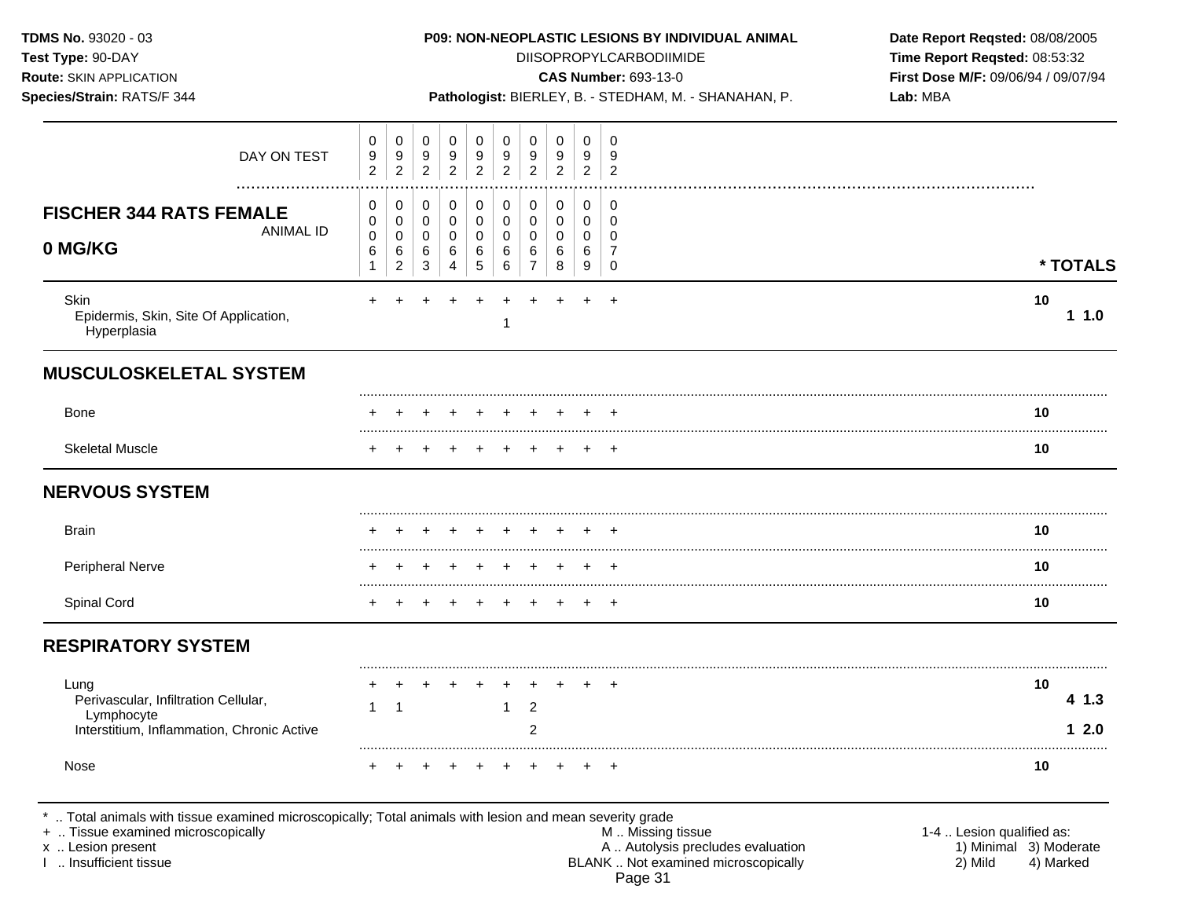**TDMS No.** 93020 - 03
**Test Type:** 90-DAY
**Route:** SKIN APPLICATION
**Species/Strain:** RATS/F 344

**P09: NON-NEOPLASTIC LESIONS BY INDIVIDUAL ANIMAL**
DIISOPROPYLCARBODIIMIDE
**CAS Number:** 693-13-0
**Pathologist:** BIERLEY, B. - STEDHAM, M. - SHANAHAN, P.

**Date Report Reqsted:** 08/08/2005
**Time Report Reqsted:** 08:53:32
**First Dose M/F:** 09/06/94 / 09/07/94
**Lab:** MBA

| FISCHER 344 RATS FEMALE 0 MG/KG | DAY ON TEST | 092 | 092 | 092 | 092 | 092 | 092 | 092 | 092 | 092 | 092 | * TOTALS | |
|---|---|---|---|---|---|---|---|---|---|---|---|---|---|
| | ANIMAL ID | 00061 | 00062 | 00063 | 00064 | 00065 | 00066 | 00067 | 00068 | 00069 | 00070 | | |
| Skin | | + | + | + | + | + | + | + | + | + | + | 10 | |
| Epidermis, Skin, Site Of Application, Hyperplasia | | | | | | | 1 | | | | | 1 | 1.0 |
| **MUSCULOSKELETAL SYSTEM** | | | | | | | | | | | | | |
| Bone | | + | + | + | + | + | + | + | + | + | + | 10 | |
| Skeletal Muscle | | + | + | + | + | + | + | + | + | + | + | 10 | |
| **NERVOUS SYSTEM** | | | | | | | | | | | | | |
| Brain | | + | + | + | + | + | + | + | + | + | + | 10 | |
| Peripheral Nerve | | + | + | + | + | + | + | + | + | + | + | 10 | |
| Spinal Cord | | + | + | + | + | + | + | + | + | + | + | 10 | |
| **RESPIRATORY SYSTEM** | | | | | | | | | | | | | |
| Lung | | + | + | + | + | + | + | + | + | + | + | 10 | |
| Perivascular, Infiltration Cellular, Lymphocyte | | 1 | 1 | | | | 1 | 2 | | | | 4 | 1.3 |
| Interstitium, Inflammation, Chronic Active | | | | | | | | 2 | | | | 1 | 2.0 |
| Nose | | + | + | + | + | + | + | + | + | + | + | 10 | |

\* .. Total animals with tissue examined microscopically; Total animals with lesion and mean severity grade
\+ .. Tissue examined microscopically
x .. Lesion present
I .. Insufficient tissue

M .. Missing tissue
A .. Autolysis precludes evaluation
BLANK .. Not examined microscopically

1-4 .. Lesion qualified as:
1) Minimal 3) Moderate
2) Mild 4) Marked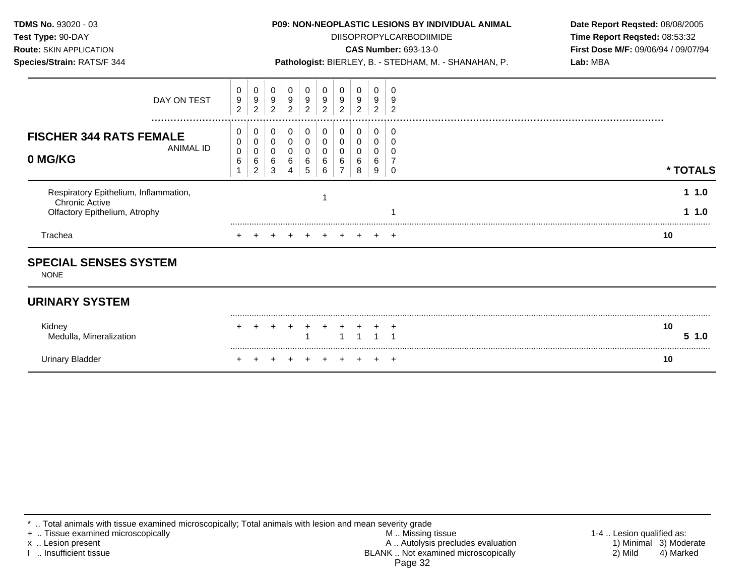**TDMS No.** 93020 - 03
**Test Type:** 90-DAY
**Route:** SKIN APPLICATION
**Species/Strain:** RATS/F 344

**P09: NON-NEOPLASTIC LESIONS BY INDIVIDUAL ANIMAL**
DIISOPROPYLCARBODIIMIDE
**CAS Number:** 693-13-0
**Pathologist:** BIERLEY, B. - STEDHAM, M. - SHANAHAN, P.

**Date Report Reqsted:** 08/08/2005
**Time Report Reqsted:** 08:53:32
**First Dose M/F:** 09/06/94 / 09/07/94
**Lab:** MBA

| | | | | | | | | | | | |
|---|---|---|---|---|---|---|---|---|---|---|---|
| DAY ON TEST | 092 | 092 | 092 | 092 | 092 | 092 | 092 | 092 | 092 | 092 | |
| **FISCHER 344 RATS FEMALE 0 MG/KG** ANIMAL ID | 00061 | 00062 | 00063 | 00064 | 00065 | 00066 | 00067 | 00068 | 00069 | 00070 | *** TOTALS** |
| Respiratory Epithelium, Inflammation, Chronic Active | | | | | | 1 | | | | | **1 1.0** |
| Olfactory Epithelium, Atrophy | | | | | | | | | | 1 | **1 1.0** |
| Trachea | + | + | + | + | + | + | + | + | + | + | **10** |

## SPECIAL SENSES SYSTEM

NONE

## URINARY SYSTEM

| | | | | | | | | | | | |
|---|---|---|---|---|---|---|---|---|---|---|---|
| Kidney | + | + | + | + | + | + | + | + | + | + | **10** |
| Medulla, Mineralization | | | | | 1 | | 1 | 1 | 1 | 1 | **5 1.0** |
| Urinary Bladder | + | + | + | + | + | + | + | + | + | + | **10** |

* .. Total animals with tissue examined microscopically; Total animals with lesion and mean severity grade
+ .. Tissue examined microscopically
x .. Lesion present
I .. Insufficient tissue

M .. Missing tissue
A .. Autolysis precludes evaluation
BLANK .. Not examined microscopically

1-4 .. Lesion qualified as:
1) Minimal 3) Moderate
2) Mild 4) Marked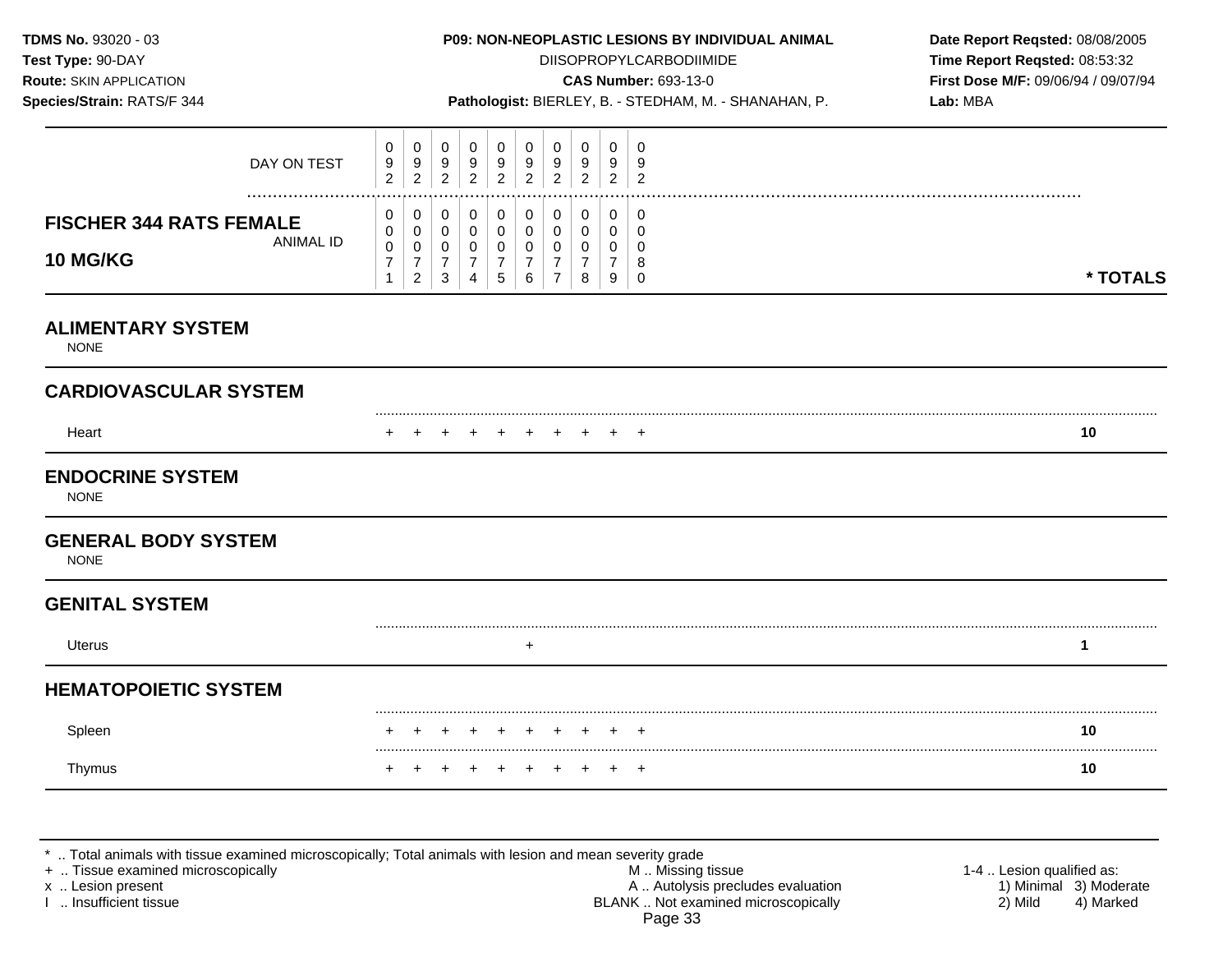**TDMS No.** 93020 - 03
**Test Type:** 90-DAY
**Route:** SKIN APPLICATION
**Species/Strain:** RATS/F 344

**P09: NON-NEOPLASTIC LESIONS BY INDIVIDUAL ANIMAL**
DIISOPROPYLCARBODIIMIDE
**CAS Number:** 693-13-0
**Pathologist:** BIERLEY, B. - STEDHAM, M. - SHANAHAN, P.

**Date Report Reqsted:** 08/08/2005
**Time Report Reqsted:** 08:53:32
**First Dose M/F:** 09/06/94 / 09/07/94
**Lab:** MBA

| **FISCHER 344 RATS FEMALE 10 MG/KG** | | | | | | | | | | | |
|---|---|---|---|---|---|---|---|---|---|---|---|
| DAY ON TEST | 092 | 092 | 092 | 092 | 092 | 092 | 092 | 092 | 092 | 092 | |
| ANIMAL ID | 00071 | 00072 | 00073 | 00074 | 00075 | 00076 | 00077 | 00078 | 00079 | 00080 | *** TOTALS** |
| **ALIMENTARY SYSTEM** | | | | | | | | | | | |
| NONE | | | | | | | | | | | |
| **CARDIOVASCULAR SYSTEM** | | | | | | | | | | | |
| Heart | + | + | + | + | + | + | + | + | + | + | **10** |
| **ENDOCRINE SYSTEM** | | | | | | | | | | | |
| NONE | | | | | | | | | | | |
| **GENERAL BODY SYSTEM** | | | | | | | | | | | |
| NONE | | | | | | | | | | | |
| **GENITAL SYSTEM** | | | | | | | | | | | |
| Uterus | | | | | | + | | | | | **1** |
| **HEMATOPOIETIC SYSTEM** | | | | | | | | | | | |
| Spleen | + | + | + | + | + | + | + | + | + | + | **10** |
| Thymus | + | + | + | + | + | + | + | + | + | + | **10** |

\* .. Total animals with tissue examined microscopically; Total animals with lesion and mean severity grade
\+ .. Tissue examined microscopically
x .. Lesion present
I .. Insufficient tissue

M .. Missing tissue
A .. Autolysis precludes evaluation
BLANK .. Not examined microscopically

1-4 .. Lesion qualified as:
1) Minimal 3) Moderate
2) Mild 4) Marked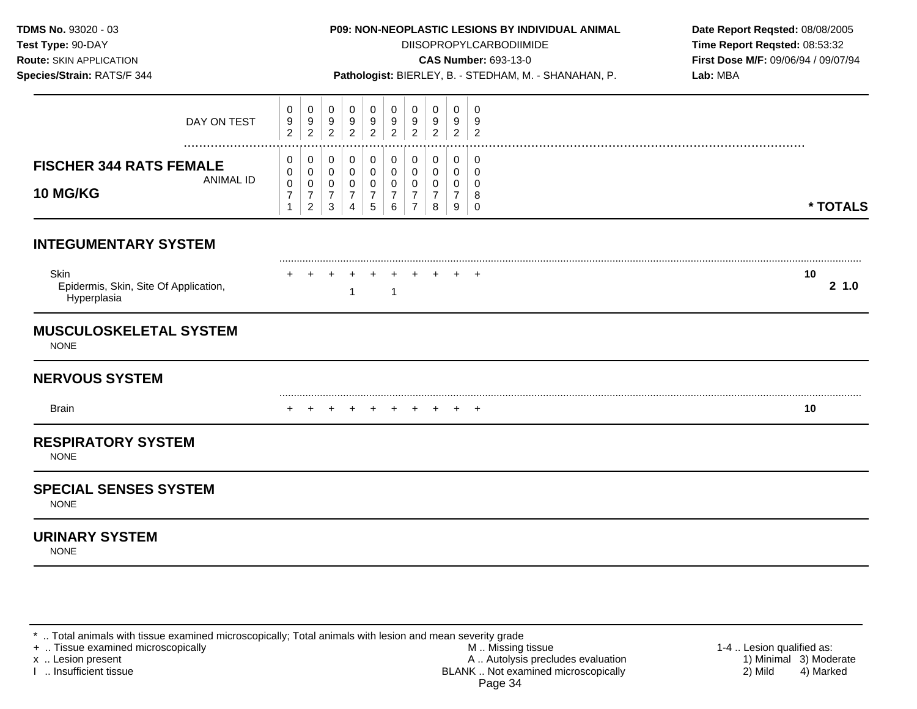**TDMS No.** 93020 - 03
**Test Type:** 90-DAY
**Route:** SKIN APPLICATION
**Species/Strain:** RATS/F 344

**P09: NON-NEOPLASTIC LESIONS BY INDIVIDUAL ANIMAL**
DIISOPROPYLCARBODIIMIDE
**CAS Number:** 693-13-0
**Pathologist:** BIERLEY, B. - STEDHAM, M. - SHANAHAN, P.

**Date Report Reqsted:** 08/08/2005
**Time Report Reqsted:** 08:53:32
**First Dose M/F:** 09/06/94 / 09/07/94
**Lab:** MBA

| FISCHER 344 RATS FEMALE 10 MG/KG | | | | | | | | | | | |
|---|---|---|---|---|---|---|---|---|---|---|---|
| DAY ON TEST | 092 | 092 | 092 | 092 | 092 | 092 | 092 | 092 | 092 | 092 | |
| ANIMAL ID | 00071 | 00072 | 00073 | 00074 | 00075 | 00076 | 00077 | 00078 | 00079 | 00080 | * TOTALS |
| **INTEGUMENTARY SYSTEM** | | | | | | | | | | | |
| Skin | + | + | + | + | + | + | + | + | + | + | 10 |
| Epidermis, Skin, Site Of Application, Hyperplasia | | | | 1 | | 1 | | | | | 2 1.0 |
| **MUSCULOSKELETAL SYSTEM** | | | | | | | | | | | |
| NONE | | | | | | | | | | | |
| **NERVOUS SYSTEM** | | | | | | | | | | | |
| Brain | + | + | + | + | + | + | + | + | + | + | 10 |
| **RESPIRATORY SYSTEM** | | | | | | | | | | | |
| NONE | | | | | | | | | | | |
| **SPECIAL SENSES SYSTEM** | | | | | | | | | | | |
| NONE | | | | | | | | | | | |
| **URINARY SYSTEM** | | | | | | | | | | | |
| NONE | | | | | | | | | | | |

* .. Total animals with tissue examined microscopically; Total animals with lesion and mean severity grade
+ .. Tissue examined microscopically
x .. Lesion present
I .. Insufficient tissue
M .. Missing tissue
A .. Autolysis precludes evaluation
BLANK .. Not examined microscopically
1-4 .. Lesion qualified as: 1) Minimal 2) Mild 3) Moderate 4) Marked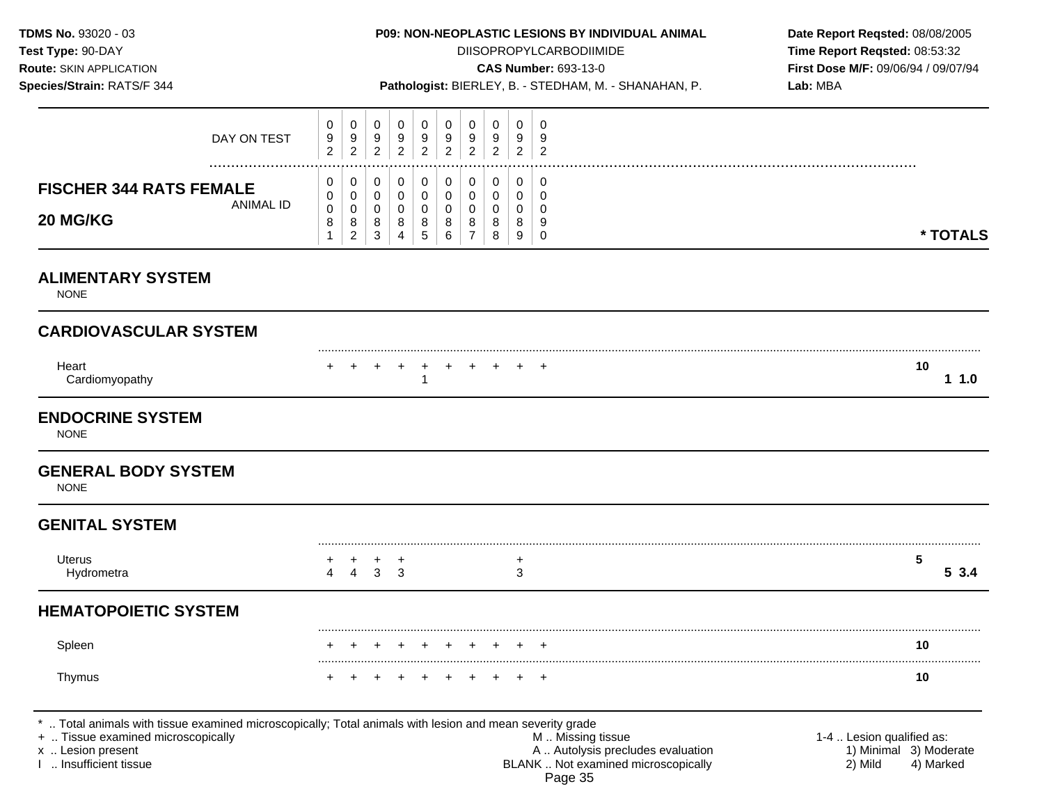**TDMS No.** 93020 - 03
**Test Type:** 90-DAY
**Route:** SKIN APPLICATION
**Species/Strain:** RATS/F 344

**P09: NON-NEOPLASTIC LESIONS BY INDIVIDUAL ANIMAL**
DIISOPROPYLCARBODIIMIDE
**CAS Number:** 693-13-0
**Pathologist:** BIERLEY, B. - STEDHAM, M. - SHANAHAN, P.

**Date Report Reqsted:** 08/08/2005
**Time Report Reqsted:** 08:53:32
**First Dose M/F:** 09/06/94 / 09/07/94
**Lab:** MBA

## FISCHER 344 RATS FEMALE 20 MG/KG

| | | | | | | | | | | | |
|---|---|---|---|---|---|---|---|---|---|---|---|
| DAY ON TEST | 092 | 092 | 092 | 092 | 092 | 092 | 092 | 092 | 092 | 092 | |
| ANIMAL ID | 00081 | 00082 | 00083 | 00084 | 00085 | 00086 | 00087 | 00088 | 00089 | 00090 | * TOTALS |
| **ALIMENTARY SYSTEM** | | | | | | | | | | | |
| NONE | | | | | | | | | | | |
| **CARDIOVASCULAR SYSTEM** | | | | | | | | | | | |
| Heart | + | + | + | + | + | + | + | + | + | + | 10 |
| Cardiomyopathy | | | | | 1 | | | | | | 1 1.0 |
| **ENDOCRINE SYSTEM** | | | | | | | | | | | |
| NONE | | | | | | | | | | | |
| **GENERAL BODY SYSTEM** | | | | | | | | | | | |
| NONE | | | | | | | | | | | |
| **GENITAL SYSTEM** | | | | | | | | | | | |
| Uterus | + | + | + | + | | | | | + | | 5 |
| Hydrometra | 4 | 4 | 3 | 3 | | | | | 3 | | 5 3.4 |
| **HEMATOPOIETIC SYSTEM** | | | | | | | | | | | |
| Spleen | + | + | + | + | + | + | + | + | + | + | 10 |
| Thymus | + | + | + | + | + | + | + | + | + | + | 10 |

\* .. Total animals with tissue examined microscopically; Total animals with lesion and mean severity grade
\+ .. Tissue examined microscopically
x .. Lesion present
I .. Insufficient tissue

M .. Missing tissue
A .. Autolysis precludes evaluation
BLANK .. Not examined microscopically

1-4 .. Lesion qualified as:
1) Minimal 2) Mild 3) Moderate 4) Marked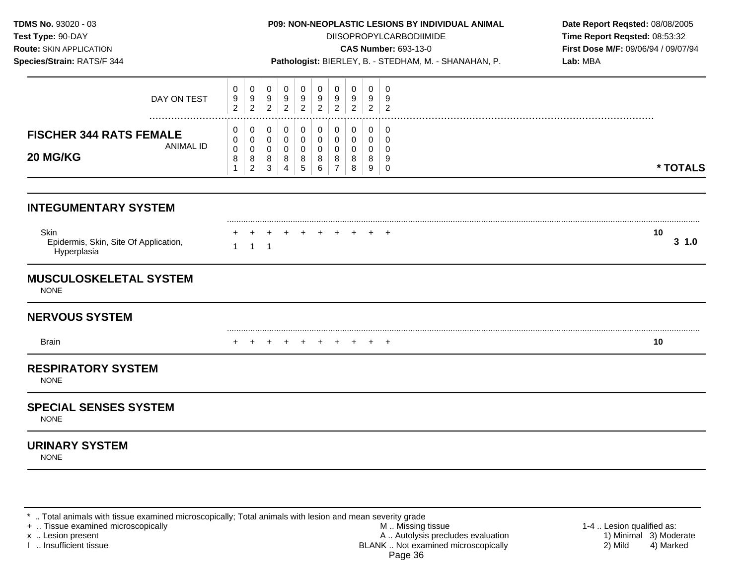**TDMS No.** 93020 - 03
**Test Type:** 90-DAY
**Route:** SKIN APPLICATION
**Species/Strain:** RATS/F 344

**P09: NON-NEOPLASTIC LESIONS BY INDIVIDUAL ANIMAL**
DIISOPROPYLCARBODIIMIDE
**CAS Number:** 693-13-0
**Pathologist:** BIERLEY, B. - STEDHAM, M. - SHANAHAN, P.

**Date Report Reqsted:** 08/08/2005
**Time Report Reqsted:** 08:53:32
**First Dose M/F:** 09/06/94 / 09/07/94
**Lab:** MBA

## FISCHER 344 RATS FEMALE 20 MG/KG

| DAY ON TEST | 092 | 092 | 092 | 092 | 092 | 092 | 092 | 092 | 092 | 092 | * TOTALS |
|---|---|---|---|---|---|---|---|---|---|---|---|
| ANIMAL ID | 00081 | 00082 | 00083 | 00084 | 00085 | 00086 | 00087 | 00088 | 00089 | 00090 | |
| **INTEGUMENTARY SYSTEM** | | | | | | | | | | | |
| Skin | + | + | + | + | + | + | + | + | + | + | 10 |
| Epidermis, Skin, Site Of Application, Hyperplasia | 1 | 1 | 1 | | | | | | | | 3 1.0 |
| **MUSCULOSKELETAL SYSTEM** | | | | | | | | | | | |
| NONE | | | | | | | | | | | |
| **NERVOUS SYSTEM** | | | | | | | | | | | |
| Brain | + | + | + | + | + | + | + | + | + | + | 10 |
| **RESPIRATORY SYSTEM** | | | | | | | | | | | |
| NONE | | | | | | | | | | | |
| **SPECIAL SENSES SYSTEM** | | | | | | | | | | | |
| NONE | | | | | | | | | | | |
| **URINARY SYSTEM** | | | | | | | | | | | |
| NONE | | | | | | | | | | | |

* .. Total animals with tissue examined microscopically; Total animals with lesion and mean severity grade
+ .. Tissue examined microscopically
x .. Lesion present
I .. Insufficient tissue

M .. Missing tissue
A .. Autolysis precludes evaluation
BLANK .. Not examined microscopically

1-4 .. Lesion qualified as:
1) Minimal 2) Mild 3) Moderate 4) Marked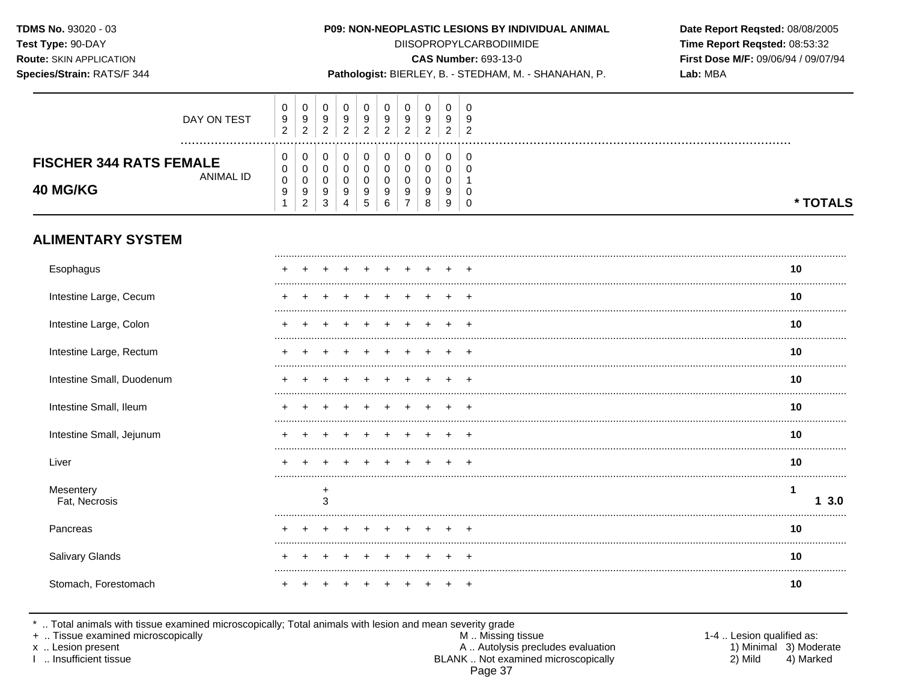**TDMS No.** 93020 - 03
**Test Type:** 90-DAY
**Route:** SKIN APPLICATION
**Species/Strain:** RATS/F 344

**P09: NON-NEOPLASTIC LESIONS BY INDIVIDUAL ANIMAL**
DIISOPROPYLCARBODIIMIDE
**CAS Number:** 693-13-0
**Pathologist:** BIERLEY, B. - STEDHAM, M. - SHANAHAN, P.

**Date Report Reqsted:** 08/08/2005
**Time Report Reqsted:** 08:53:32
**First Dose M/F:** 09/06/94 / 09/07/94
**Lab:** MBA

## FISCHER 344 RATS FEMALE
## 40 MG/KG

| DAY ON TEST | 092 | 092 | 092 | 092 | 092 | 092 | 092 | 092 | 092 | 092 | |
|---|---|---|---|---|---|---|---|---|---|---|---|
| ANIMAL ID | 00091 | 00092 | 00093 | 00094 | 00095 | 00096 | 00097 | 00098 | 00099 | 00100 | * TOTALS |
| **ALIMENTARY SYSTEM** | | | | | | | | | | | |
| Esophagus | + | + | + | + | + | + | + | + | + | + | 10 |
| Intestine Large, Cecum | + | + | + | + | + | + | + | + | + | + | 10 |
| Intestine Large, Colon | + | + | + | + | + | + | + | + | + | + | 10 |
| Intestine Large, Rectum | + | + | + | + | + | + | + | + | + | + | 10 |
| Intestine Small, Duodenum | + | + | + | + | + | + | + | + | + | + | 10 |
| Intestine Small, Ileum | + | + | + | + | + | + | + | + | + | + | 10 |
| Intestine Small, Jejunum | + | + | + | + | + | + | + | + | + | + | 10 |
| Liver | + | + | + | + | + | + | + | + | + | + | 10 |
| Mesentery | | | + | | | | | | | | 1 |
| Fat, Necrosis | | | 3 | | | | | | | | 1 3.0 |
| Pancreas | + | + | + | + | + | + | + | + | + | + | 10 |
| Salivary Glands | + | + | + | + | + | + | + | + | + | + | 10 |
| Stomach, Forestomach | + | + | + | + | + | + | + | + | + | + | 10 |

\* .. Total animals with tissue examined microscopically; Total animals with lesion and mean severity grade
\+ .. Tissue examined microscopically
x .. Lesion present
I .. Insufficient tissue

M .. Missing tissue
A .. Autolysis precludes evaluation
BLANK .. Not examined microscopically

1-4 .. Lesion qualified as:
1) Minimal 3) Moderate
2) Mild 4) Marked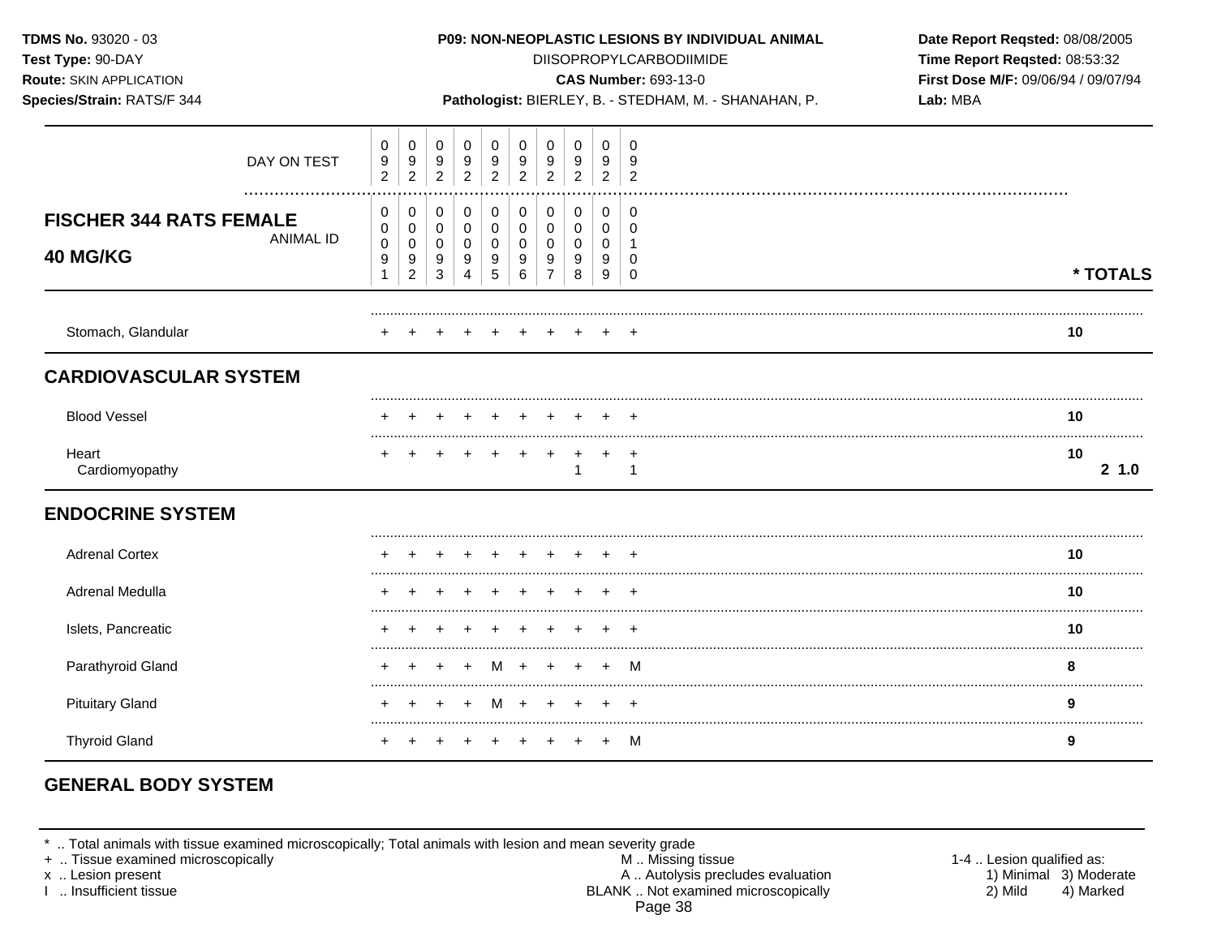**TDMS No.** 93020 - 03
**Test Type:** 90-DAY
**Route:** SKIN APPLICATION
**Species/Strain:** RATS/F 344

**P09: NON-NEOPLASTIC LESIONS BY INDIVIDUAL ANIMAL**
DIISOPROPYLCARBODIIMIDE
**CAS Number:** 693-13-0
**Pathologist:** BIERLEY, B. - STEDHAM, M. - SHANAHAN, P.

**Date Report Reqsted:** 08/08/2005
**Time Report Reqsted:** 08:53:32
**First Dose M/F:** 09/06/94 / 09/07/94
**Lab:** MBA

## FISCHER 344 RATS FEMALE 40 MG/KG

| | | | | | | | | | | | |
|---|---|---|---|---|---|---|---|---|---|---|---|
| DAY ON TEST | 092 | 092 | 092 | 092 | 092 | 092 | 092 | 092 | 092 | 092 | |
| ANIMAL ID | 00091 | 00092 | 00093 | 00094 | 00095 | 00096 | 00097 | 00098 | 00099 | 00100 | * TOTALS |
| Stomach, Glandular | + | + | + | + | + | + | + | + | + | + | 10 |
| **CARDIOVASCULAR SYSTEM** | | | | | | | | | | | |
| Blood Vessel | + | + | + | + | + | + | + | + | + | + | 10 |
| Heart | + | + | + | + | + | + | + | + | + | + | 10 |
| Cardiomyopathy | | | | | | | | 1 | | 1 | 2 1.0 |
| **ENDOCRINE SYSTEM** | | | | | | | | | | | |
| Adrenal Cortex | + | + | + | + | + | + | + | + | + | + | 10 |
| Adrenal Medulla | + | + | + | + | + | + | + | + | + | + | 10 |
| Islets, Pancreatic | + | + | + | + | + | + | + | + | + | + | 10 |
| Parathyroid Gland | + | + | + | + | M | + | + | + | + | M | 8 |
| Pituitary Gland | + | + | + | + | M | + | + | + | + | + | 9 |
| Thyroid Gland | + | + | + | + | + | + | + | + | + | M | 9 |
| **GENERAL BODY SYSTEM** | | | | | | | | | | | |

\* .. Total animals with tissue examined microscopically; Total animals with lesion and mean severity grade
\+ .. Tissue examined microscopically
x .. Lesion present
I .. Insufficient tissue
M .. Missing tissue
A .. Autolysis precludes evaluation
BLANK .. Not examined microscopically
1-4 .. Lesion qualified as: 1) Minimal 2) Mild 3) Moderate 4) Marked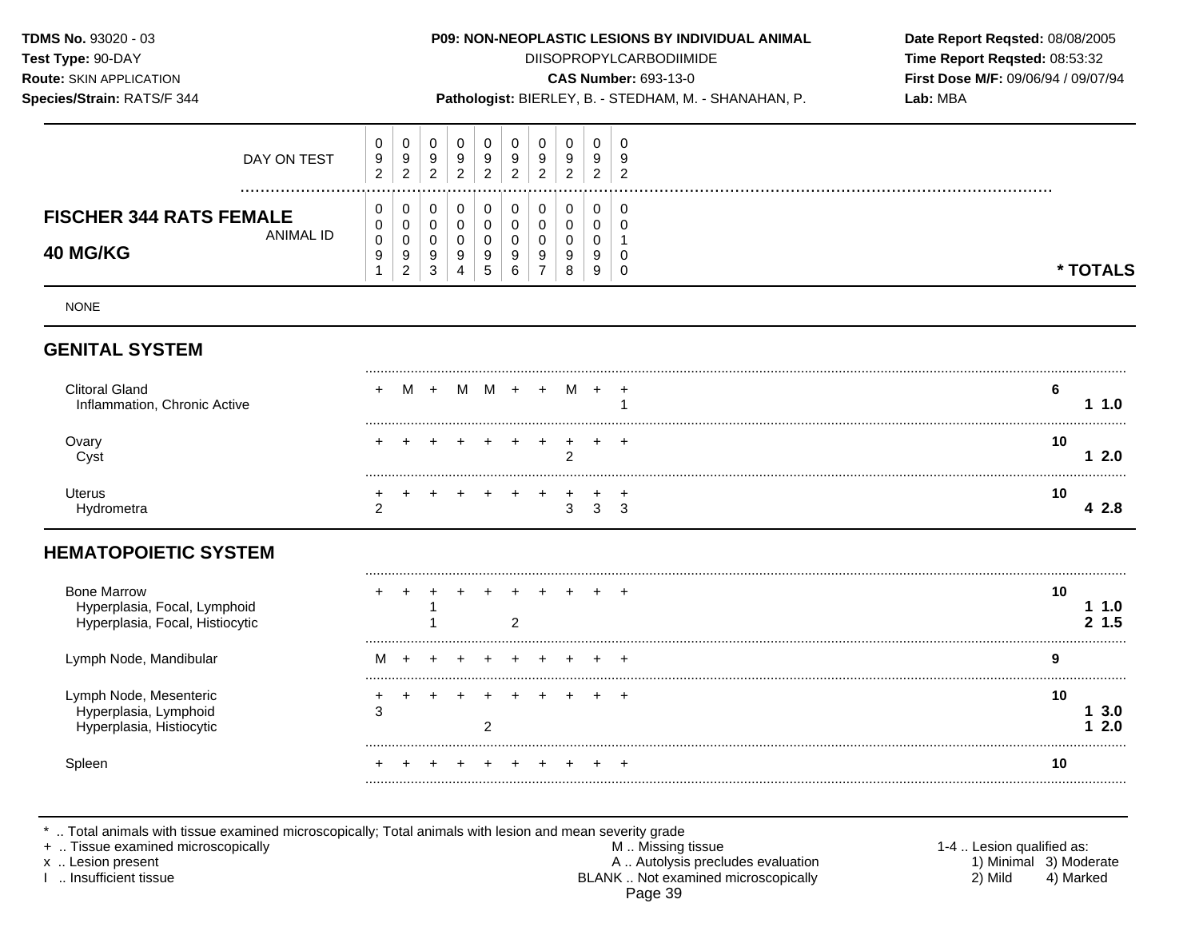**TDMS No.** 93020 - 03
**Test Type:** 90-DAY
**Route:** SKIN APPLICATION
**Species/Strain:** RATS/F 344

**P09: NON-NEOPLASTIC LESIONS BY INDIVIDUAL ANIMAL**
DIISOPROPYLCARBODIIMIDE
**CAS Number:** 693-13-0
**Pathologist:** BIERLEY, B. - STEDHAM, M. - SHANAHAN, P.

**Date Report Reqsted:** 08/08/2005
**Time Report Reqsted:** 08:53:32
**First Dose M/F:** 09/06/94 / 09/07/94
**Lab:** MBA

## FISCHER 344 RATS FEMALE
## 40 MG/KG

| DAY ON TEST | 092 | 092 | 092 | 092 | 092 | 092 | 092 | 092 | 092 | 092 | * TOTALS | |
|---|---|---|---|---|---|---|---|---|---|---|---|---|
| ANIMAL ID | 00091 | 00092 | 00093 | 00094 | 00095 | 00096 | 00097 | 00098 | 00099 | 00100 | | |
| NONE | | | | | | | | | | | | |
| **GENITAL SYSTEM** | | | | | | | | | | | | |
| Clitoral Gland | + | M | + | M | M | + | + | M | + | + | **6** | |
| Inflammation, Chronic Active | | | | | | | | | | 1 | | **1 1.0** |
| Ovary | + | + | + | + | + | + | + | + | + | + | **10** | |
| Cyst | | | | | | | | 2 | | | | **1 2.0** |
| Uterus | + | + | + | + | + | + | + | + | + | + | **10** | |
| Hydrometra | 2 | | | | | | | 3 | 3 | 3 | | **4 2.8** |
| **HEMATOPOIETIC SYSTEM** | | | | | | | | | | | | |
| Bone Marrow | + | + | + | + | + | + | + | + | + | + | **10** | |
| Hyperplasia, Focal, Lymphoid | | | 1 | | | | | | | | | **1 1.0** |
| Hyperplasia, Focal, Histiocytic | | | 1 | | | 2 | | | | | | **2 1.5** |
| Lymph Node, Mandibular | M | + | + | + | + | + | + | + | + | + | **9** | |
| Lymph Node, Mesenteric | + | + | + | + | + | + | + | + | + | + | **10** | |
| Hyperplasia, Lymphoid | 3 | | | | | | | | | | | **1 3.0** |
| Hyperplasia, Histiocytic | | | | | 2 | | | | | | | **1 2.0** |
| Spleen | + | + | + | + | + | + | + | + | + | + | **10** | |

* .. Total animals with tissue examined microscopically; Total animals with lesion and mean severity grade
+ .. Tissue examined microscopically
x .. Lesion present
I .. Insufficient tissue
M .. Missing tissue
A .. Autolysis precludes evaluation
BLANK .. Not examined microscopically
1-4 .. Lesion qualified as: 1) Minimal 2) Mild 3) Moderate 4) Marked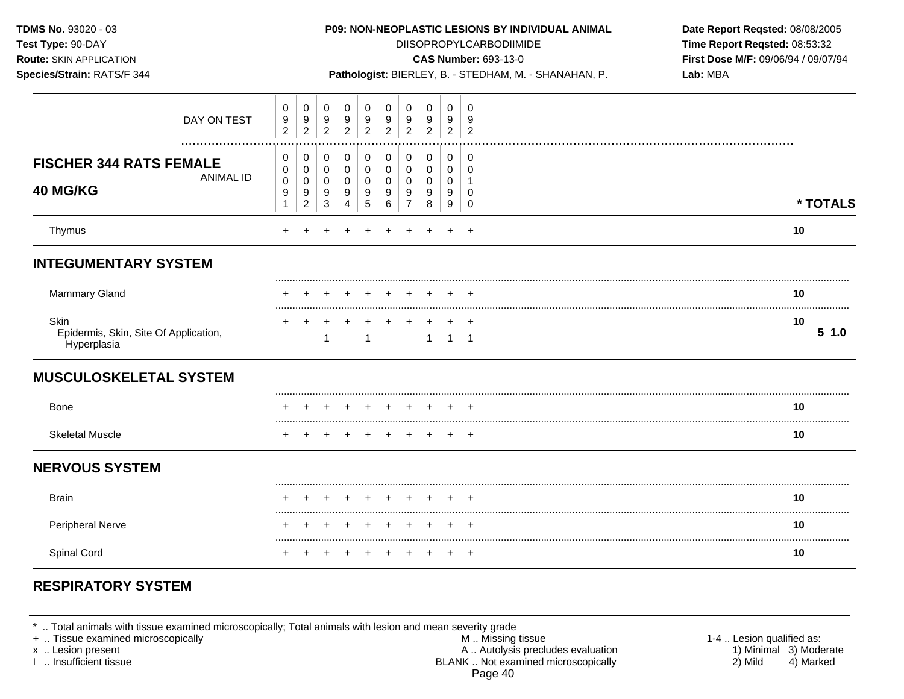**TDMS No.** 93020 - 03
**Test Type:** 90-DAY
**Route:** SKIN APPLICATION
**Species/Strain:** RATS/F 344

**P09: NON-NEOPLASTIC LESIONS BY INDIVIDUAL ANIMAL**
DIISOPROPYLCARBODIIMIDE
**CAS Number:** 693-13-0
**Pathologist:** BIERLEY, B. - STEDHAM, M. - SHANAHAN, P.

**Date Report Reqsted:** 08/08/2005
**Time Report Reqsted:** 08:53:32
**First Dose M/F:** 09/06/94 / 09/07/94
**Lab:** MBA

| DAY ON TEST | 092 | 092 | 092 | 092 | 092 | 092 | 092 | 092 | 092 | 092 | |
|---|---|---|---|---|---|---|---|---|---|---|---|
| **FISCHER 344 RATS FEMALE 40 MG/KG** — ANIMAL ID | 00091 | 00092 | 00093 | 00094 | 00095 | 00096 | 00097 | 00098 | 00099 | 00100 | *** TOTALS** |
| Thymus | + | + | + | + | + | + | + | + | + | + | 10 |
| **INTEGUMENTARY SYSTEM** | | | | | | | | | | | |
| Mammary Gland | + | + | + | + | + | + | + | + | + | + | 10 |
| Skin | + | + | + | + | + | + | + | + | + | + | 10 |
| Epidermis, Skin, Site Of Application, Hyperplasia | | | 1 | | 1 | | | 1 | 1 | 1 | 5 1.0 |
| **MUSCULOSKELETAL SYSTEM** | | | | | | | | | | | |
| Bone | + | + | + | + | + | + | + | + | + | + | 10 |
| Skeletal Muscle | + | + | + | + | + | + | + | + | + | + | 10 |
| **NERVOUS SYSTEM** | | | | | | | | | | | |
| Brain | + | + | + | + | + | + | + | + | + | + | 10 |
| Peripheral Nerve | + | + | + | + | + | + | + | + | + | + | 10 |
| Spinal Cord | + | + | + | + | + | + | + | + | + | + | 10 |
| **RESPIRATORY SYSTEM** | | | | | | | | | | | |

* .. Total animals with tissue examined microscopically; Total animals with lesion and mean severity grade
+ .. Tissue examined microscopically
x .. Lesion present
I .. Insufficient tissue
M .. Missing tissue
A .. Autolysis precludes evaluation
BLANK .. Not examined microscopically
1-4 .. Lesion qualified as: 1) Minimal 2) Mild 3) Moderate 4) Marked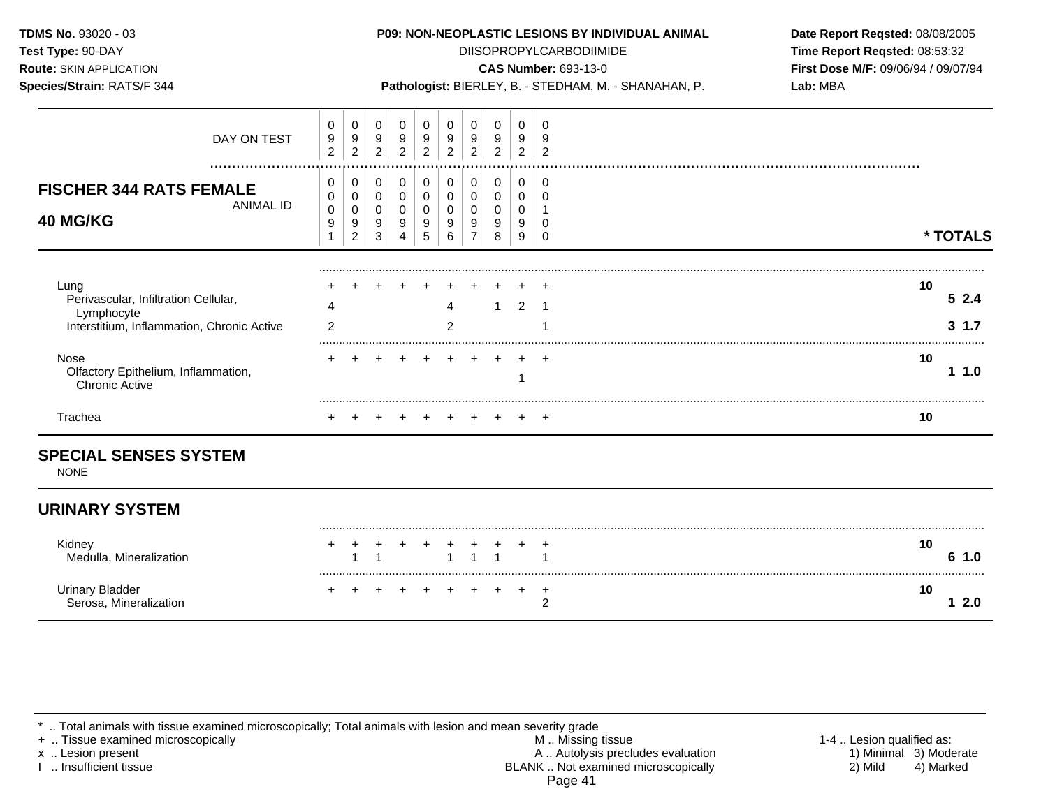**TDMS No.** 93020 - 03
**Test Type:** 90-DAY
**Route:** SKIN APPLICATION
**Species/Strain:** RATS/F 344

**P09: NON-NEOPLASTIC LESIONS BY INDIVIDUAL ANIMAL**
DIISOPROPYLCARBODIIMIDE
**CAS Number:** 693-13-0
**Pathologist:** BIERLEY, B. - STEDHAM, M. - SHANAHAN, P.

**Date Report Reqsted:** 08/08/2005
**Time Report Reqsted:** 08:53:32
**First Dose M/F:** 09/06/94 / 09/07/94
**Lab:** MBA

## FISCHER 344 RATS FEMALE
## 40 MG/KG

| | | | | | | | | | | | * TOTALS | |
|---|---|---|---|---|---|---|---|---|---|---|---|---|
| DAY ON TEST | 092 | 092 | 092 | 092 | 092 | 092 | 092 | 092 | 092 | 092 | | |
| ANIMAL ID | 00091 | 00092 | 00093 | 00094 | 00095 | 00096 | 00097 | 00098 | 00099 | 00100 | | |
| Lung | + | + | + | + | + | + | + | + | + | + | 10 | |
| Perivascular, Infiltration Cellular, Lymphocyte | 4 | | | | | 4 | | 1 | 2 | 1 | | 5 2.4 |
| Interstitium, Inflammation, Chronic Active | 2 | | | | | 2 | | | | 1 | | 3 1.7 |
| Nose | + | + | + | + | + | + | + | + | + | + | 10 | |
| Olfactory Epithelium, Inflammation, Chronic Active | | | | | | | | | 1 | | | 1 1.0 |
| Trachea | + | + | + | + | + | + | + | + | + | + | 10 | |

## SPECIAL SENSES SYSTEM

NONE

## URINARY SYSTEM

| | | | | | | | | | | | * TOTALS | |
|---|---|---|---|---|---|---|---|---|---|---|---|---|
| Kidney | + | + | + | + | + | + | + | + | + | + | 10 | |
| Medulla, Mineralization | | 1 | 1 | | | 1 | 1 | 1 | | 1 | | 6 1.0 |
| Urinary Bladder | + | + | + | + | + | + | + | + | + | + | 10 | |
| Serosa, Mineralization | | | | | | | | | | 2 | | 1 2.0 |

* .. Total animals with tissue examined microscopically; Total animals with lesion and mean severity grade
+ .. Tissue examined microscopically
x .. Lesion present
I .. Insufficient tissue

M .. Missing tissue
A .. Autolysis precludes evaluation
BLANK .. Not examined microscopically

1-4 .. Lesion qualified as:
1) Minimal 3) Moderate
2) Mild 4) Marked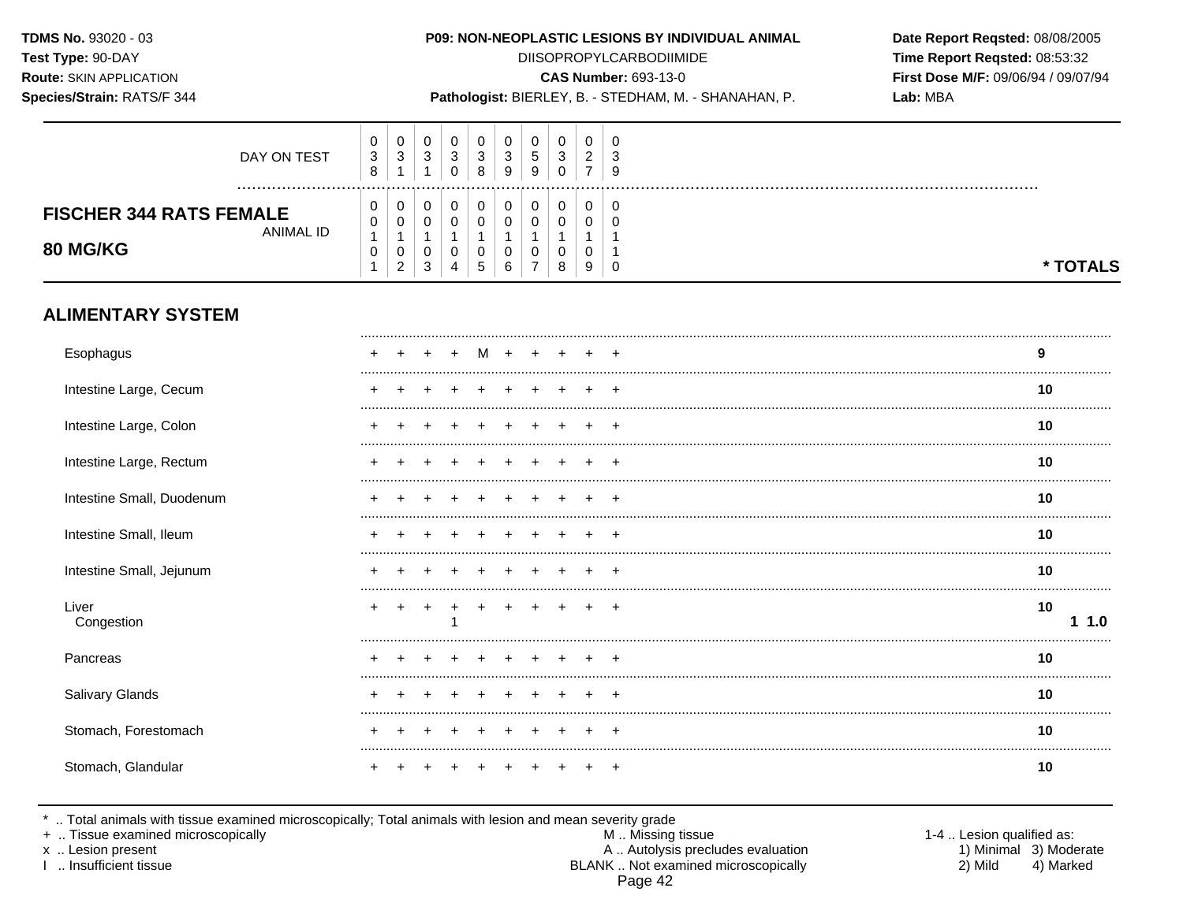**TDMS No.** 93020 - 03
**Test Type:** 90-DAY
**Route:** SKIN APPLICATION
**Species/Strain:** RATS/F 344

**P09: NON-NEOPLASTIC LESIONS BY INDIVIDUAL ANIMAL**
DIISOPROPYLCARBODIIMIDE
**CAS Number:** 693-13-0
**Pathologist:** BIERLEY, B. - STEDHAM, M. - SHANAHAN, P.

**Date Report Reqsted:** 08/08/2005
**Time Report Reqsted:** 08:53:32
**First Dose M/F:** 09/06/94 / 09/07/94
**Lab:** MBA

## FISCHER 344 RATS FEMALE 80 MG/KG

| DAY ON TEST | 038 | 031 | 031 | 030 | 038 | 039 | 059 | 030 | 027 | 039 | * TOTALS | |
|---|---|---|---|---|---|---|---|---|---|---|---|---|
| ANIMAL ID | 00101 | 00102 | 00103 | 00104 | 00105 | 00106 | 00107 | 00108 | 00109 | 00110 | | |
| **ALIMENTARY SYSTEM** | | | | | | | | | | | | |
| Esophagus | + | + | + | + | M | + | + | + | + | + | 9 | |
| Intestine Large, Cecum | + | + | + | + | + | + | + | + | + | + | 10 | |
| Intestine Large, Colon | + | + | + | + | + | + | + | + | + | + | 10 | |
| Intestine Large, Rectum | + | + | + | + | + | + | + | + | + | + | 10 | |
| Intestine Small, Duodenum | + | + | + | + | + | + | + | + | + | + | 10 | |
| Intestine Small, Ileum | + | + | + | + | + | + | + | + | + | + | 10 | |
| Intestine Small, Jejunum | + | + | + | + | + | + | + | + | + | + | 10 | |
| Liver | + | + | + | + | + | + | + | + | + | + | 10 | |
| Congestion | | | | 1 | | | | | | | | 1 1.0 |
| Pancreas | + | + | + | + | + | + | + | + | + | + | 10 | |
| Salivary Glands | + | + | + | + | + | + | + | + | + | + | 10 | |
| Stomach, Forestomach | + | + | + | + | + | + | + | + | + | + | 10 | |
| Stomach, Glandular | + | + | + | + | + | + | + | + | + | + | 10 | |

* .. Total animals with tissue examined microscopically; Total animals with lesion and mean severity grade
+ .. Tissue examined microscopically
x .. Lesion present
I .. Insufficient tissue

M .. Missing tissue
A .. Autolysis precludes evaluation
BLANK .. Not examined microscopically

1-4 .. Lesion qualified as:
1) Minimal 3) Moderate
2) Mild 4) Marked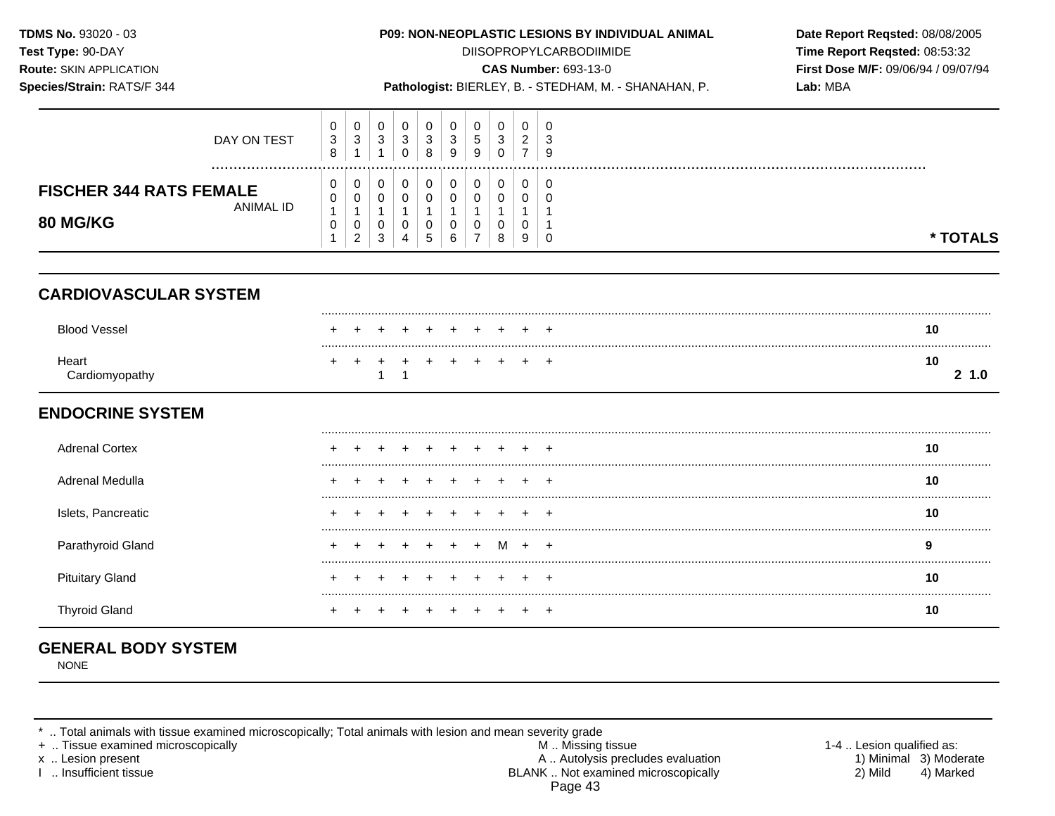**TDMS No.** 93020 - 03
**Test Type:** 90-DAY
**Route:** SKIN APPLICATION
**Species/Strain:** RATS/F 344

**P09: NON-NEOPLASTIC LESIONS BY INDIVIDUAL ANIMAL**
DIISOPROPYLCARBODIIMIDE
**CAS Number:** 693-13-0
**Pathologist:** BIERLEY, B. - STEDHAM, M. - SHANAHAN, P.

**Date Report Reqsted:** 08/08/2005
**Time Report Reqsted:** 08:53:32
**First Dose M/F:** 09/06/94 / 09/07/94
**Lab:** MBA

## FISCHER 344 RATS FEMALE 80 MG/KG

| DAY ON TEST | 038 | 031 | 031 | 030 | 038 | 039 | 059 | 030 | 027 | 039 | |
|---|---|---|---|---|---|---|---|---|---|---|---|
| **ANIMAL ID** | 00101 | 00102 | 00103 | 00104 | 00105 | 00106 | 00107 | 00108 | 00109 | 00110 | *** TOTALS** |
| **CARDIOVASCULAR SYSTEM** | | | | | | | | | | | |
| Blood Vessel | + | + | + | + | + | + | + | + | + | + | **10** |
| Heart | + | + | + | + | + | + | + | + | + | + | **10** |
| Cardiomyopathy | | | 1 | 1 | | | | | | | **2 1.0** |
| **ENDOCRINE SYSTEM** | | | | | | | | | | | |
| Adrenal Cortex | + | + | + | + | + | + | + | + | + | + | **10** |
| Adrenal Medulla | + | + | + | + | + | + | + | + | + | + | **10** |
| Islets, Pancreatic | + | + | + | + | + | + | + | + | + | + | **10** |
| Parathyroid Gland | + | + | + | + | + | + | + | M | + | + | **9** |
| Pituitary Gland | + | + | + | + | + | + | + | + | + | + | **10** |
| Thyroid Gland | + | + | + | + | + | + | + | + | + | + | **10** |

## GENERAL BODY SYSTEM

NONE

\* .. Total animals with tissue examined microscopically; Total animals with lesion and mean severity grade
\+ .. Tissue examined microscopically
x .. Lesion present
I .. Insufficient tissue
M .. Missing tissue
A .. Autolysis precludes evaluation
BLANK .. Not examined microscopically
1-4 .. Lesion qualified as: 1) Minimal 2) Mild 3) Moderate 4) Marked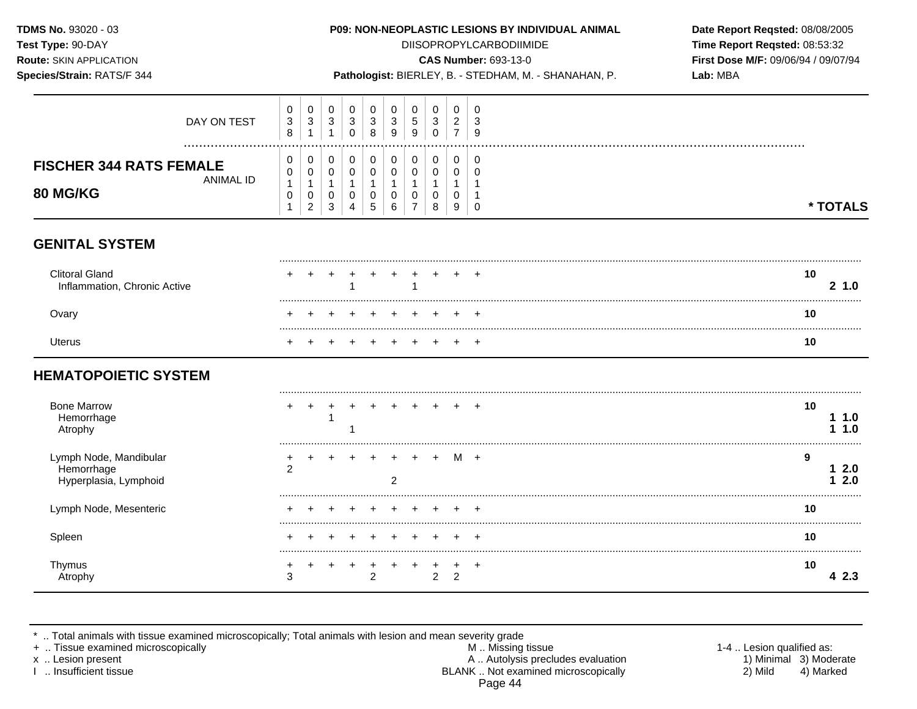**TDMS No.** 93020 - 03
**Test Type:** 90-DAY
**Route:** SKIN APPLICATION
**Species/Strain:** RATS/F 344

**P09: NON-NEOPLASTIC LESIONS BY INDIVIDUAL ANIMAL**
DIISOPROPYLCARBODIIMIDE
**CAS Number:** 693-13-0
**Pathologist:** BIERLEY, B. - STEDHAM, M. - SHANAHAN, P.

**Date Report Reqsted:** 08/08/2005
**Time Report Reqsted:** 08:53:32
**First Dose M/F:** 09/06/94 / 09/07/94
**Lab:** MBA

## FISCHER 344 RATS FEMALE 80 MG/KG

| DAY ON TEST | 038 | 031 | 031 | 030 | 038 | 039 | 059 | 030 | 027 | 039 | * TOTALS | |
|---|---|---|---|---|---|---|---|---|---|---|---|---|
| ANIMAL ID | 00101 | 00102 | 00103 | 00104 | 00105 | 00106 | 00107 | 00108 | 00109 | 00110 | | |
| **GENITAL SYSTEM** | | | | | | | | | | | | |
| Clitoral Gland | + | + | + | + | + | + | + | + | + | + | 10 | |
| Inflammation, Chronic Active | | | | 1 | | | 1 | | | | | 2 1.0 |
| Ovary | + | + | + | + | + | + | + | + | + | + | 10 | |
| Uterus | + | + | + | + | + | + | + | + | + | + | 10 | |
| **HEMATOPOIETIC SYSTEM** | | | | | | | | | | | | |
| Bone Marrow | + | + | + | + | + | + | + | + | + | + | 10 | |
| Hemorrhage | | | 1 | | | | | | | | | 1 1.0 |
| Atrophy | | | | 1 | | | | | | | | 1 1.0 |
| Lymph Node, Mandibular | + | + | + | + | + | + | + | + | M | + | 9 | |
| Hemorrhage | 2 | | | | | | | | | | | 1 2.0 |
| Hyperplasia, Lymphoid | | | | | | 2 | | | | | | 1 2.0 |
| Lymph Node, Mesenteric | + | + | + | + | + | + | + | + | + | + | 10 | |
| Spleen | + | + | + | + | + | + | + | + | + | + | 10 | |
| Thymus | + | + | + | + | + | + | + | + | + | + | 10 | |
| Atrophy | 3 | | | | 2 | | | 2 | 2 | | | 4 2.3 |

\* .. Total animals with tissue examined microscopically; Total animals with lesion and mean severity grade
+ .. Tissue examined microscopically
x .. Lesion present
I .. Insufficient tissue
M .. Missing tissue
A .. Autolysis precludes evaluation
BLANK .. Not examined microscopically
1-4 .. Lesion qualified as: 1) Minimal 2) Mild 3) Moderate 4) Marked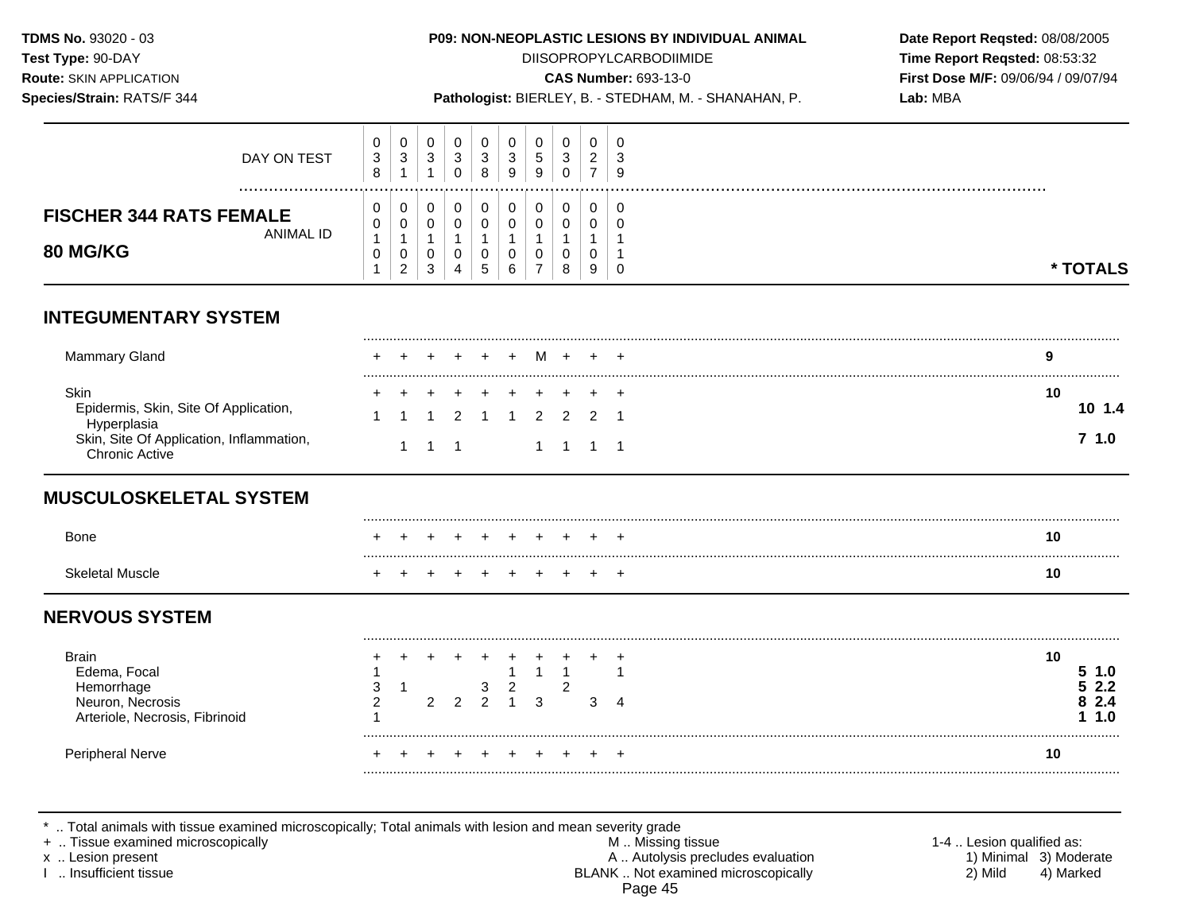**TDMS No.** 93020 - 03
**Test Type:** 90-DAY
**Route:** SKIN APPLICATION
**Species/Strain:** RATS/F 344

**P09: NON-NEOPLASTIC LESIONS BY INDIVIDUAL ANIMAL**
DIISOPROPYLCARBODIIMIDE
**CAS Number:** 693-13-0
**Pathologist:** BIERLEY, B. - STEDHAM, M. - SHANAHAN, P.

**Date Report Reqsted:** 08/08/2005
**Time Report Reqsted:** 08:53:32
**First Dose M/F:** 09/06/94 / 09/07/94
**Lab:** MBA

## FISCHER 344 RATS FEMALE 80 MG/KG

| | | | | | | | | | | | | |
|---|---|---|---|---|---|---|---|---|---|---|---|---|
| DAY ON TEST | 038 | 031 | 031 | 030 | 038 | 039 | 059 | 030 | 027 | 039 | | |
| ANIMAL ID | 00101 | 00102 | 00103 | 00104 | 00105 | 00106 | 00107 | 00108 | 00109 | 00110 | * TOTALS | |
| **INTEGUMENTARY SYSTEM** | | | | | | | | | | | | |
| Mammary Gland | + | + | + | + | + | + | M | + | + | + | 9 | |
| Skin | + | + | + | + | + | + | + | + | + | + | 10 | |
| Epidermis, Skin, Site Of Application, Hyperplasia | 1 | 1 | 1 | 2 | 1 | 1 | 2 | 2 | 2 | 1 | | 10 1.4 |
| Skin, Site Of Application, Inflammation, Chronic Active | | 1 | 1 | 1 | | | 1 | 1 | 1 | 1 | | 7 1.0 |
| **MUSCULOSKELETAL SYSTEM** | | | | | | | | | | | | |
| Bone | + | + | + | + | + | + | + | + | + | + | 10 | |
| Skeletal Muscle | + | + | + | + | + | + | + | + | + | + | 10 | |
| **NERVOUS SYSTEM** | | | | | | | | | | | | |
| Brain | + | + | + | + | + | + | + | + | + | + | 10 | |
| Edema, Focal | 1 | | | | | 1 | 1 | 1 | | 1 | | 5 1.0 |
| Hemorrhage | 3 | 1 | | | 3 | 2 | | 2 | | | | 5 2.2 |
| Neuron, Necrosis | 2 | | 2 | 2 | 2 | 1 | 3 | | 3 | 4 | | 8 2.4 |
| Arteriole, Necrosis, Fibrinoid | 1 | | | | | | | | | | | 1 1.0 |
| Peripheral Nerve | + | + | + | + | + | + | + | + | + | + | 10 | |

\* .. Total animals with tissue examined microscopically; Total animals with lesion and mean severity grade
\+ .. Tissue examined microscopically
x .. Lesion present
I .. Insufficient tissue

M .. Missing tissue
A .. Autolysis precludes evaluation
BLANK .. Not examined microscopically

1-4 .. Lesion qualified as:
1) Minimal 2) Mild 3) Moderate 4) Marked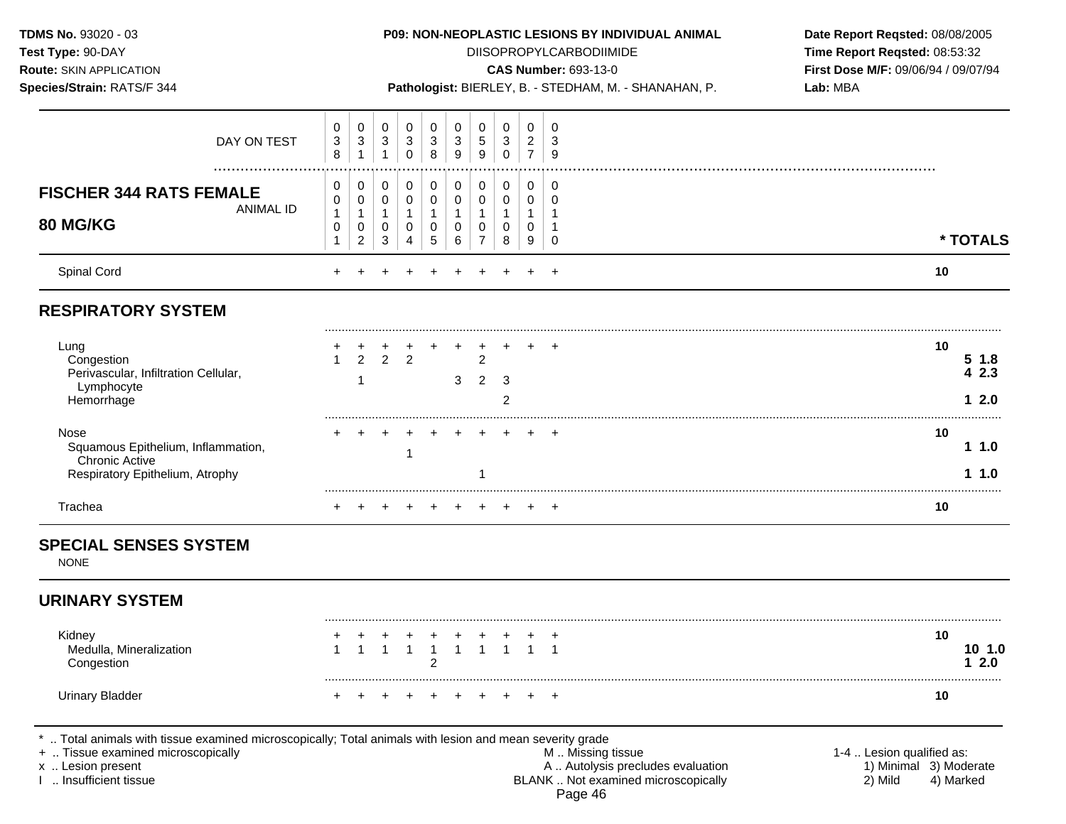**TDMS No.** 93020 - 03
**Test Type:** 90-DAY
**Route:** SKIN APPLICATION
**Species/Strain:** RATS/F 344

**P09: NON-NEOPLASTIC LESIONS BY INDIVIDUAL ANIMAL**
DIISOPROPYLCARBODIIMIDE
**CAS Number:** 693-13-0
**Pathologist:** BIERLEY, B. - STEDHAM, M. - SHANAHAN, P.

**Date Report Reqsted:** 08/08/2005
**Time Report Reqsted:** 08:53:32
**First Dose M/F:** 09/06/94 / 09/07/94
**Lab:** MBA

**FISCHER 344 RATS FEMALE — 80 MG/KG**

| | 1 | 2 | 3 | 4 | 5 | 6 | 7 | 8 | 9 | 10 | * TOTALS | |
|---|---|---|---|---|---|---|---|---|---|---|---|---|
| DAY ON TEST | 038 | 031 | 031 | 030 | 038 | 039 | 059 | 030 | 027 | 039 | | |
| ANIMAL ID | 00101 | 00102 | 00103 | 00104 | 00105 | 00106 | 00107 | 00108 | 00109 | 00110 | | |
| Spinal Cord | + | + | + | + | + | + | + | + | + | + | 10 | |
| **RESPIRATORY SYSTEM** | | | | | | | | | | | | |
| Lung | + | + | + | + | + | + | + | + | + | + | 10 | |
| Congestion | 1 | 2 | 2 | 2 | | | 2 | | | | | 5 1.8 |
| Perivascular, Infiltration Cellular, Lymphocyte | | 1 | | | | 3 | 2 | 3 | | | | 4 2.3 |
| Hemorrhage | | | | | | | | 2 | | | | 1 2.0 |
| Nose | + | + | + | + | + | + | + | + | + | + | 10 | |
| Squamous Epithelium, Inflammation, Chronic Active | | | | 1 | | | | | | | | 1 1.0 |
| Respiratory Epithelium, Atrophy | | | | | | | 1 | | | | | 1 1.0 |
| Trachea | + | + | + | + | + | + | + | + | + | + | 10 | |
| **SPECIAL SENSES SYSTEM** | | | | | | | | | | | | |
| NONE | | | | | | | | | | | | |
| **URINARY SYSTEM** | | | | | | | | | | | | |
| Kidney | + | + | + | + | + | + | + | + | + | + | 10 | |
| Medulla, Mineralization | 1 | 1 | 1 | 1 | 1 | 1 | 1 | 1 | 1 | 1 | | 10 1.0 |
| Congestion | | | | | 2 | | | | | | | 1 2.0 |
| Urinary Bladder | + | + | + | + | + | + | + | + | + | + | 10 | |

\* .. Total animals with tissue examined microscopically; Total animals with lesion and mean severity grade
\+ .. Tissue examined microscopically
x .. Lesion present
I .. Insufficient tissue

M .. Missing tissue
A .. Autolysis precludes evaluation
BLANK .. Not examined microscopically

1-4 .. Lesion qualified as: 1) Minimal 2) Mild 3) Moderate 4) Marked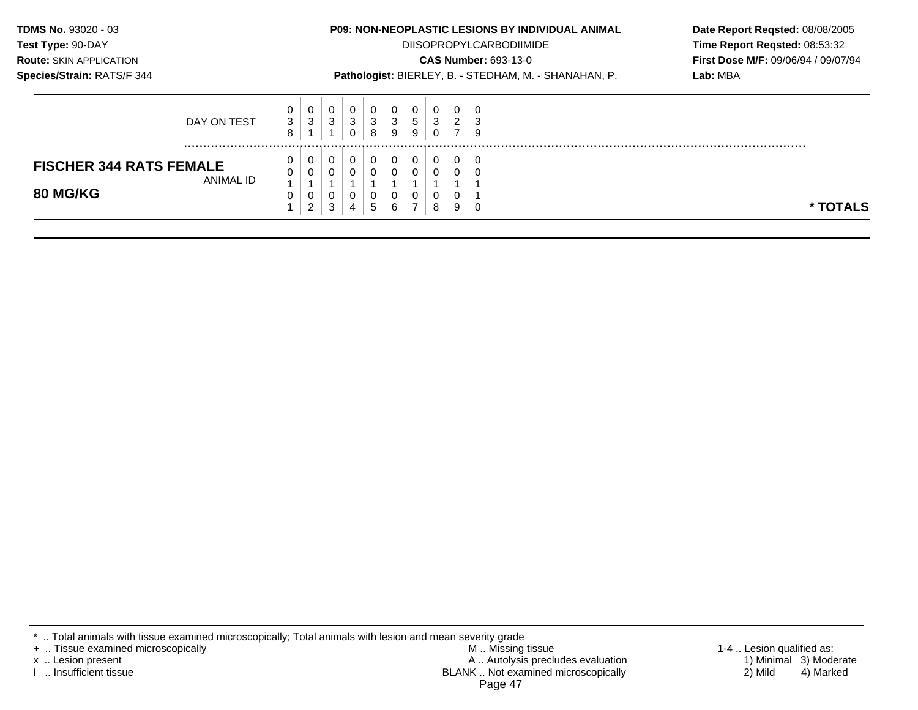**TDMS No.** 93020 - 03
**Test Type:** 90-DAY
**Route:** SKIN APPLICATION
**Species/Strain:** RATS/F 344

**P09: NON-NEOPLASTIC LESIONS BY INDIVIDUAL ANIMAL**
DIISOPROPYLCARBODIIMIDE
**CAS Number:** 693-13-0
**Pathologist:** BIERLEY, B. - STEDHAM, M. - SHANAHAN, P.

**Date Report Reqsted:** 08/08/2005
**Time Report Reqsted:** 08:53:32
**First Dose M/F:** 09/06/94 / 09/07/94
**Lab:** MBA

| DAY ON TEST | 038 | 031 | 031 | 030 | 038 | 039 | 059 | 030 | 027 | 039 | |
|---|---|---|---|---|---|---|---|---|---|---|---|
| **FISCHER 344 RATS FEMALE** **80 MG/KG** ANIMAL ID | 00101 | 00102 | 00103 | 00104 | 00105 | 00106 | 00107 | 00108 | 00109 | 00110 | *** TOTALS** |

\* .. Total animals with tissue examined microscopically; Total animals with lesion and mean severity grade
\+ .. Tissue examined microscopically
x .. Lesion present
I .. Insufficient tissue
M .. Missing tissue
A .. Autolysis precludes evaluation
BLANK .. Not examined microscopically
1-4 .. Lesion qualified as: 1) Minimal 2) Mild 3) Moderate 4) Marked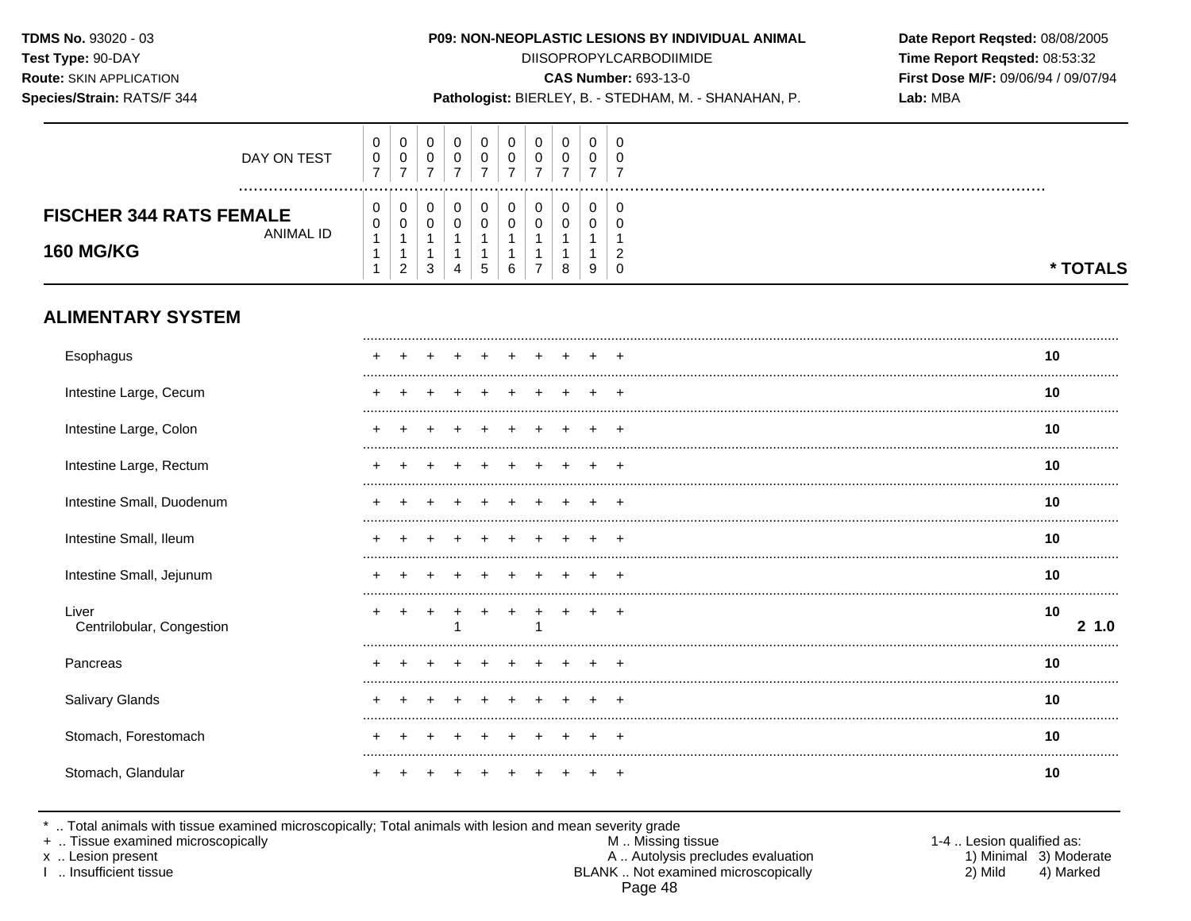**TDMS No.** 93020 - 03
**Test Type:** 90-DAY
**Route:** SKIN APPLICATION
**Species/Strain:** RATS/F 344

**P09: NON-NEOPLASTIC LESIONS BY INDIVIDUAL ANIMAL**
DIISOPROPYLCARBODIIMIDE
**CAS Number:** 693-13-0
**Pathologist:** BIERLEY, B. - STEDHAM, M. - SHANAHAN, P.

**Date Report Reqsted:** 08/08/2005
**Time Report Reqsted:** 08:53:32
**First Dose M/F:** 09/06/94 / 09/07/94
**Lab:** MBA

| DAY ON TEST | 007 | 007 | 007 | 007 | 007 | 007 | 007 | 007 | 007 | 007 | |
|---|---|---|---|---|---|---|---|---|---|---|---|
| **FISCHER 344 RATS FEMALE 160 MG/KG** — ANIMAL ID | 00111 | 00112 | 00113 | 00114 | 00115 | 00116 | 00117 | 00118 | 00119 | 00120 | *** TOTALS** |
| **ALIMENTARY SYSTEM** | | | | | | | | | | | |
| Esophagus | + | + | + | + | + | + | + | + | + | + | 10 |
| Intestine Large, Cecum | + | + | + | + | + | + | + | + | + | + | 10 |
| Intestine Large, Colon | + | + | + | + | + | + | + | + | + | + | 10 |
| Intestine Large, Rectum | + | + | + | + | + | + | + | + | + | + | 10 |
| Intestine Small, Duodenum | + | + | + | + | + | + | + | + | + | + | 10 |
| Intestine Small, Ileum | + | + | + | + | + | + | + | + | + | + | 10 |
| Intestine Small, Jejunum | + | + | + | + | + | + | + | + | + | + | 10 |
| Liver | + | + | + | + | + | + | + | + | + | + | 10 |
| Centrilobular, Congestion | | | | 1 | | | 1 | | | | 2 1.0 |
| Pancreas | + | + | + | + | + | + | + | + | + | + | 10 |
| Salivary Glands | + | + | + | + | + | + | + | + | + | + | 10 |
| Stomach, Forestomach | + | + | + | + | + | + | + | + | + | + | 10 |
| Stomach, Glandular | + | + | + | + | + | + | + | + | + | + | 10 |

* .. Total animals with tissue examined microscopically; Total animals with lesion and mean severity grade
+ .. Tissue examined microscopically
x .. Lesion present
I .. Insufficient tissue

M .. Missing tissue
A .. Autolysis precludes evaluation
BLANK .. Not examined microscopically

1-4 .. Lesion qualified as:
1) Minimal 3) Moderate
2) Mild 4) Marked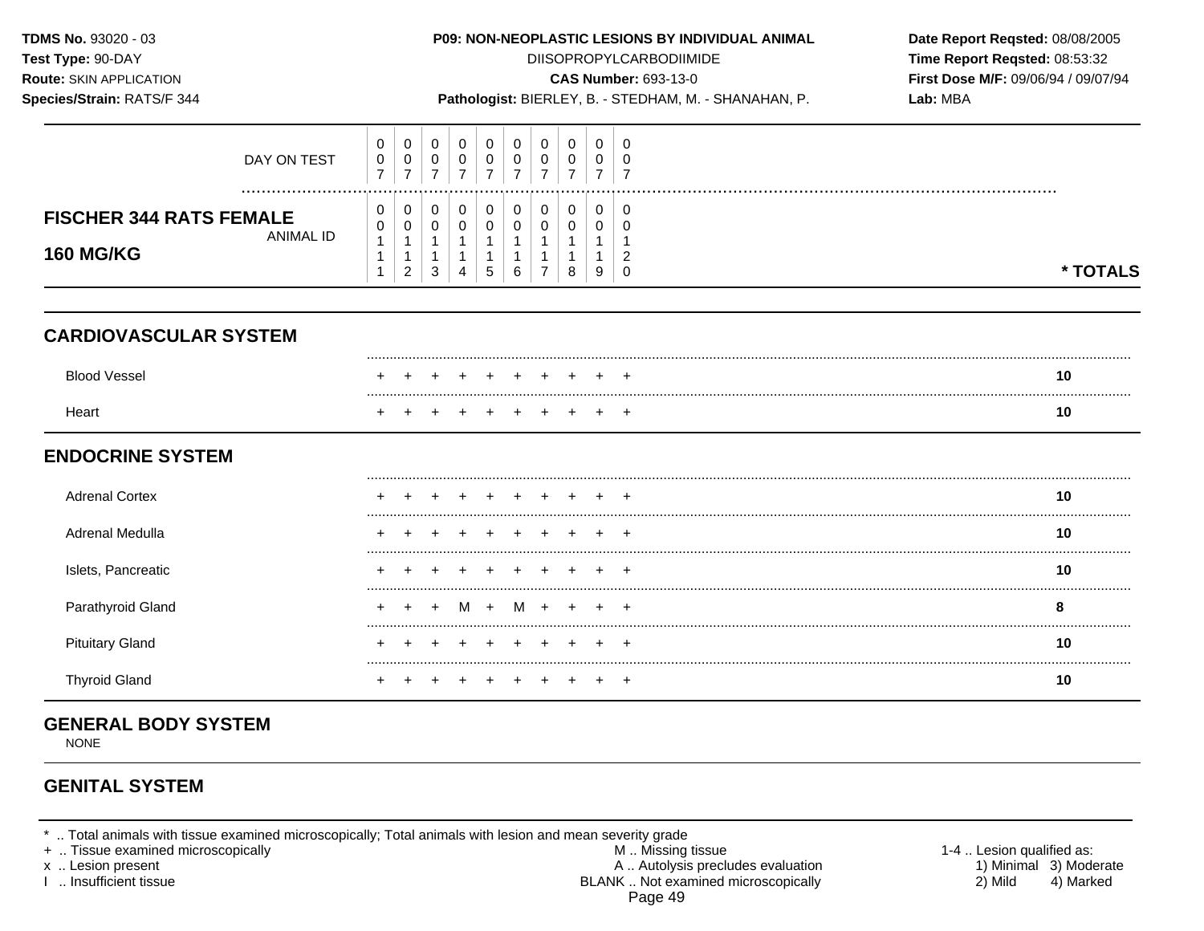**TDMS No.** 93020 - 03
**Test Type:** 90-DAY
**Route:** SKIN APPLICATION
**Species/Strain:** RATS/F 344

**P09: NON-NEOPLASTIC LESIONS BY INDIVIDUAL ANIMAL**
DIISOPROPYLCARBODIIMIDE
**CAS Number:** 693-13-0
**Pathologist:** BIERLEY, B. - STEDHAM, M. - SHANAHAN, P.

**Date Report Reqsted:** 08/08/2005
**Time Report Reqsted:** 08:53:32
**First Dose M/F:** 09/06/94 / 09/07/94
**Lab:** MBA

| DAY ON TEST | 007 | 007 | 007 | 007 | 007 | 007 | 007 | 007 | 007 | 007 | |
|---|---|---|---|---|---|---|---|---|---|---|---|
| **FISCHER 344 RATS FEMALE 160 MG/KG** — ANIMAL ID | 00111 | 00112 | 00113 | 00114 | 00115 | 00116 | 00117 | 00118 | 00119 | 00120 | *** TOTALS** |
| **CARDIOVASCULAR SYSTEM** | | | | | | | | | | | |
| Blood Vessel | + | + | + | + | + | + | + | + | + | + | **10** |
| Heart | + | + | + | + | + | + | + | + | + | + | **10** |
| **ENDOCRINE SYSTEM** | | | | | | | | | | | |
| Adrenal Cortex | + | + | + | + | + | + | + | + | + | + | **10** |
| Adrenal Medulla | + | + | + | + | + | + | + | + | + | + | **10** |
| Islets, Pancreatic | + | + | + | + | + | + | + | + | + | + | **10** |
| Parathyroid Gland | + | + | + | M | + | M | + | + | + | + | **8** |
| Pituitary Gland | + | + | + | + | + | + | + | + | + | + | **10** |
| Thyroid Gland | + | + | + | + | + | + | + | + | + | + | **10** |

## GENERAL BODY SYSTEM

NONE

## GENITAL SYSTEM

\* .. Total animals with tissue examined microscopically; Total animals with lesion and mean severity grade
\+ .. Tissue examined microscopically
x .. Lesion present
I .. Insufficient tissue

M .. Missing tissue
A .. Autolysis precludes evaluation
BLANK .. Not examined microscopically

1-4 .. Lesion qualified as:
1) Minimal 2) Mild 3) Moderate 4) Marked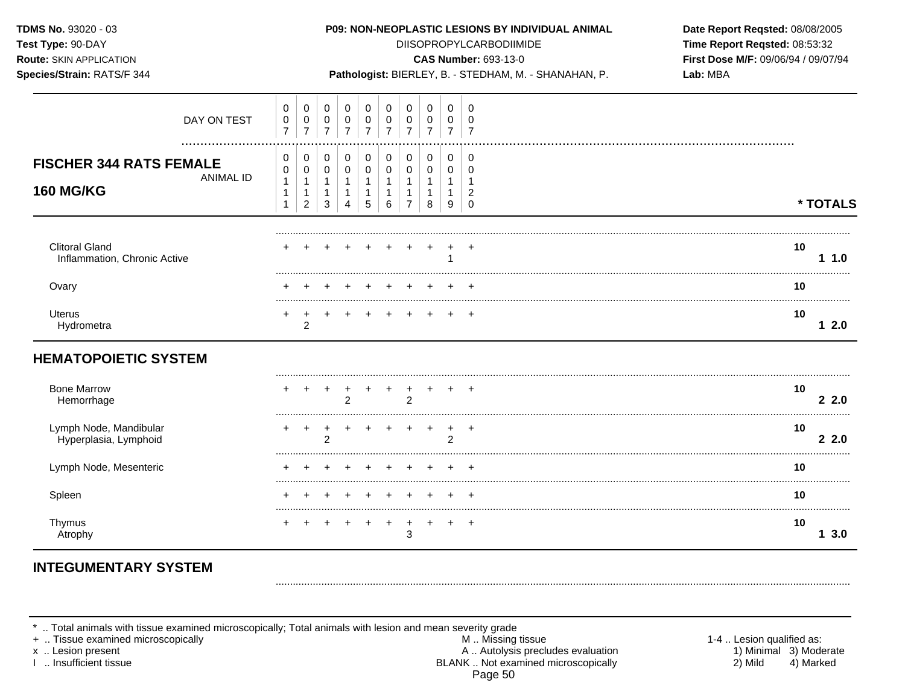**TDMS No.** 93020 - 03
**Test Type:** 90-DAY
**Route:** SKIN APPLICATION
**Species/Strain:** RATS/F 344

**P09: NON-NEOPLASTIC LESIONS BY INDIVIDUAL ANIMAL**
DIISOPROPYLCARBODIIMIDE
**CAS Number:** 693-13-0
**Pathologist:** BIERLEY, B. - STEDHAM, M. - SHANAHAN, P.

**Date Report Reqsted:** 08/08/2005
**Time Report Reqsted:** 08:53:32
**First Dose M/F:** 09/06/94 / 09/07/94
**Lab:** MBA

## FISCHER 344 RATS FEMALE 160 MG/KG

| DAY ON TEST | 007 | 007 | 007 | 007 | 007 | 007 | 007 | 007 | 007 | 007 | | |
|---|---|---|---|---|---|---|---|---|---|---|---|---|
| ANIMAL ID | 00111 | 00112 | 00113 | 00114 | 00115 | 00116 | 00117 | 00118 | 00119 | 00120 | * TOTALS | |
| Clitoral Gland | + | + | + | + | + | + | + | + | + | + | 10 | |
| Inflammation, Chronic Active | | | | | | | | | 1 | | | 1 1.0 |
| Ovary | + | + | + | + | + | + | + | + | + | + | 10 | |
| Uterus | + | + | + | + | + | + | + | + | + | + | 10 | |
| Hydrometra | | 2 | | | | | | | | | | 1 2.0 |
| **HEMATOPOIETIC SYSTEM** | | | | | | | | | | | | |
| Bone Marrow | + | + | + | + | + | + | + | + | + | + | 10 | |
| Hemorrhage | | | | 2 | | | 2 | | | | | 2 2.0 |
| Lymph Node, Mandibular | + | + | + | + | + | + | + | + | + | + | 10 | |
| Hyperplasia, Lymphoid | | | 2 | | | | | | 2 | | | 2 2.0 |
| Lymph Node, Mesenteric | + | + | + | + | + | + | + | + | + | + | 10 | |
| Spleen | + | + | + | + | + | + | + | + | + | + | 10 | |
| Thymus | + | + | + | + | + | + | + | + | + | + | 10 | |
| Atrophy | | | | | | | 3 | | | | | 1 3.0 |
| **INTEGUMENTARY SYSTEM** | | | | | | | | | | | | |

\* .. Total animals with tissue examined microscopically; Total animals with lesion and mean severity grade
+ .. Tissue examined microscopically
x .. Lesion present
I .. Insufficient tissue

M .. Missing tissue
A .. Autolysis precludes evaluation
BLANK .. Not examined microscopically

1-4 .. Lesion qualified as:
1) Minimal 3) Moderate
2) Mild 4) Marked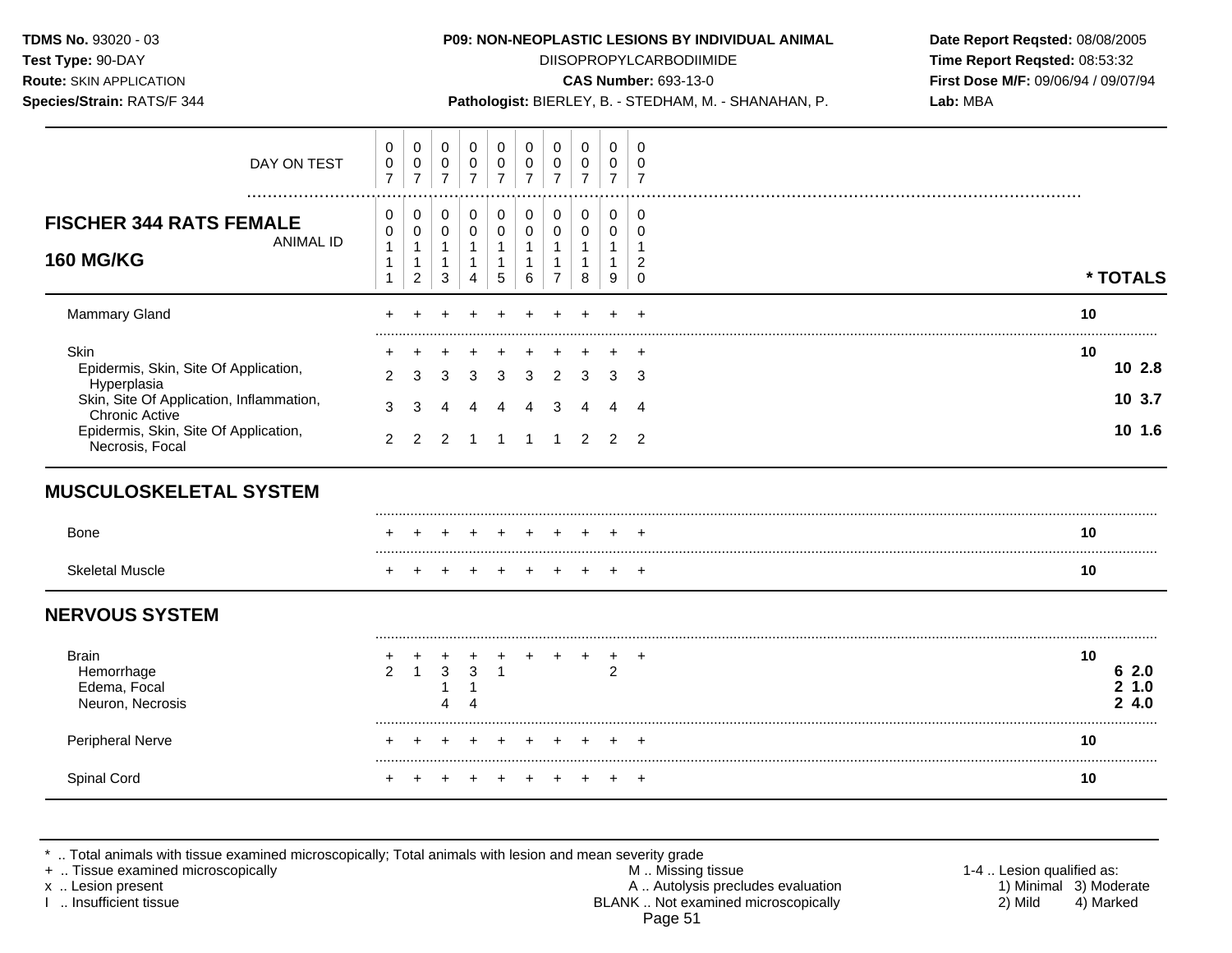**TDMS No.** 93020 - 03
**Test Type:** 90-DAY
**Route:** SKIN APPLICATION
**Species/Strain:** RATS/F 344

**P09: NON-NEOPLASTIC LESIONS BY INDIVIDUAL ANIMAL**
DIISOPROPYLCARBODIIMIDE
**CAS Number:** 693-13-0
**Pathologist:** BIERLEY, B. - STEDHAM, M. - SHANAHAN, P.

**Date Report Reqsted:** 08/08/2005
**Time Report Reqsted:** 08:53:32
**First Dose M/F:** 09/06/94 / 09/07/94
**Lab:** MBA

**FISCHER 344 RATS FEMALE**
**160 MG/KG**

| DAY ON TEST | 007 | 007 | 007 | 007 | 007 | 007 | 007 | 007 | 007 | 007 | | |
|---|---|---|---|---|---|---|---|---|---|---|---|---|
| ANIMAL ID | 00111 | 00112 | 00113 | 00114 | 00115 | 00116 | 00117 | 00118 | 00119 | 00120 | * TOTALS | |
| Mammary Gland | + | + | + | + | + | + | + | + | + | + | 10 | |
| Skin | + | + | + | + | + | + | + | + | + | + | 10 | |
| Epidermis, Skin, Site Of Application, Hyperplasia | 2 | 3 | 3 | 3 | 3 | 3 | 2 | 3 | 3 | 3 | | 10 2.8 |
| Skin, Site Of Application, Inflammation, Chronic Active | 3 | 3 | 4 | 4 | 4 | 4 | 3 | 4 | 4 | 4 | | 10 3.7 |
| Epidermis, Skin, Site Of Application, Necrosis, Focal | 2 | 2 | 2 | 1 | 1 | 1 | 1 | 2 | 2 | 2 | | 10 1.6 |
| **MUSCULOSKELETAL SYSTEM** | | | | | | | | | | | | |
| Bone | + | + | + | + | + | + | + | + | + | + | 10 | |
| Skeletal Muscle | + | + | + | + | + | + | + | + | + | + | 10 | |
| **NERVOUS SYSTEM** | | | | | | | | | | | | |
| Brain | + | + | + | + | + | + | + | + | + | + | 10 | |
| Hemorrhage | 2 | 1 | 3 | 3 | 1 | | | | 2 | | | 6 2.0 |
| Edema, Focal | | | 1 | 1 | | | | | | | | 2 1.0 |
| Neuron, Necrosis | | | 4 | 4 | | | | | | | | 2 4.0 |
| Peripheral Nerve | + | + | + | + | + | + | + | + | + | + | 10 | |
| Spinal Cord | + | + | + | + | + | + | + | + | + | + | 10 | |

* .. Total animals with tissue examined microscopically; Total animals with lesion and mean severity grade
+ .. Tissue examined microscopically
x .. Lesion present
I .. Insufficient tissue

M .. Missing tissue
A .. Autolysis precludes evaluation
BLANK .. Not examined microscopically

1-4 .. Lesion qualified as:
1) Minimal 3) Moderate
2) Mild 4) Marked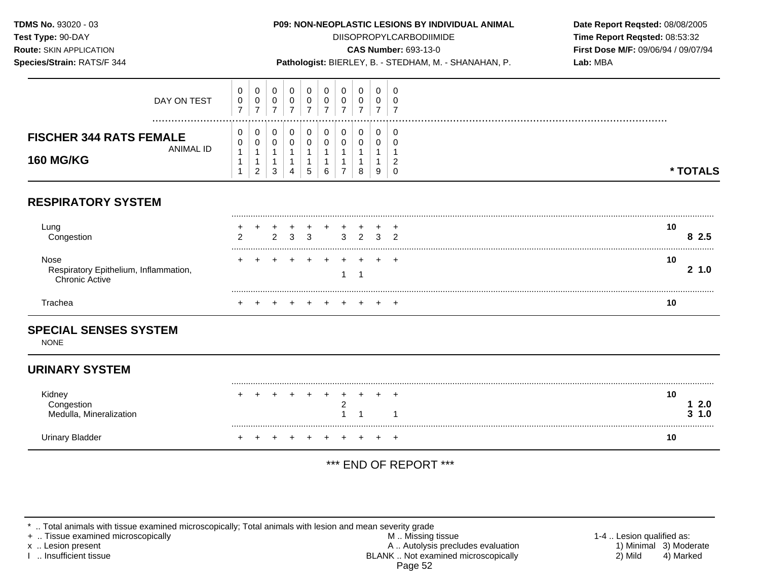**TDMS No.** 93020 - 03
**Test Type:** 90-DAY
**Route:** SKIN APPLICATION
**Species/Strain:** RATS/F 344

**P09: NON-NEOPLASTIC LESIONS BY INDIVIDUAL ANIMAL**
DIISOPROPYLCARBODIIMIDE
**CAS Number:** 693-13-0
**Pathologist:** BIERLEY, B. - STEDHAM, M. - SHANAHAN, P.

**Date Report Reqsted:** 08/08/2005
**Time Report Reqsted:** 08:53:32
**First Dose M/F:** 09/06/94 / 09/07/94
**Lab:** MBA

## FISCHER 344 RATS FEMALE 160 MG/KG

| DAY ON TEST | 077 | 077 | 077 | 077 | 077 | 077 | 077 | 077 | 077 | 077 | | |
|---|---|---|---|---|---|---|---|---|---|---|---|---|
| **ANIMAL ID** | 00111 | 00112 | 00113 | 00114 | 00115 | 00116 | 00117 | 00118 | 00119 | 00120 | *** TOTALS** | |
| **RESPIRATORY SYSTEM** | | | | | | | | | | | | |
| Lung | + | + | + | + | + | + | + | + | + | + | 10 | |
| Congestion | 2 | | 2 | 3 | 3 | | 3 | 2 | 3 | 2 | | 8 2.5 |
| Nose | + | + | + | + | + | + | + | + | + | + | 10 | |
| Respiratory Epithelium, Inflammation, Chronic Active | | | | | | | 1 | 1 | | | | 2 1.0 |
| Trachea | + | + | + | + | + | + | + | + | + | + | 10 | |
| **SPECIAL SENSES SYSTEM** | | | | | | | | | | | | |
| NONE | | | | | | | | | | | | |
| **URINARY SYSTEM** | | | | | | | | | | | | |
| Kidney | + | + | + | + | + | + | + | + | + | + | 10 | |
| Congestion | | | | | | | 2 | | | | | 1 2.0 |
| Medulla, Mineralization | | | | | | | 1 | 1 | | 1 | | 3 1.0 |
| Urinary Bladder | + | + | + | + | + | + | + | + | + | + | 10 | |

*** END OF REPORT ***

\* .. Total animals with tissue examined microscopically; Total animals with lesion and mean severity grade
\+ .. Tissue examined microscopically
x .. Lesion present
I .. Insufficient tissue
M .. Missing tissue
A .. Autolysis precludes evaluation
BLANK .. Not examined microscopically
1-4 .. Lesion qualified as: 1) Minimal 2) Mild 3) Moderate 4) Marked